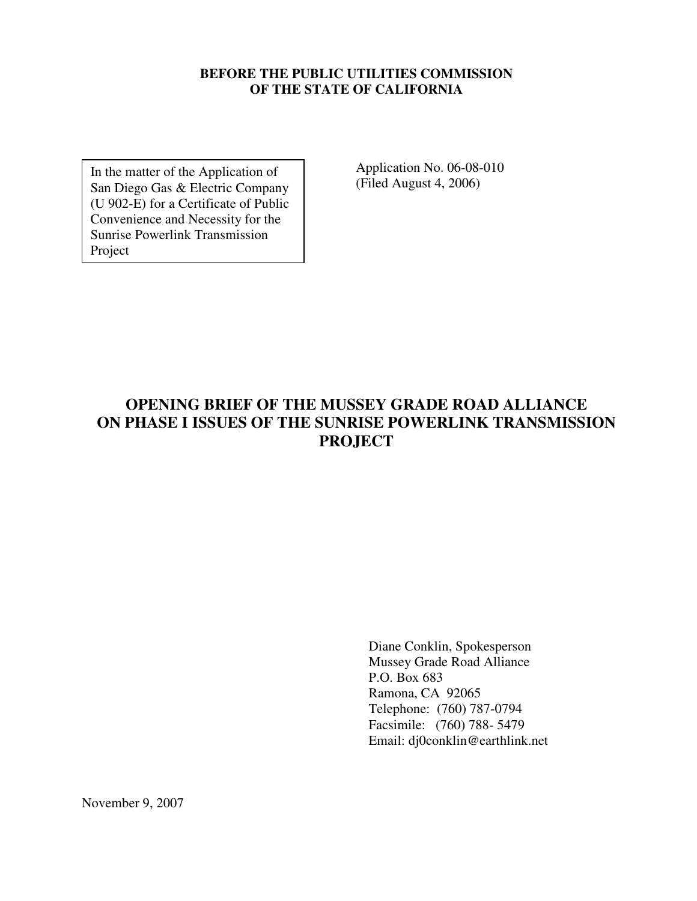**BEFORE THE PUBLIC UTILITIES COMMISSION**
**OF THE STATE OF CALIFORNIA**

| In the matter of the Application of San Diego Gas & Electric Company (U 902-E) for a Certificate of Public Convenience and Necessity for the Sunrise Powerlink Transmission Project | Application No. 06-08-010 (Filed August 4, 2006) |
|---|---|

# OPENING BRIEF OF THE MUSSEY GRADE ROAD ALLIANCE ON PHASE I ISSUES OF THE SUNRISE POWERLINK TRANSMISSION PROJECT

Diane Conklin, Spokesperson
Mussey Grade Road Alliance
P.O. Box 683
Ramona, CA 92065
Telephone: (760) 787-0794
Facsimile: (760) 788- 5479
Email: dj0conklin@earthlink.net

November 9, 2007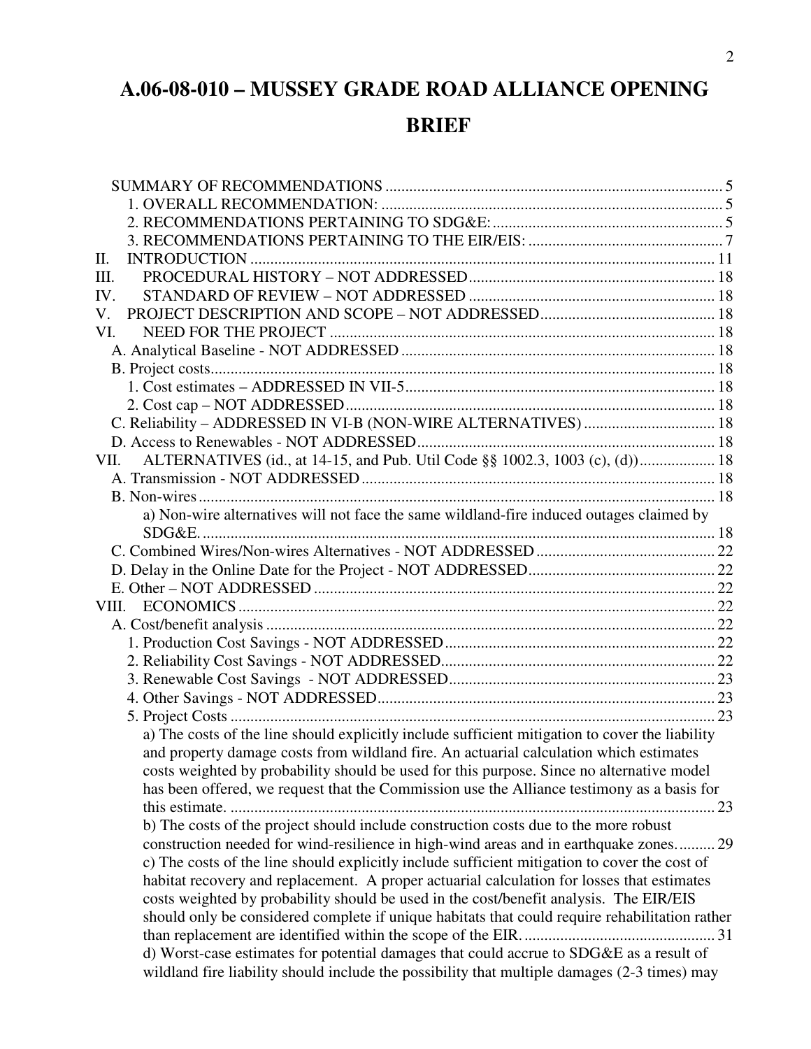# A.06-08-010 – MUSSEY GRADE ROAD ALLIANCE OPENING BRIEF

SUMMARY OF RECOMMENDATIONS ........................................................................................ 5

1. OVERALL RECOMMENDATION: ........................................................................................ 5
2. RECOMMENDATIONS PERTAINING TO SDG&E: ........................................................ 5
3. RECOMMENDATIONS PERTAINING TO THE EIR/EIS: ............................................... 7

II. INTRODUCTION ........................................................................................................... 11

III. PROCEDURAL HISTORY – NOT ADDRESSED ............................................................ 18

IV. STANDARD OF REVIEW – NOT ADDRESSED ............................................................ 18

V. PROJECT DESCRIPTION AND SCOPE – NOT ADDRESSED ........................................ 18

VI. NEED FOR THE PROJECT ............................................................................................ 18

A. Analytical Baseline - NOT ADDRESSED ........................................................................ 18

B. Project costs ..................................................................................................................... 18

1. Cost estimates – ADDRESSED IN VII-5 ......................................................................... 18
2. Cost cap – NOT ADDRESSED ....................................................................................... 18

C. Reliability – ADDRESSED IN VI-B (NON-WIRE ALTERNATIVES) ............................... 18

D. Access to Renewables - NOT ADDRESSED .................................................................... 18

VII. ALTERNATIVES (id., at 14-15, and Pub. Util Code §§ 1002.3, 1003 (c), (d)) .................. 18

A. Transmission - NOT ADDRESSED .................................................................................. 18

B. Non-wires ......................................................................................................................... 18

a) Non-wire alternatives will not face the same wildland-fire induced outages claimed by SDG&E. ........................................................................................................................... 18

C. Combined Wires/Non-wires Alternatives - NOT ADDRESSED ........................................ 22

D. Delay in the Online Date for the Project - NOT ADDRESSED ......................................... 22

E. Other – NOT ADDRESSED .............................................................................................. 22

VIII. ECONOMICS ................................................................................................................. 22

A. Cost/benefit analysis ......................................................................................................... 22

1. Production Cost Savings - NOT ADDRESSED ................................................................ 22
2. Reliability Cost Savings - NOT ADDRESSED .................................................................. 22
3. Renewable Cost Savings - NOT ADDRESSED ................................................................. 23
4. Other Savings - NOT ADDRESSED .................................................................................. 23
5. Project Costs .................................................................................................................... 23

a) The costs of the line should explicitly include sufficient mitigation to cover the liability and property damage costs from wildland fire. An actuarial calculation which estimates costs weighted by probability should be used for this purpose. Since no alternative model has been offered, we request that the Commission use the Alliance testimony as a basis for this estimate. ......................................................................................................................... 23

b) The costs of the project should include construction costs due to the more robust construction needed for wind-resilience in high-wind areas and in earthquake zones. .......... 29

c) The costs of the line should explicitly include sufficient mitigation to cover the cost of habitat recovery and replacement. A proper actuarial calculation for losses that estimates costs weighted by probability should be used in the cost/benefit analysis. The EIR/EIS should only be considered complete if unique habitats that could require rehabilitation rather than replacement are identified within the scope of the EIR. ............................................... 31

d) Worst-case estimates for potential damages that could accrue to SDG&E as a result of wildland fire liability should include the possibility that multiple damages (2-3 times) may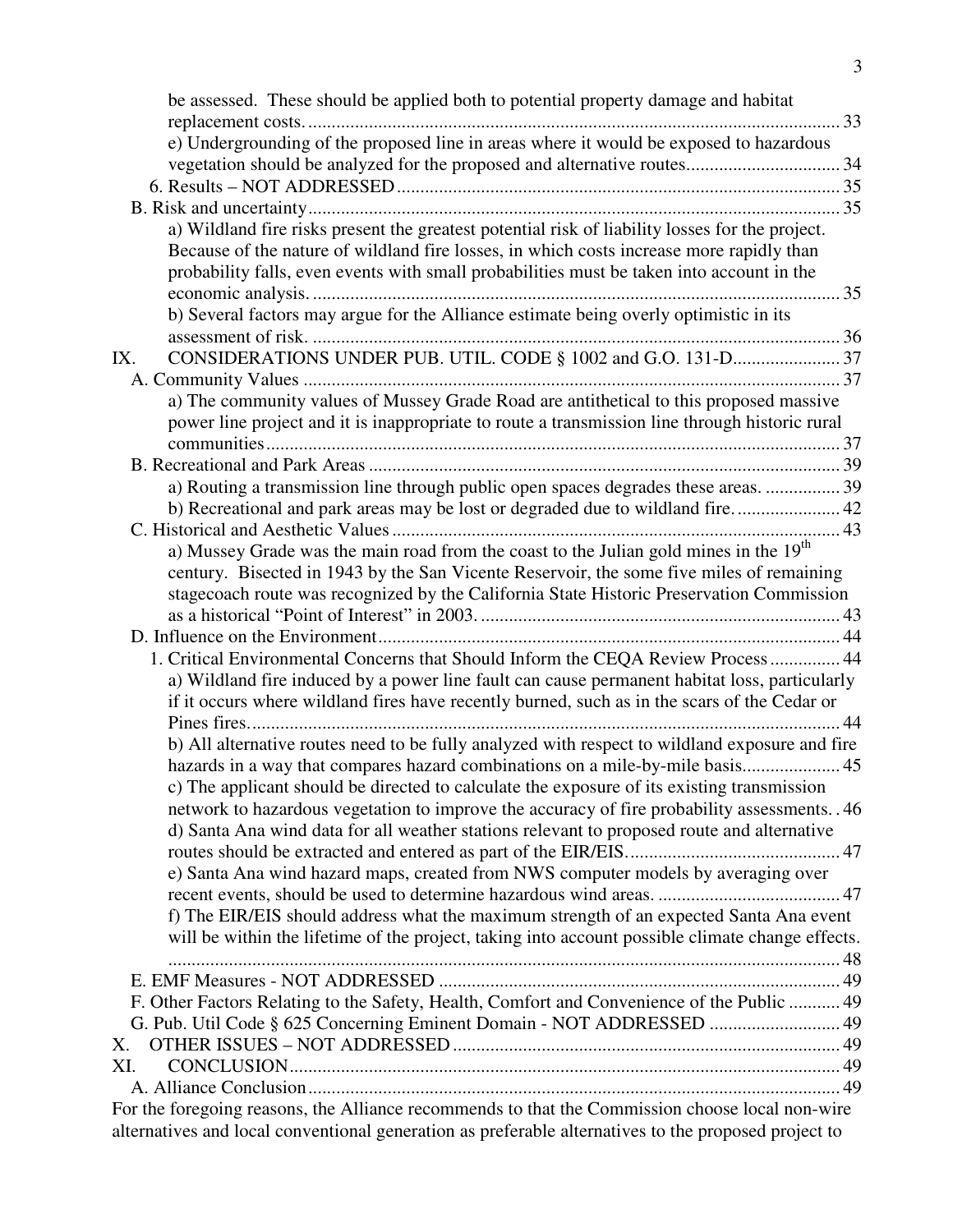be assessed. These should be applied both to potential property damage and habitat replacement costs. .................................................................................................................. 33

e) Undergrounding of the proposed line in areas where it would be exposed to hazardous vegetation should be analyzed for the proposed and alternative routes................................. 34

6. Results – NOT ADDRESSED ............................................................................................ 35

B. Risk and uncertainty.................................................................................................................. 35

a) Wildland fire risks present the greatest potential risk of liability losses for the project. Because of the nature of wildland fire losses, in which costs increase more rapidly than probability falls, even events with small probabilities must be taken into account in the economic analysis. .................................................................................................................. 35

b) Several factors may argue for the Alliance estimate being overly optimistic in its assessment of risk. .................................................................................................................. 36

IX. CONSIDERATIONS UNDER PUB. UTIL. CODE § 1002 and G.O. 131-D....................... 37

A. Community Values ................................................................................................................... 37

a) The community values of Mussey Grade Road are antithetical to this proposed massive power line project and it is inappropriate to route a transmission line through historic rural communities.......................................................................................................................... 37

B. Recreational and Park Areas ..................................................................................................... 39

a) Routing a transmission line through public open spaces degrades these areas. ................ 39

b) Recreational and park areas may be lost or degraded due to wildland fire. ...................... 42

C. Historical and Aesthetic Values ................................................................................................ 43

a) Mussey Grade was the main road from the coast to the Julian gold mines in the 19th century. Bisected in 1943 by the San Vicente Reservoir, the some five miles of remaining stagecoach route was recognized by the California State Historic Preservation Commission as a historical "Point of Interest" in 2003. ............................................................................. 43

D. Influence on the Environment.................................................................................................... 44

1. Critical Environmental Concerns that Should Inform the CEQA Review Process ............... 44

a) Wildland fire induced by a power line fault can cause permanent habitat loss, particularly if it occurs where wildland fires have recently burned, such as in the scars of the Cedar or Pines fires............................................................................................................................... 44

b) All alternative routes need to be fully analyzed with respect to wildland exposure and fire hazards in a way that compares hazard combinations on a mile-by-mile basis..................... 45

c) The applicant should be directed to calculate the exposure of its existing transmission network to hazardous vegetation to improve the accuracy of fire probability assessments. . 46

d) Santa Ana wind data for all weather stations relevant to proposed route and alternative routes should be extracted and entered as part of the EIR/EIS............................................. 47

e) Santa Ana wind hazard maps, created from NWS computer models by averaging over recent events, should be used to determine hazardous wind areas. ....................................... 47

f) The EIR/EIS should address what the maximum strength of an expected Santa Ana event will be within the lifetime of the project, taking into account possible climate change effects. ................................................................................................................................ 48

E. EMF Measures - NOT ADDRESSED ...................................................................................... 49

F. Other Factors Relating to the Safety, Health, Comfort and Convenience of the Public ........... 49

G. Pub. Util Code § 625 Concerning Eminent Domain - NOT ADDRESSED ............................ 49

X. OTHER ISSUES – NOT ADDRESSED .................................................................................. 49

XI. CONCLUSION...................................................................................................................... 49

A. Alliance Conclusion.................................................................................................................. 49

For the foregoing reasons, the Alliance recommends to that the Commission choose local non-wire alternatives and local conventional generation as preferable alternatives to the proposed project to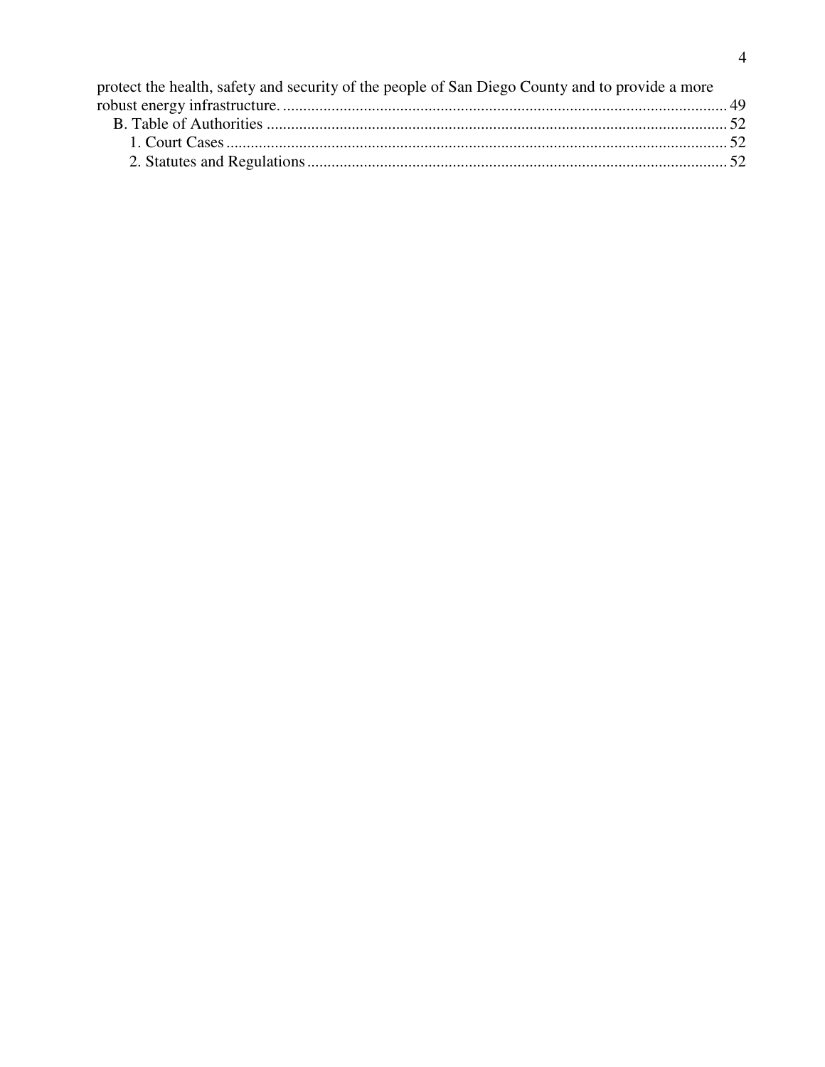protect the health, safety and security of the people of San Diego County and to provide a more robust energy infrastructure. .......... 49

B. Table of Authorities .......... 52

1. Court Cases .......... 52

2. Statutes and Regulations .......... 52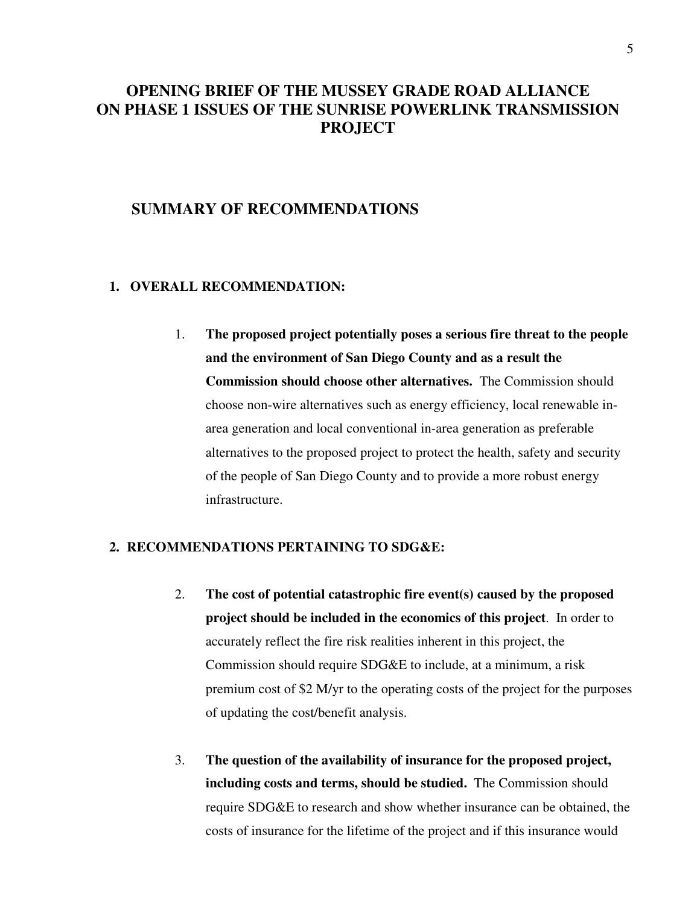# OPENING BRIEF OF THE MUSSEY GRADE ROAD ALLIANCE ON PHASE 1 ISSUES OF THE SUNRISE POWERLINK TRANSMISSION PROJECT

## SUMMARY OF RECOMMENDATIONS

### 1. OVERALL RECOMMENDATION:

1. **The proposed project potentially poses a serious fire threat to the people and the environment of San Diego County and as a result the Commission should choose other alternatives.** The Commission should choose non-wire alternatives such as energy efficiency, local renewable in-area generation and local conventional in-area generation as preferable alternatives to the proposed project to protect the health, safety and security of the people of San Diego County and to provide a more robust energy infrastructure.

### 2. RECOMMENDATIONS PERTAINING TO SDG&E:

2. **The cost of potential catastrophic fire event(s) caused by the proposed project should be included in the economics of this project**. In order to accurately reflect the fire risk realities inherent in this project, the Commission should require SDG&E to include, at a minimum, a risk premium cost of $2 M/yr to the operating costs of the project for the purposes of updating the cost/benefit analysis.

3. **The question of the availability of insurance for the proposed project, including costs and terms, should be studied.** The Commission should require SDG&E to research and show whether insurance can be obtained, the costs of insurance for the lifetime of the project and if this insurance would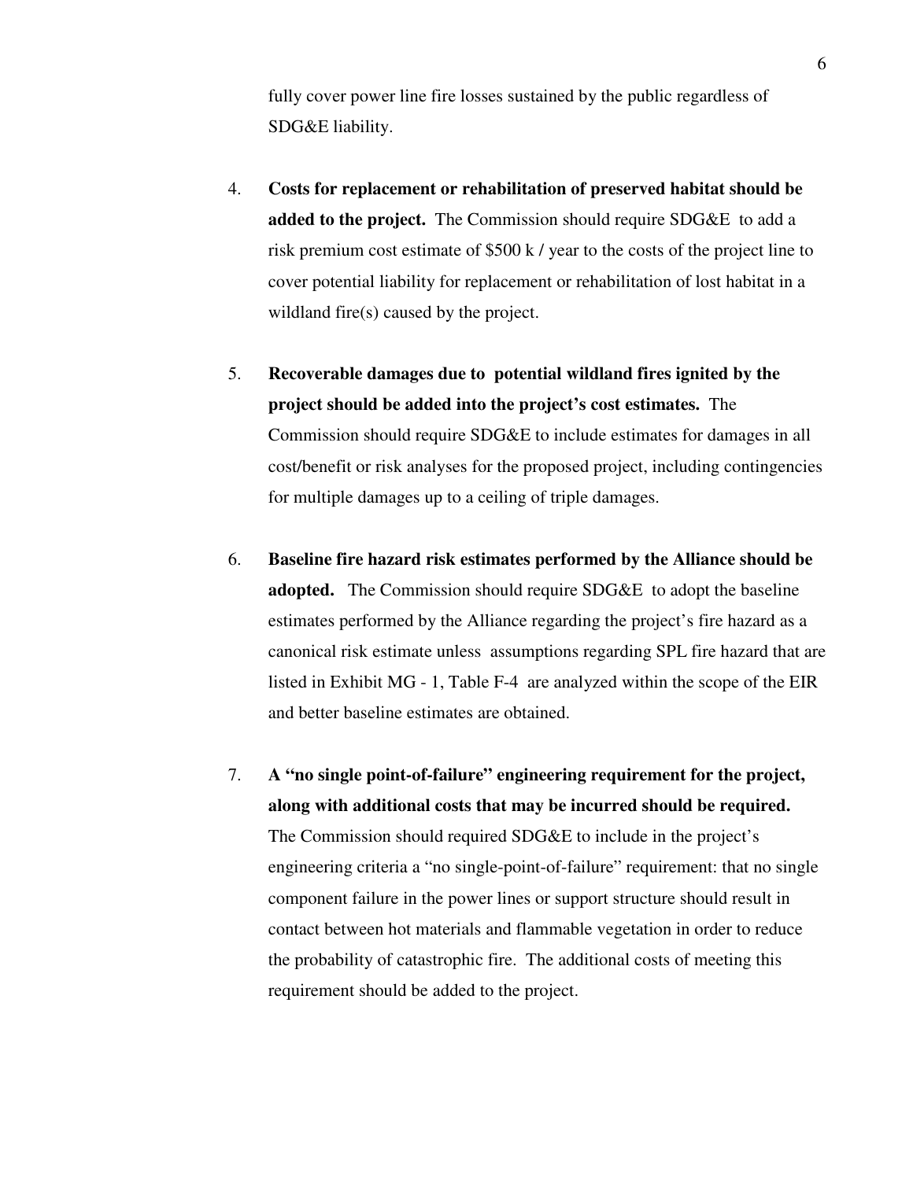fully cover power line fire losses sustained by the public regardless of SDG&E liability.

4. **Costs for replacement or rehabilitation of preserved habitat should be added to the project.** The Commission should require SDG&E to add a risk premium cost estimate of $500 k / year to the costs of the project line to cover potential liability for replacement or rehabilitation of lost habitat in a wildland fire(s) caused by the project.

5. **Recoverable damages due to potential wildland fires ignited by the project should be added into the project's cost estimates.** The Commission should require SDG&E to include estimates for damages in all cost/benefit or risk analyses for the proposed project, including contingencies for multiple damages up to a ceiling of triple damages.

6. **Baseline fire hazard risk estimates performed by the Alliance should be adopted.** The Commission should require SDG&E to adopt the baseline estimates performed by the Alliance regarding the project's fire hazard as a canonical risk estimate unless assumptions regarding SPL fire hazard that are listed in Exhibit MG - 1, Table F-4 are analyzed within the scope of the EIR and better baseline estimates are obtained.

7. **A "no single point-of-failure" engineering requirement for the project, along with additional costs that may be incurred should be required.** The Commission should required SDG&E to include in the project's engineering criteria a "no single-point-of-failure" requirement: that no single component failure in the power lines or support structure should result in contact between hot materials and flammable vegetation in order to reduce the probability of catastrophic fire. The additional costs of meeting this requirement should be added to the project.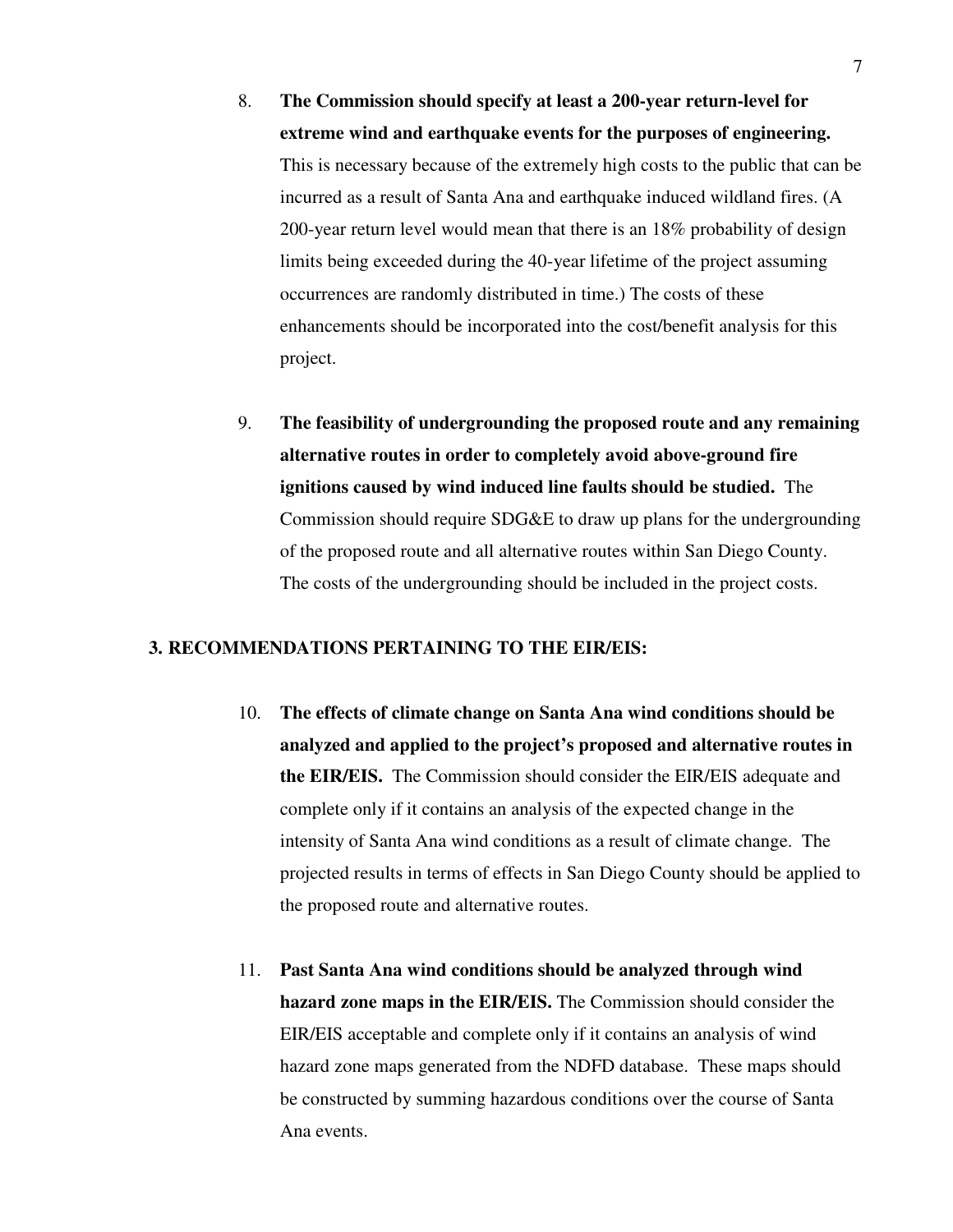8. **The Commission should specify at least a 200-year return-level for extreme wind and earthquake events for the purposes of engineering.** This is necessary because of the extremely high costs to the public that can be incurred as a result of Santa Ana and earthquake induced wildland fires. (A 200-year return level would mean that there is an 18% probability of design limits being exceeded during the 40-year lifetime of the project assuming occurrences are randomly distributed in time.) The costs of these enhancements should be incorporated into the cost/benefit analysis for this project.

9. **The feasibility of undergrounding the proposed route and any remaining alternative routes in order to completely avoid above-ground fire ignitions caused by wind induced line faults should be studied.** The Commission should require SDG&E to draw up plans for the undergrounding of the proposed route and all alternative routes within San Diego County. The costs of the undergrounding should be included in the project costs.

## 3. RECOMMENDATIONS PERTAINING TO THE EIR/EIS:

10. **The effects of climate change on Santa Ana wind conditions should be analyzed and applied to the project's proposed and alternative routes in the EIR/EIS.** The Commission should consider the EIR/EIS adequate and complete only if it contains an analysis of the expected change in the intensity of Santa Ana wind conditions as a result of climate change. The projected results in terms of effects in San Diego County should be applied to the proposed route and alternative routes.

11. **Past Santa Ana wind conditions should be analyzed through wind hazard zone maps in the EIR/EIS.** The Commission should consider the EIR/EIS acceptable and complete only if it contains an analysis of wind hazard zone maps generated from the NDFD database. These maps should be constructed by summing hazardous conditions over the course of Santa Ana events.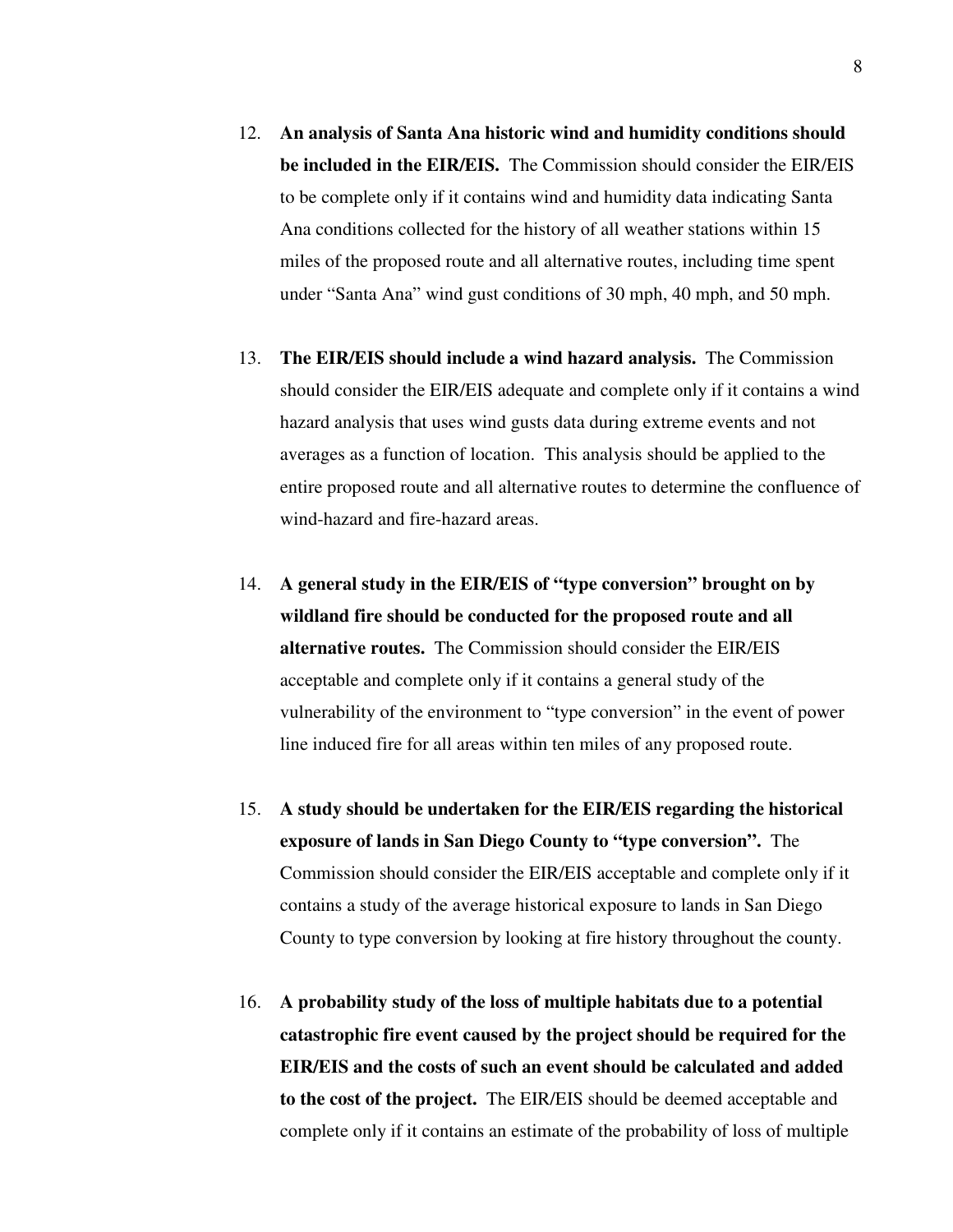12. **An analysis of Santa Ana historic wind and humidity conditions should be included in the EIR/EIS.** The Commission should consider the EIR/EIS to be complete only if it contains wind and humidity data indicating Santa Ana conditions collected for the history of all weather stations within 15 miles of the proposed route and all alternative routes, including time spent under "Santa Ana" wind gust conditions of 30 mph, 40 mph, and 50 mph.

13. **The EIR/EIS should include a wind hazard analysis.** The Commission should consider the EIR/EIS adequate and complete only if it contains a wind hazard analysis that uses wind gusts data during extreme events and not averages as a function of location. This analysis should be applied to the entire proposed route and all alternative routes to determine the confluence of wind-hazard and fire-hazard areas.

14. **A general study in the EIR/EIS of "type conversion" brought on by wildland fire should be conducted for the proposed route and all alternative routes.** The Commission should consider the EIR/EIS acceptable and complete only if it contains a general study of the vulnerability of the environment to "type conversion" in the event of power line induced fire for all areas within ten miles of any proposed route.

15. **A study should be undertaken for the EIR/EIS regarding the historical exposure of lands in San Diego County to "type conversion".** The Commission should consider the EIR/EIS acceptable and complete only if it contains a study of the average historical exposure to lands in San Diego County to type conversion by looking at fire history throughout the county.

16. **A probability study of the loss of multiple habitats due to a potential catastrophic fire event caused by the project should be required for the EIR/EIS and the costs of such an event should be calculated and added to the cost of the project.** The EIR/EIS should be deemed acceptable and complete only if it contains an estimate of the probability of loss of multiple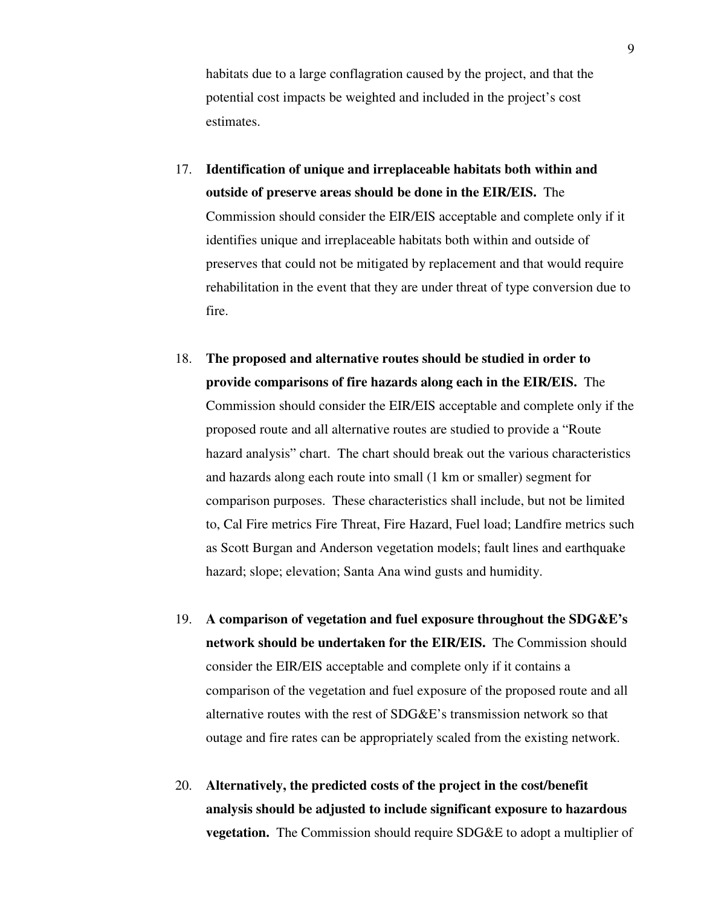habitats due to a large conflagration caused by the project, and that the potential cost impacts be weighted and included in the project's cost estimates.

17. **Identification of unique and irreplaceable habitats both within and outside of preserve areas should be done in the EIR/EIS.** The Commission should consider the EIR/EIS acceptable and complete only if it identifies unique and irreplaceable habitats both within and outside of preserves that could not be mitigated by replacement and that would require rehabilitation in the event that they are under threat of type conversion due to fire.

18. **The proposed and alternative routes should be studied in order to provide comparisons of fire hazards along each in the EIR/EIS.** The Commission should consider the EIR/EIS acceptable and complete only if the proposed route and all alternative routes are studied to provide a "Route hazard analysis" chart. The chart should break out the various characteristics and hazards along each route into small (1 km or smaller) segment for comparison purposes. These characteristics shall include, but not be limited to, Cal Fire metrics Fire Threat, Fire Hazard, Fuel load; Landfire metrics such as Scott Burgan and Anderson vegetation models; fault lines and earthquake hazard; slope; elevation; Santa Ana wind gusts and humidity.

19. **A comparison of vegetation and fuel exposure throughout the SDG&E's network should be undertaken for the EIR/EIS.** The Commission should consider the EIR/EIS acceptable and complete only if it contains a comparison of the vegetation and fuel exposure of the proposed route and all alternative routes with the rest of SDG&E's transmission network so that outage and fire rates can be appropriately scaled from the existing network.

20. **Alternatively, the predicted costs of the project in the cost/benefit analysis should be adjusted to include significant exposure to hazardous vegetation.** The Commission should require SDG&E to adopt a multiplier of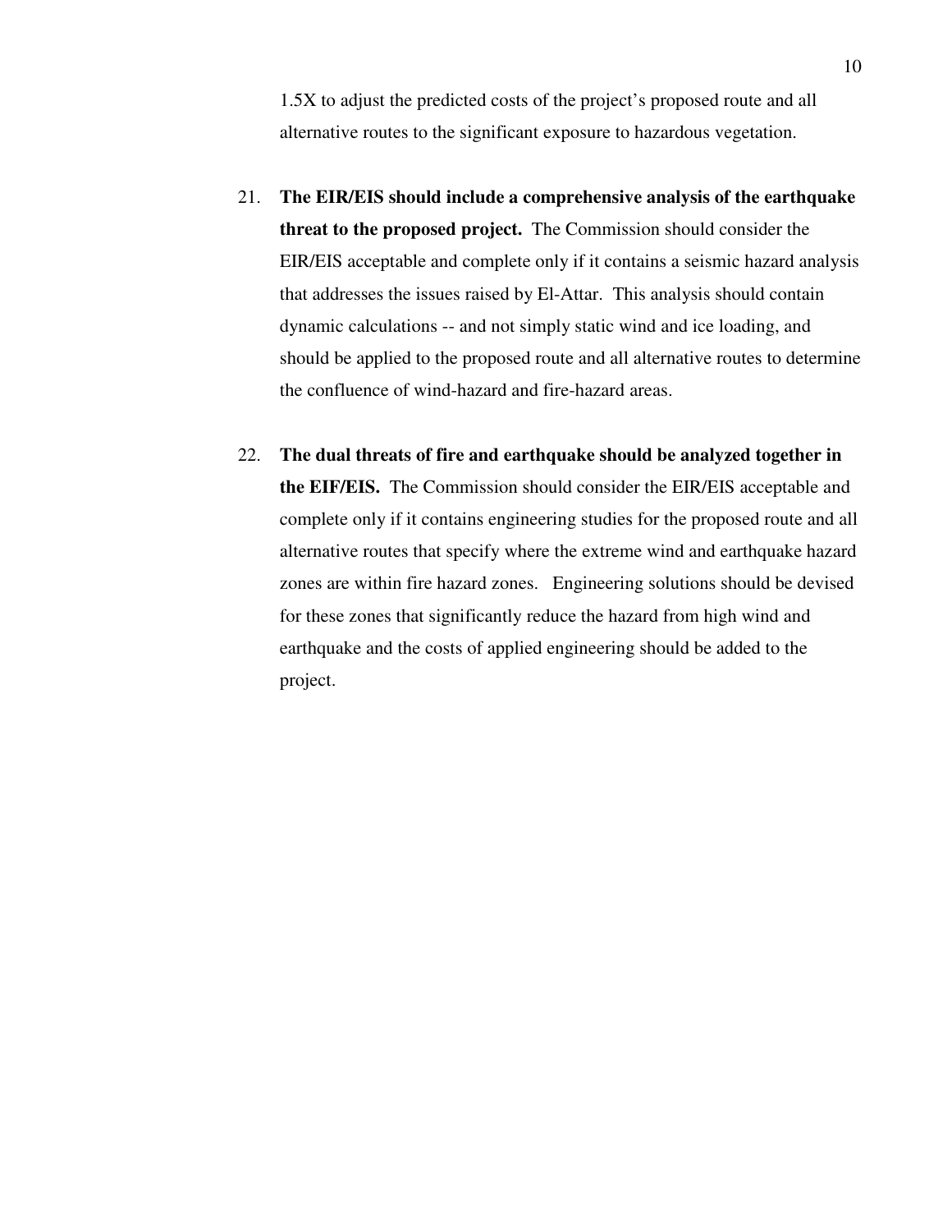1.5X to adjust the predicted costs of the project's proposed route and all alternative routes to the significant exposure to hazardous vegetation.

21. **The EIR/EIS should include a comprehensive analysis of the earthquake threat to the proposed project.** The Commission should consider the EIR/EIS acceptable and complete only if it contains a seismic hazard analysis that addresses the issues raised by El-Attar. This analysis should contain dynamic calculations -- and not simply static wind and ice loading, and should be applied to the proposed route and all alternative routes to determine the confluence of wind-hazard and fire-hazard areas.

22. **The dual threats of fire and earthquake should be analyzed together in the EIF/EIS.** The Commission should consider the EIR/EIS acceptable and complete only if it contains engineering studies for the proposed route and all alternative routes that specify where the extreme wind and earthquake hazard zones are within fire hazard zones. Engineering solutions should be devised for these zones that significantly reduce the hazard from high wind and earthquake and the costs of applied engineering should be added to the project.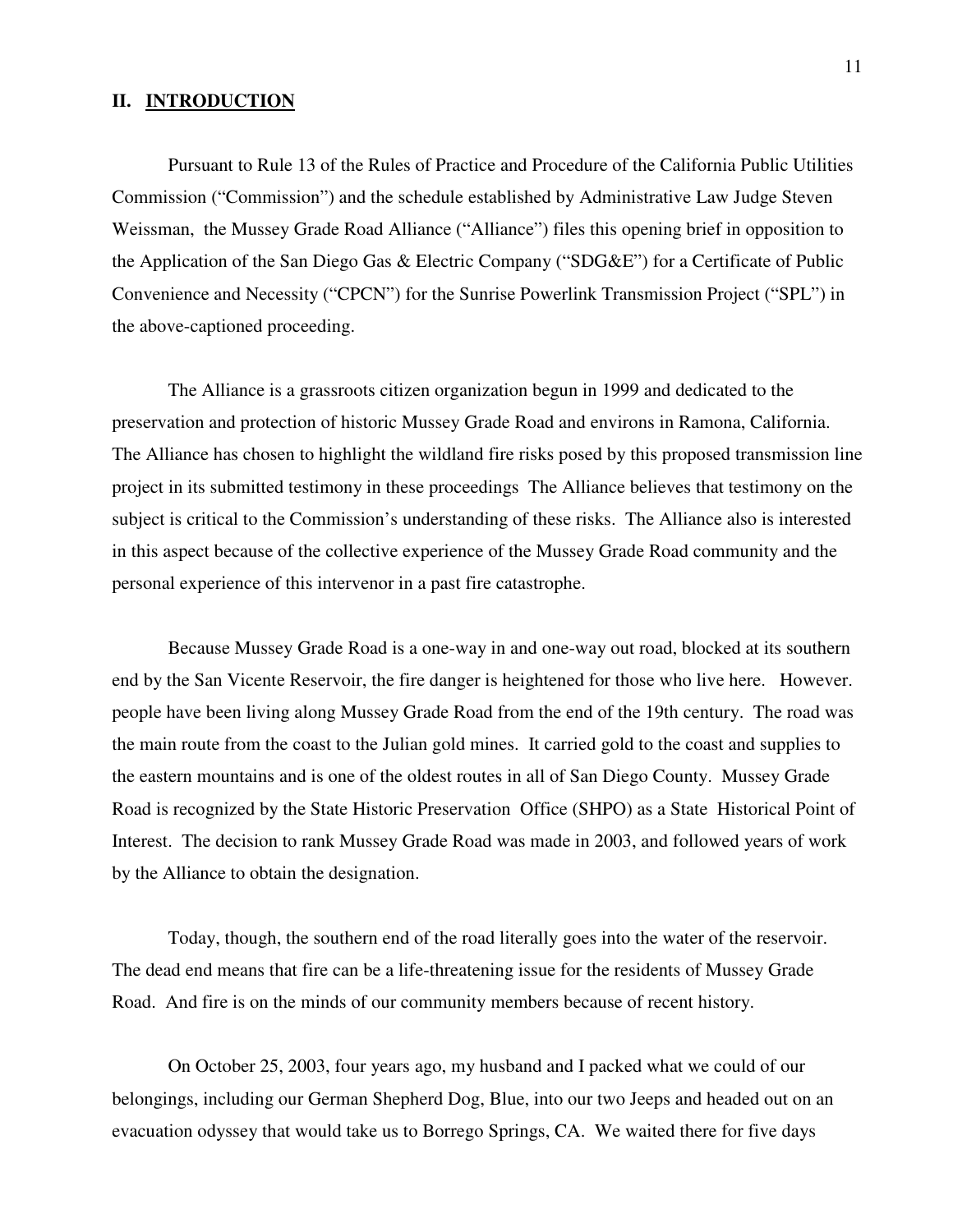## II. INTRODUCTION

Pursuant to Rule 13 of the Rules of Practice and Procedure of the California Public Utilities Commission ("Commission") and the schedule established by Administrative Law Judge Steven Weissman, the Mussey Grade Road Alliance ("Alliance") files this opening brief in opposition to the Application of the San Diego Gas & Electric Company ("SDG&E") for a Certificate of Public Convenience and Necessity ("CPCN") for the Sunrise Powerlink Transmission Project ("SPL") in the above-captioned proceeding.

The Alliance is a grassroots citizen organization begun in 1999 and dedicated to the preservation and protection of historic Mussey Grade Road and environs in Ramona, California. The Alliance has chosen to highlight the wildland fire risks posed by this proposed transmission line project in its submitted testimony in these proceedings The Alliance believes that testimony on the subject is critical to the Commission's understanding of these risks. The Alliance also is interested in this aspect because of the collective experience of the Mussey Grade Road community and the personal experience of this intervenor in a past fire catastrophe.

Because Mussey Grade Road is a one-way in and one-way out road, blocked at its southern end by the San Vicente Reservoir, the fire danger is heightened for those who live here. However. people have been living along Mussey Grade Road from the end of the 19th century. The road was the main route from the coast to the Julian gold mines. It carried gold to the coast and supplies to the eastern mountains and is one of the oldest routes in all of San Diego County. Mussey Grade Road is recognized by the State Historic Preservation Office (SHPO) as a State Historical Point of Interest. The decision to rank Mussey Grade Road was made in 2003, and followed years of work by the Alliance to obtain the designation.

Today, though, the southern end of the road literally goes into the water of the reservoir. The dead end means that fire can be a life-threatening issue for the residents of Mussey Grade Road. And fire is on the minds of our community members because of recent history.

On October 25, 2003, four years ago, my husband and I packed what we could of our belongings, including our German Shepherd Dog, Blue, into our two Jeeps and headed out on an evacuation odyssey that would take us to Borrego Springs, CA. We waited there for five days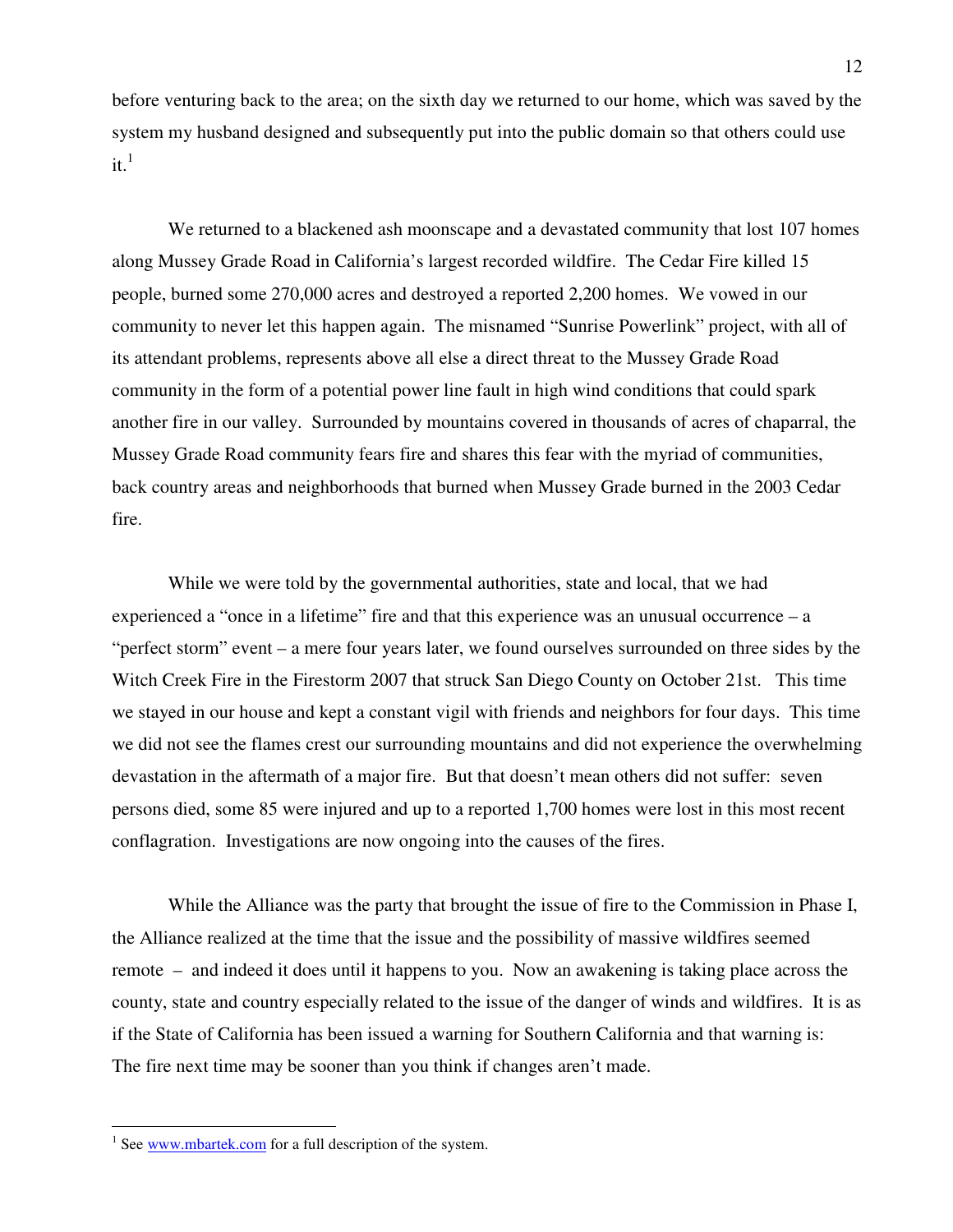before venturing back to the area; on the sixth day we returned to our home, which was saved by the system my husband designed and subsequently put into the public domain so that others could use it.[1]

We returned to a blackened ash moonscape and a devastated community that lost 107 homes along Mussey Grade Road in California's largest recorded wildfire. The Cedar Fire killed 15 people, burned some 270,000 acres and destroyed a reported 2,200 homes. We vowed in our community to never let this happen again. The misnamed "Sunrise Powerlink" project, with all of its attendant problems, represents above all else a direct threat to the Mussey Grade Road community in the form of a potential power line fault in high wind conditions that could spark another fire in our valley. Surrounded by mountains covered in thousands of acres of chaparral, the Mussey Grade Road community fears fire and shares this fear with the myriad of communities, back country areas and neighborhoods that burned when Mussey Grade burned in the 2003 Cedar fire.

While we were told by the governmental authorities, state and local, that we had experienced a "once in a lifetime" fire and that this experience was an unusual occurrence – a "perfect storm" event – a mere four years later, we found ourselves surrounded on three sides by the Witch Creek Fire in the Firestorm 2007 that struck San Diego County on October 21st. This time we stayed in our house and kept a constant vigil with friends and neighbors for four days. This time we did not see the flames crest our surrounding mountains and did not experience the overwhelming devastation in the aftermath of a major fire. But that doesn't mean others did not suffer: seven persons died, some 85 were injured and up to a reported 1,700 homes were lost in this most recent conflagration. Investigations are now ongoing into the causes of the fires.

While the Alliance was the party that brought the issue of fire to the Commission in Phase I, the Alliance realized at the time that the issue and the possibility of massive wildfires seemed remote – and indeed it does until it happens to you. Now an awakening is taking place across the county, state and country especially related to the issue of the danger of winds and wildfires. It is as if the State of California has been issued a warning for Southern California and that warning is: The fire next time may be sooner than you think if changes aren't made.

---

[1] See www.mbartek.com for a full description of the system.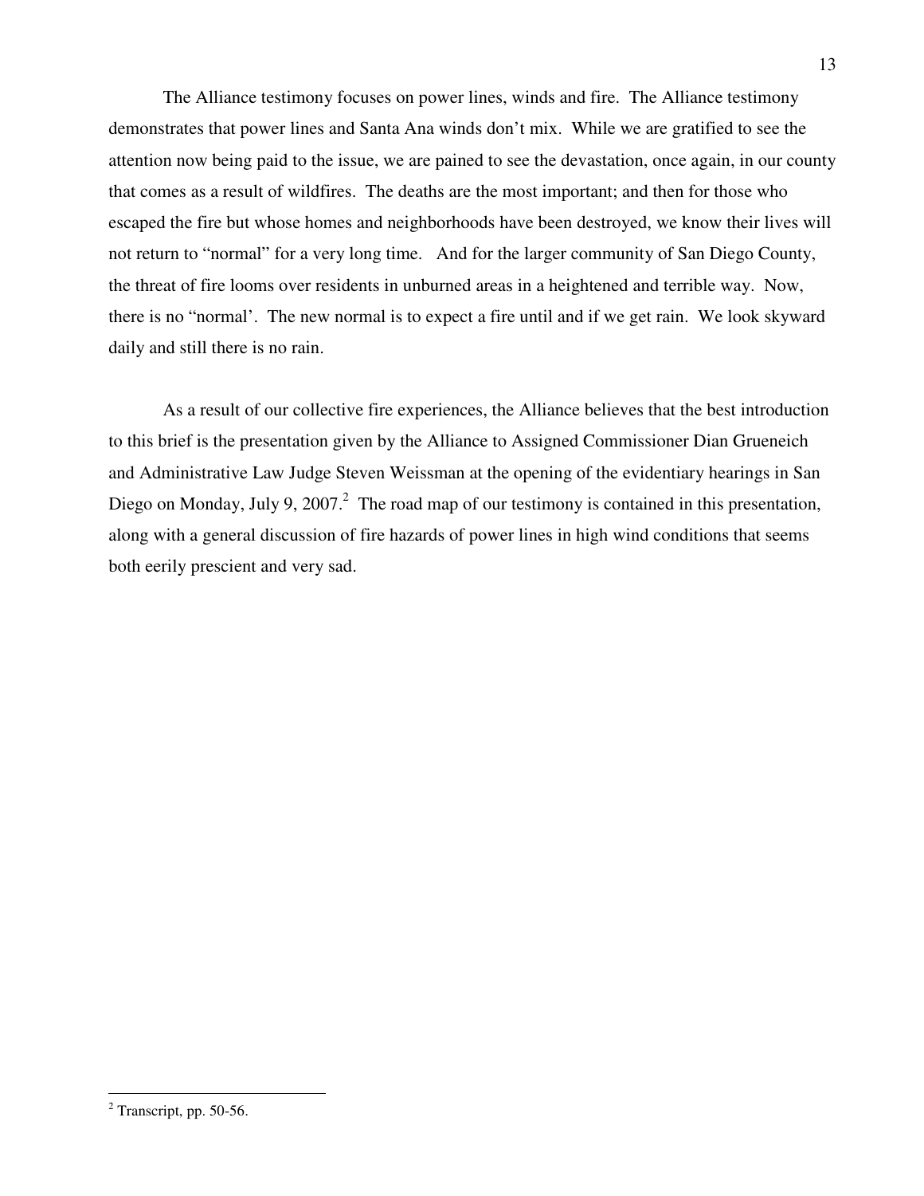The Alliance testimony focuses on power lines, winds and fire. The Alliance testimony demonstrates that power lines and Santa Ana winds don't mix. While we are gratified to see the attention now being paid to the issue, we are pained to see the devastation, once again, in our county that comes as a result of wildfires. The deaths are the most important; and then for those who escaped the fire but whose homes and neighborhoods have been destroyed, we know their lives will not return to "normal" for a very long time. And for the larger community of San Diego County, the threat of fire looms over residents in unburned areas in a heightened and terrible way. Now, there is no "normal'. The new normal is to expect a fire until and if we get rain. We look skyward daily and still there is no rain.

As a result of our collective fire experiences, the Alliance believes that the best introduction to this brief is the presentation given by the Alliance to Assigned Commissioner Dian Grueneich and Administrative Law Judge Steven Weissman at the opening of the evidentiary hearings in San Diego on Monday, July 9, 2007.[2] The road map of our testimony is contained in this presentation, along with a general discussion of fire hazards of power lines in high wind conditions that seems both eerily prescient and very sad.

---

[2] Transcript, pp. 50-56.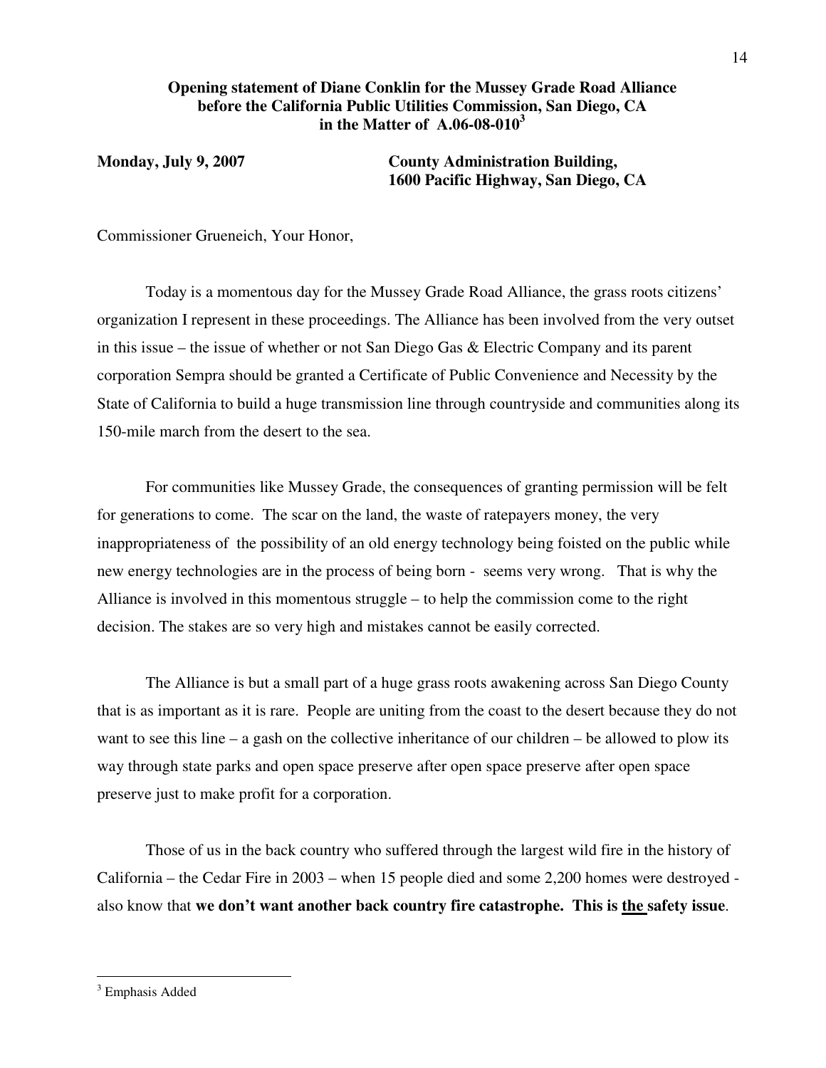**Opening statement of Diane Conklin for the Mussey Grade Road Alliance before the California Public Utilities Commission, San Diego, CA in the Matter of A.06-08-010[3]**

**Monday, July 9, 2007** **County Administration Building, 1600 Pacific Highway, San Diego, CA**

Commissioner Grueneich, Your Honor,

Today is a momentous day for the Mussey Grade Road Alliance, the grass roots citizens' organization I represent in these proceedings. The Alliance has been involved from the very outset in this issue – the issue of whether or not San Diego Gas & Electric Company and its parent corporation Sempra should be granted a Certificate of Public Convenience and Necessity by the State of California to build a huge transmission line through countryside and communities along its 150-mile march from the desert to the sea.

For communities like Mussey Grade, the consequences of granting permission will be felt for generations to come. The scar on the land, the waste of ratepayers money, the very inappropriateness of the possibility of an old energy technology being foisted on the public while new energy technologies are in the process of being born - seems very wrong. That is why the Alliance is involved in this momentous struggle – to help the commission come to the right decision. The stakes are so very high and mistakes cannot be easily corrected.

The Alliance is but a small part of a huge grass roots awakening across San Diego County that is as important as it is rare. People are uniting from the coast to the desert because they do not want to see this line – a gash on the collective inheritance of our children – be allowed to plow its way through state parks and open space preserve after open space preserve after open space preserve just to make profit for a corporation.

Those of us in the back country who suffered through the largest wild fire in the history of California – the Cedar Fire in 2003 – when 15 people died and some 2,200 homes were destroyed - also know that **we don't want another back country fire catastrophe. This is <u>the</u> safety issue**.

---

[3] Emphasis Added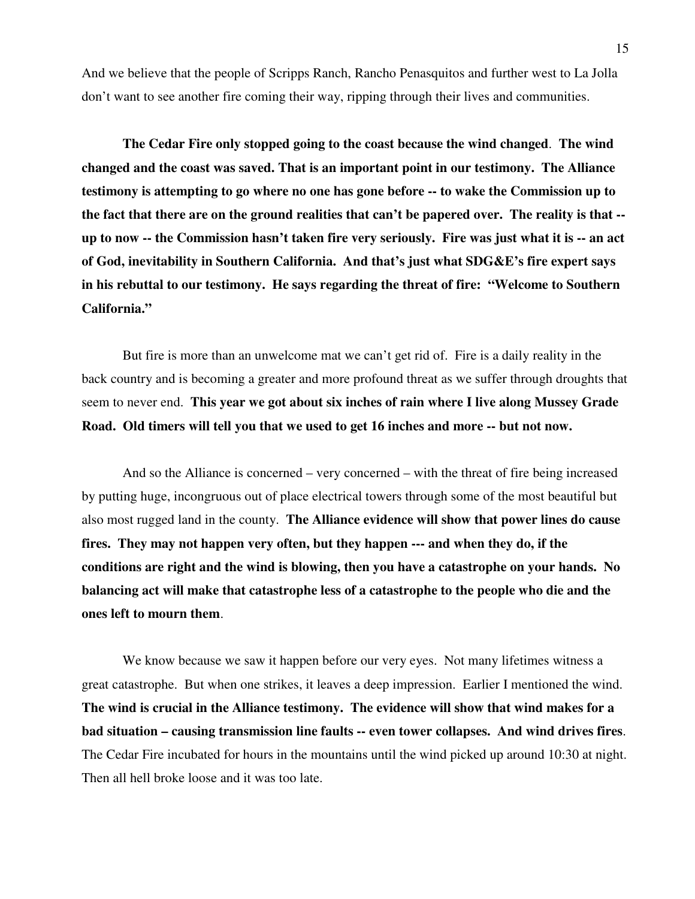And we believe that the people of Scripps Ranch, Rancho Penasquitos and further west to La Jolla don't want to see another fire coming their way, ripping through their lives and communities.

**The Cedar Fire only stopped going to the coast because the wind changed**. **The wind changed and the coast was saved. That is an important point in our testimony. The Alliance testimony is attempting to go where no one has gone before -- to wake the Commission up to the fact that there are on the ground realities that can't be papered over. The reality is that -- up to now -- the Commission hasn't taken fire very seriously. Fire was just what it is -- an act of God, inevitability in Southern California. And that's just what SDG&E's fire expert says in his rebuttal to our testimony. He says regarding the threat of fire: "Welcome to Southern California."**

But fire is more than an unwelcome mat we can't get rid of. Fire is a daily reality in the back country and is becoming a greater and more profound threat as we suffer through droughts that seem to never end. **This year we got about six inches of rain where I live along Mussey Grade Road. Old timers will tell you that we used to get 16 inches and more -- but not now.**

And so the Alliance is concerned – very concerned – with the threat of fire being increased by putting huge, incongruous out of place electrical towers through some of the most beautiful but also most rugged land in the county. **The Alliance evidence will show that power lines do cause fires. They may not happen very often, but they happen --- and when they do, if the conditions are right and the wind is blowing, then you have a catastrophe on your hands. No balancing act will make that catastrophe less of a catastrophe to the people who die and the ones left to mourn them**.

We know because we saw it happen before our very eyes. Not many lifetimes witness a great catastrophe. But when one strikes, it leaves a deep impression. Earlier I mentioned the wind. **The wind is crucial in the Alliance testimony. The evidence will show that wind makes for a bad situation – causing transmission line faults -- even tower collapses. And wind drives fires**. The Cedar Fire incubated for hours in the mountains until the wind picked up around 10:30 at night. Then all hell broke loose and it was too late.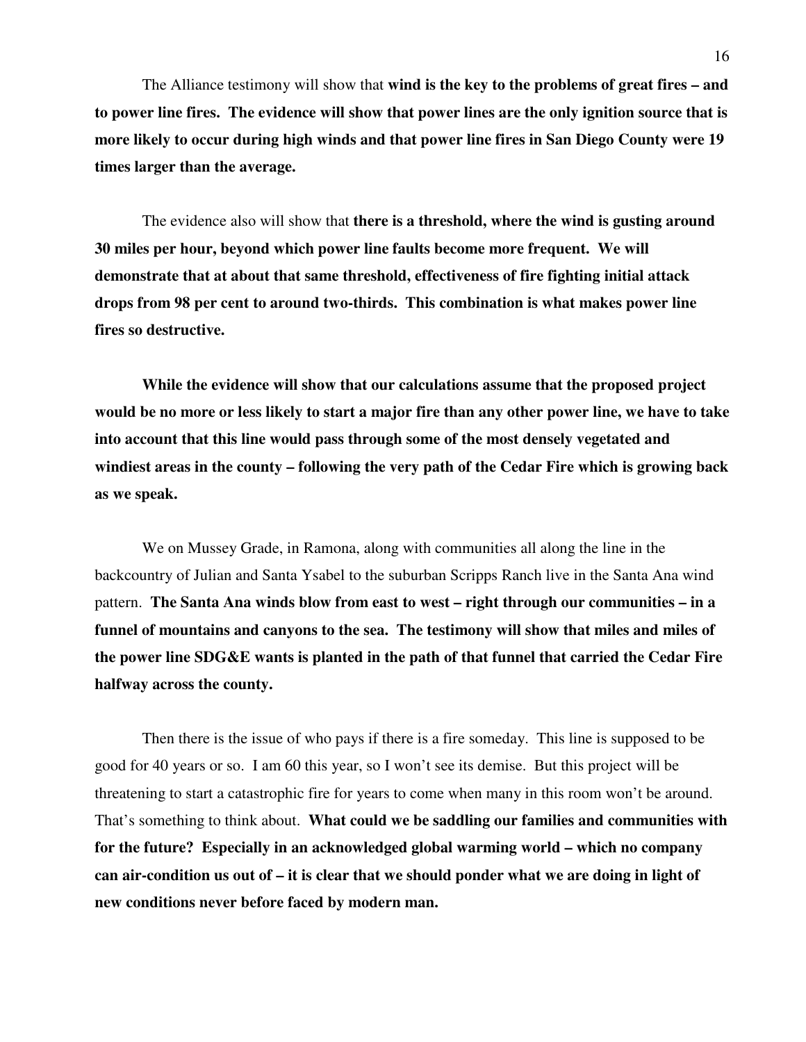The Alliance testimony will show that **wind is the key to the problems of great fires – and to power line fires. The evidence will show that power lines are the only ignition source that is more likely to occur during high winds and that power line fires in San Diego County were 19 times larger than the average.**

The evidence also will show that **there is a threshold, where the wind is gusting around 30 miles per hour, beyond which power line faults become more frequent. We will demonstrate that at about that same threshold, effectiveness of fire fighting initial attack drops from 98 per cent to around two-thirds. This combination is what makes power line fires so destructive.**

**While the evidence will show that our calculations assume that the proposed project would be no more or less likely to start a major fire than any other power line, we have to take into account that this line would pass through some of the most densely vegetated and windiest areas in the county – following the very path of the Cedar Fire which is growing back as we speak.**

We on Mussey Grade, in Ramona, along with communities all along the line in the backcountry of Julian and Santa Ysabel to the suburban Scripps Ranch live in the Santa Ana wind pattern. **The Santa Ana winds blow from east to west – right through our communities – in a funnel of mountains and canyons to the sea. The testimony will show that miles and miles of the power line SDG&E wants is planted in the path of that funnel that carried the Cedar Fire halfway across the county.**

Then there is the issue of who pays if there is a fire someday. This line is supposed to be good for 40 years or so. I am 60 this year, so I won't see its demise. But this project will be threatening to start a catastrophic fire for years to come when many in this room won't be around. That's something to think about. **What could we be saddling our families and communities with for the future? Especially in an acknowledged global warming world – which no company can air-condition us out of – it is clear that we should ponder what we are doing in light of new conditions never before faced by modern man.**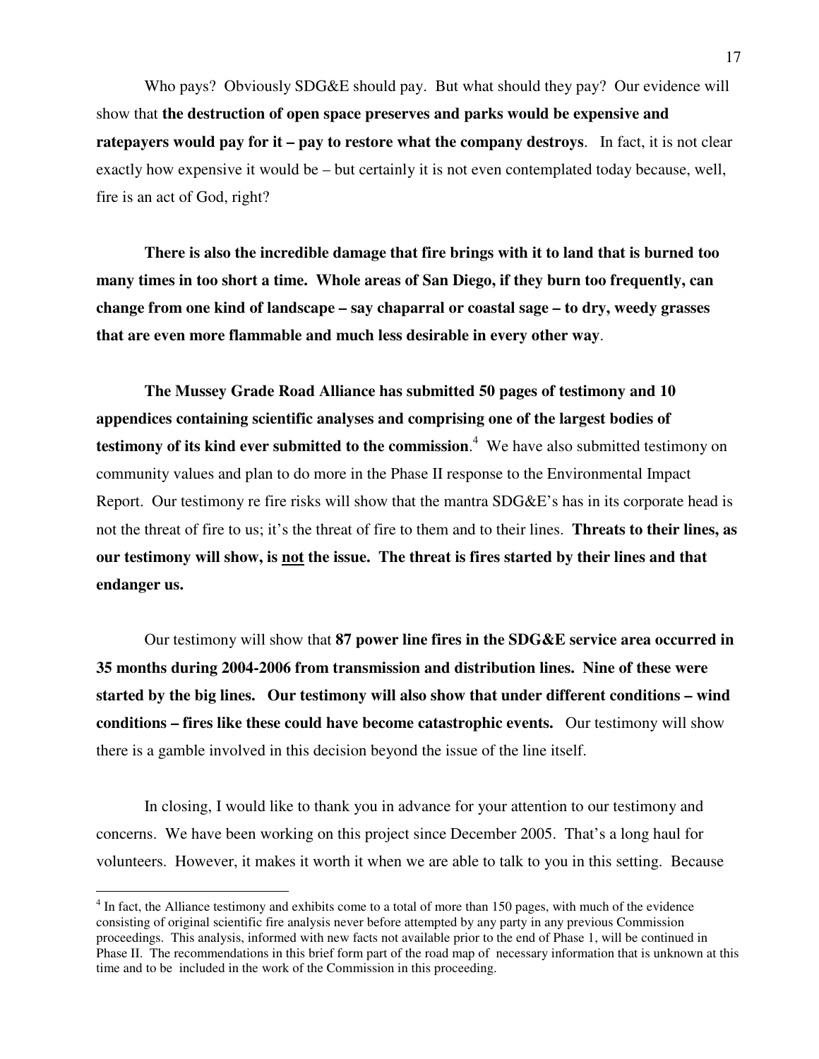Who pays? Obviously SDG&E should pay. But what should they pay? Our evidence will show that **the destruction of open space preserves and parks would be expensive and ratepayers would pay for it – pay to restore what the company destroys**. In fact, it is not clear exactly how expensive it would be – but certainly it is not even contemplated today because, well, fire is an act of God, right?

**There is also the incredible damage that fire brings with it to land that is burned too many times in too short a time. Whole areas of San Diego, if they burn too frequently, can change from one kind of landscape – say chaparral or coastal sage – to dry, weedy grasses that are even more flammable and much less desirable in every other way**.

**The Mussey Grade Road Alliance has submitted 50 pages of testimony and 10 appendices containing scientific analyses and comprising one of the largest bodies of testimony of its kind ever submitted to the commission**.[4] We have also submitted testimony on community values and plan to do more in the Phase II response to the Environmental Impact Report. Our testimony re fire risks will show that the mantra SDG&E's has in its corporate head is not the threat of fire to us; it's the threat of fire to them and to their lines. **Threats to their lines, as our testimony will show, is <u>not</u> the issue. The threat is fires started by their lines and that endanger us.**

Our testimony will show that **87 power line fires in the SDG&E service area occurred in 35 months during 2004-2006 from transmission and distribution lines. Nine of these were started by the big lines. Our testimony will also show that under different conditions – wind conditions – fires like these could have become catastrophic events.** Our testimony will show there is a gamble involved in this decision beyond the issue of the line itself.

In closing, I would like to thank you in advance for your attention to our testimony and concerns. We have been working on this project since December 2005. That's a long haul for volunteers. However, it makes it worth it when we are able to talk to you in this setting. Because

---

[4] In fact, the Alliance testimony and exhibits come to a total of more than 150 pages, with much of the evidence consisting of original scientific fire analysis never before attempted by any party in any previous Commission proceedings. This analysis, informed with new facts not available prior to the end of Phase 1, will be continued in Phase II. The recommendations in this brief form part of the road map of necessary information that is unknown at this time and to be included in the work of the Commission in this proceeding.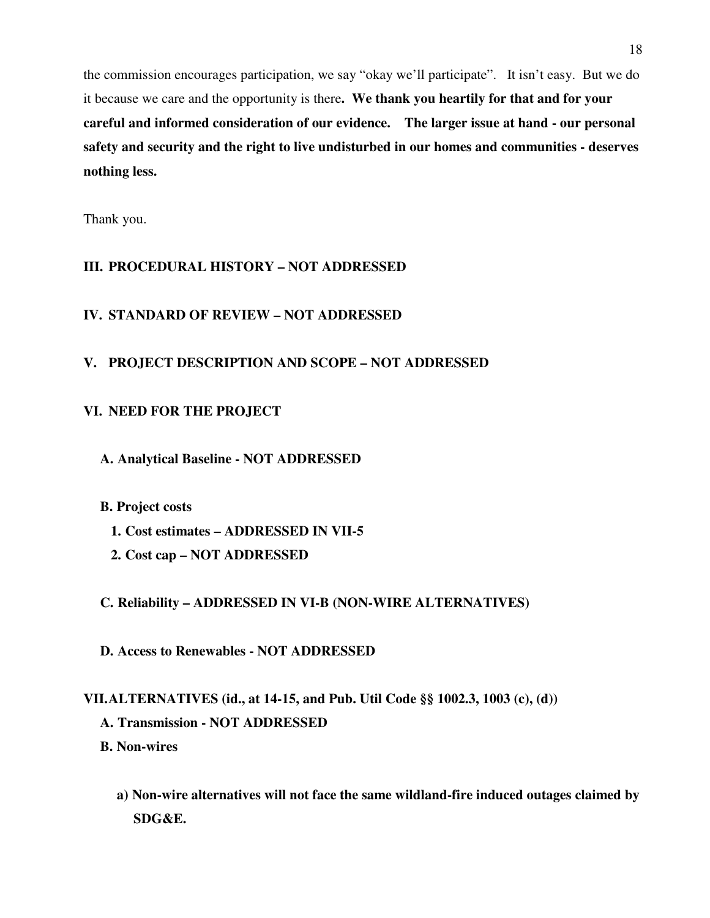the commission encourages participation, we say "okay we'll participate". It isn't easy. But we do it because we care and the opportunity is there**. We thank you heartily for that and for your careful and informed consideration of our evidence. The larger issue at hand - our personal safety and security and the right to live undisturbed in our homes and communities - deserves nothing less.**

Thank you.

## III. PROCEDURAL HISTORY – NOT ADDRESSED

## IV. STANDARD OF REVIEW – NOT ADDRESSED

## V. PROJECT DESCRIPTION AND SCOPE – NOT ADDRESSED

## VI. NEED FOR THE PROJECT

### A. Analytical Baseline - NOT ADDRESSED

### B. Project costs

**1. Cost estimates – ADDRESSED IN VII-5**

**2. Cost cap – NOT ADDRESSED**

### C. Reliability – ADDRESSED IN VI-B (NON-WIRE ALTERNATIVES)

### D. Access to Renewables - NOT ADDRESSED

## VII. ALTERNATIVES (id., at 14-15, and Pub. Util Code §§ 1002.3, 1003 (c), (d))

### A. Transmission - NOT ADDRESSED

### B. Non-wires

**a) Non-wire alternatives will not face the same wildland-fire induced outages claimed by SDG&E.**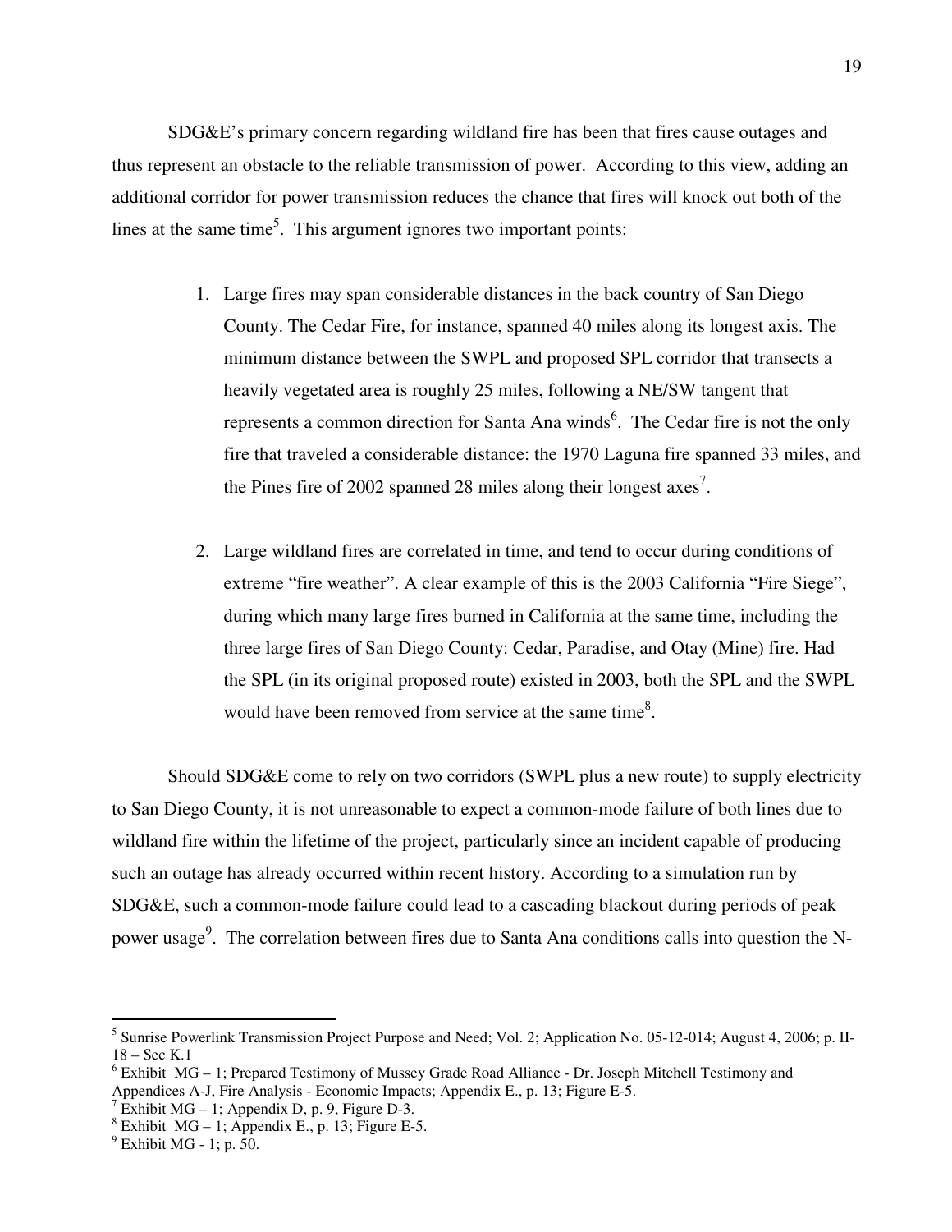SDG&E's primary concern regarding wildland fire has been that fires cause outages and thus represent an obstacle to the reliable transmission of power. According to this view, adding an additional corridor for power transmission reduces the chance that fires will knock out both of the lines at the same time[5]. This argument ignores two important points:

1. Large fires may span considerable distances in the back country of San Diego County. The Cedar Fire, for instance, spanned 40 miles along its longest axis. The minimum distance between the SWPL and proposed SPL corridor that transects a heavily vegetated area is roughly 25 miles, following a NE/SW tangent that represents a common direction for Santa Ana winds[6]. The Cedar fire is not the only fire that traveled a considerable distance: the 1970 Laguna fire spanned 33 miles, and the Pines fire of 2002 spanned 28 miles along their longest axes[7].

2. Large wildland fires are correlated in time, and tend to occur during conditions of extreme "fire weather". A clear example of this is the 2003 California "Fire Siege", during which many large fires burned in California at the same time, including the three large fires of San Diego County: Cedar, Paradise, and Otay (Mine) fire. Had the SPL (in its original proposed route) existed in 2003, both the SPL and the SWPL would have been removed from service at the same time[8].

Should SDG&E come to rely on two corridors (SWPL plus a new route) to supply electricity to San Diego County, it is not unreasonable to expect a common-mode failure of both lines due to wildland fire within the lifetime of the project, particularly since an incident capable of producing such an outage has already occurred within recent history. According to a simulation run by SDG&E, such a common-mode failure could lead to a cascading blackout during periods of peak power usage[9]. The correlation between fires due to Santa Ana conditions calls into question the N-

---

[5] Sunrise Powerlink Transmission Project Purpose and Need; Vol. 2; Application No. 05-12-014; August 4, 2006; p. II-18 – Sec K.1

[6] Exhibit MG – 1; Prepared Testimony of Mussey Grade Road Alliance - Dr. Joseph Mitchell Testimony and Appendices A-J, Fire Analysis - Economic Impacts; Appendix E., p. 13; Figure E-5.

[7] Exhibit MG – 1; Appendix D, p. 9, Figure D-3.

[8] Exhibit MG – 1; Appendix E., p. 13; Figure E-5.

[9] Exhibit MG - 1; p. 50.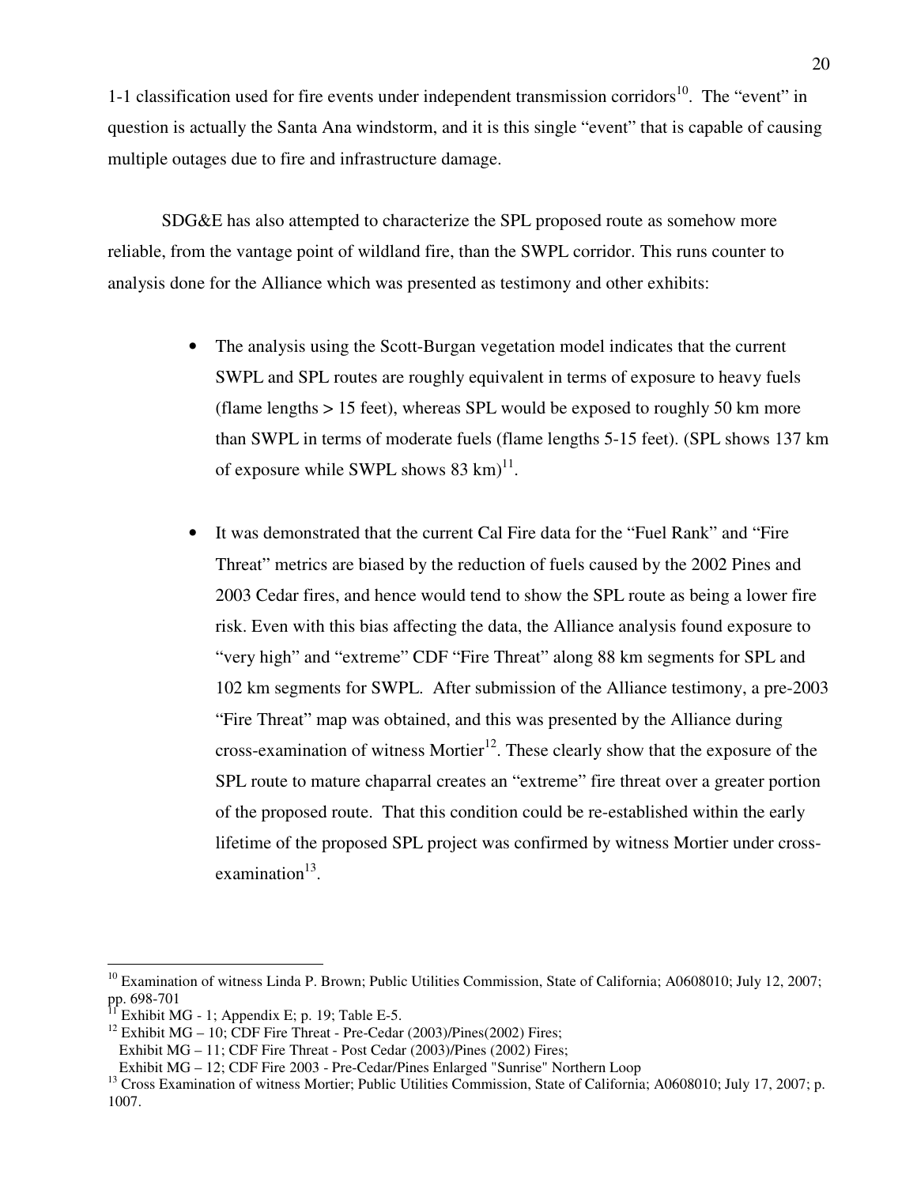1-1 classification used for fire events under independent transmission corridors[10]. The "event" in question is actually the Santa Ana windstorm, and it is this single "event" that is capable of causing multiple outages due to fire and infrastructure damage.

SDG&E has also attempted to characterize the SPL proposed route as somehow more reliable, from the vantage point of wildland fire, than the SWPL corridor. This runs counter to analysis done for the Alliance which was presented as testimony and other exhibits:

- The analysis using the Scott-Burgan vegetation model indicates that the current SWPL and SPL routes are roughly equivalent in terms of exposure to heavy fuels (flame lengths > 15 feet), whereas SPL would be exposed to roughly 50 km more than SWPL in terms of moderate fuels (flame lengths 5-15 feet). (SPL shows 137 km of exposure while SWPL shows 83 km)[11].

- It was demonstrated that the current Cal Fire data for the "Fuel Rank" and "Fire Threat" metrics are biased by the reduction of fuels caused by the 2002 Pines and 2003 Cedar fires, and hence would tend to show the SPL route as being a lower fire risk. Even with this bias affecting the data, the Alliance analysis found exposure to "very high" and "extreme" CDF "Fire Threat" along 88 km segments for SPL and 102 km segments for SWPL. After submission of the Alliance testimony, a pre-2003 "Fire Threat" map was obtained, and this was presented by the Alliance during cross-examination of witness Mortier[12]. These clearly show that the exposure of the SPL route to mature chaparral creates an "extreme" fire threat over a greater portion of the proposed route. That this condition could be re-established within the early lifetime of the proposed SPL project was confirmed by witness Mortier under cross-examination[13].

---

[10] Examination of witness Linda P. Brown; Public Utilities Commission, State of California; A0608010; July 12, 2007; pp. 698-701

[11] Exhibit MG - 1; Appendix E; p. 19; Table E-5.

[12] Exhibit MG – 10; CDF Fire Threat - Pre-Cedar (2003)/Pines(2002) Fires;
Exhibit MG – 11; CDF Fire Threat - Post Cedar (2003)/Pines (2002) Fires;
Exhibit MG – 12; CDF Fire 2003 - Pre-Cedar/Pines Enlarged "Sunrise" Northern Loop

[13] Cross Examination of witness Mortier; Public Utilities Commission, State of California; A0608010; July 17, 2007; p. 1007.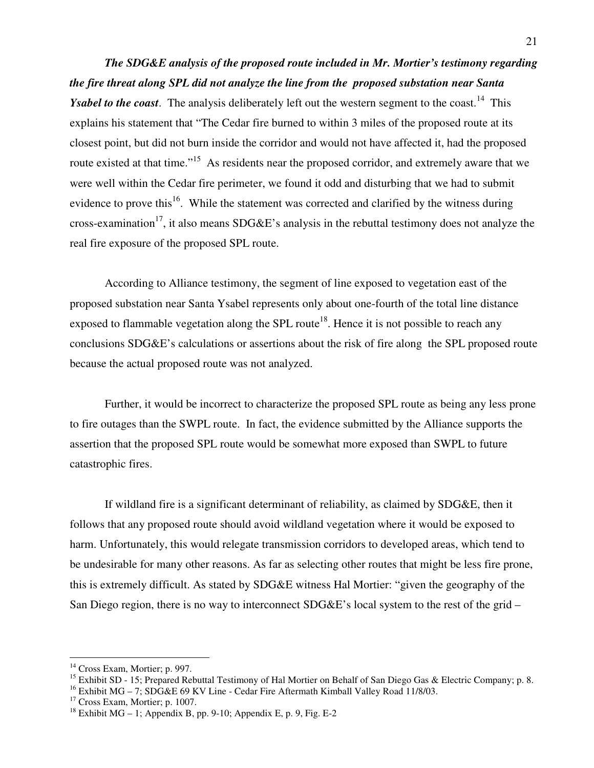***The SDG&E analysis of the proposed route included in Mr. Mortier's testimony regarding the fire threat along SPL did not analyze the line from the proposed substation near Santa Ysabel to the coast***. The analysis deliberately left out the western segment to the coast.[14] This explains his statement that "The Cedar fire burned to within 3 miles of the proposed route at its closest point, but did not burn inside the corridor and would not have affected it, had the proposed route existed at that time."[15] As residents near the proposed corridor, and extremely aware that we were well within the Cedar fire perimeter, we found it odd and disturbing that we had to submit evidence to prove this[16]. While the statement was corrected and clarified by the witness during cross-examination[17], it also means SDG&E's analysis in the rebuttal testimony does not analyze the real fire exposure of the proposed SPL route.

According to Alliance testimony, the segment of line exposed to vegetation east of the proposed substation near Santa Ysabel represents only about one-fourth of the total line distance exposed to flammable vegetation along the SPL route[18]. Hence it is not possible to reach any conclusions SDG&E's calculations or assertions about the risk of fire along the SPL proposed route because the actual proposed route was not analyzed.

Further, it would be incorrect to characterize the proposed SPL route as being any less prone to fire outages than the SWPL route. In fact, the evidence submitted by the Alliance supports the assertion that the proposed SPL route would be somewhat more exposed than SWPL to future catastrophic fires.

If wildland fire is a significant determinant of reliability, as claimed by SDG&E, then it follows that any proposed route should avoid wildland vegetation where it would be exposed to harm. Unfortunately, this would relegate transmission corridors to developed areas, which tend to be undesirable for many other reasons. As far as selecting other routes that might be less fire prone, this is extremely difficult. As stated by SDG&E witness Hal Mortier: "given the geography of the San Diego region, there is no way to interconnect SDG&E's local system to the rest of the grid –

---

[14] Cross Exam, Mortier; p. 997.

[15] Exhibit SD - 15; Prepared Rebuttal Testimony of Hal Mortier on Behalf of San Diego Gas & Electric Company; p. 8.

[16] Exhibit MG – 7; SDG&E 69 KV Line - Cedar Fire Aftermath Kimball Valley Road 11/8/03.

[17] Cross Exam, Mortier; p. 1007.

[18] Exhibit MG – 1; Appendix B, pp. 9-10; Appendix E, p. 9, Fig. E-2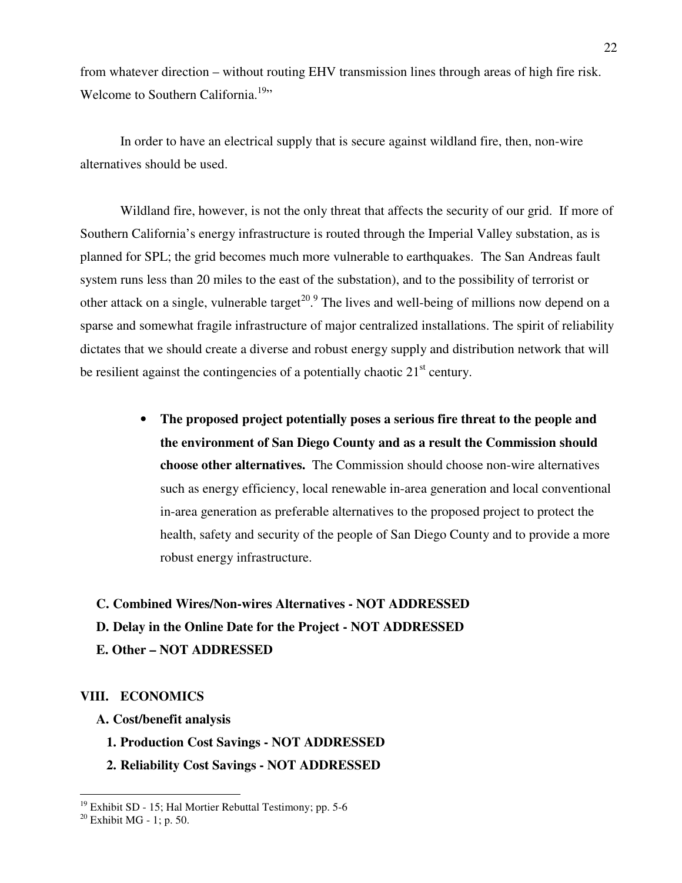from whatever direction – without routing EHV transmission lines through areas of high fire risk. Welcome to Southern California.[19]"

In order to have an electrical supply that is secure against wildland fire, then, non-wire alternatives should be used.

Wildland fire, however, is not the only threat that affects the security of our grid. If more of Southern California's energy infrastructure is routed through the Imperial Valley substation, as is planned for SPL; the grid becomes much more vulnerable to earthquakes. The San Andreas fault system runs less than 20 miles to the east of the substation), and to the possibility of terrorist or other attack on a single, vulnerable target[20].[9] The lives and well-being of millions now depend on a sparse and somewhat fragile infrastructure of major centralized installations. The spirit of reliability dictates that we should create a diverse and robust energy supply and distribution network that will be resilient against the contingencies of a potentially chaotic 21st century.

- **The proposed project potentially poses a serious fire threat to the people and the environment of San Diego County and as a result the Commission should choose other alternatives.** The Commission should choose non-wire alternatives such as energy efficiency, local renewable in-area generation and local conventional in-area generation as preferable alternatives to the proposed project to protect the health, safety and security of the people of San Diego County and to provide a more robust energy infrastructure.

**C. Combined Wires/Non-wires Alternatives - NOT ADDRESSED**

**D. Delay in the Online Date for the Project - NOT ADDRESSED**

**E. Other – NOT ADDRESSED**

## VIII. ECONOMICS

**A. Cost/benefit analysis**

**1. Production Cost Savings - NOT ADDRESSED**

**2. Reliability Cost Savings - NOT ADDRESSED**

---

[19] Exhibit SD - 15; Hal Mortier Rebuttal Testimony; pp. 5-6

[20] Exhibit MG - 1; p. 50.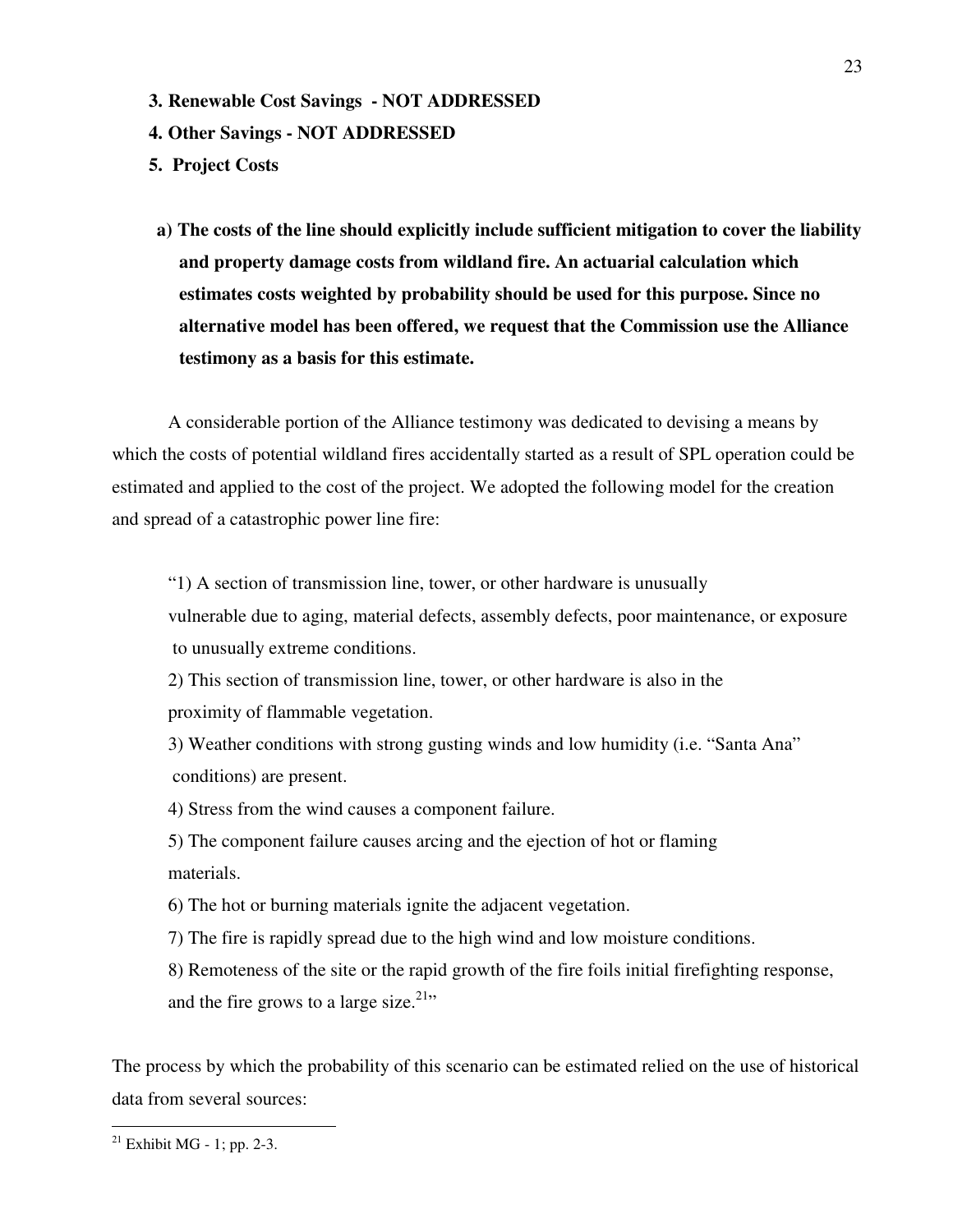**3. Renewable Cost Savings - NOT ADDRESSED**

**4. Other Savings - NOT ADDRESSED**

**5. Project Costs**

**a) The costs of the line should explicitly include sufficient mitigation to cover the liability and property damage costs from wildland fire. An actuarial calculation which estimates costs weighted by probability should be used for this purpose. Since no alternative model has been offered, we request that the Commission use the Alliance testimony as a basis for this estimate.**

A considerable portion of the Alliance testimony was dedicated to devising a means by which the costs of potential wildland fires accidentally started as a result of SPL operation could be estimated and applied to the cost of the project. We adopted the following model for the creation and spread of a catastrophic power line fire:

> "1) A section of transmission line, tower, or other hardware is unusually vulnerable due to aging, material defects, assembly defects, poor maintenance, or exposure to unusually extreme conditions.
>
> 2) This section of transmission line, tower, or other hardware is also in the proximity of flammable vegetation.
>
> 3) Weather conditions with strong gusting winds and low humidity (i.e. "Santa Ana" conditions) are present.
>
> 4) Stress from the wind causes a component failure.
>
> 5) The component failure causes arcing and the ejection of hot or flaming materials.
>
> 6) The hot or burning materials ignite the adjacent vegetation.
>
> 7) The fire is rapidly spread due to the high wind and low moisture conditions.
>
> 8) Remoteness of the site or the rapid growth of the fire foils initial firefighting response, and the fire grows to a large size.[21]"

The process by which the probability of this scenario can be estimated relied on the use of historical data from several sources:

---

[21] Exhibit MG - 1; pp. 2-3.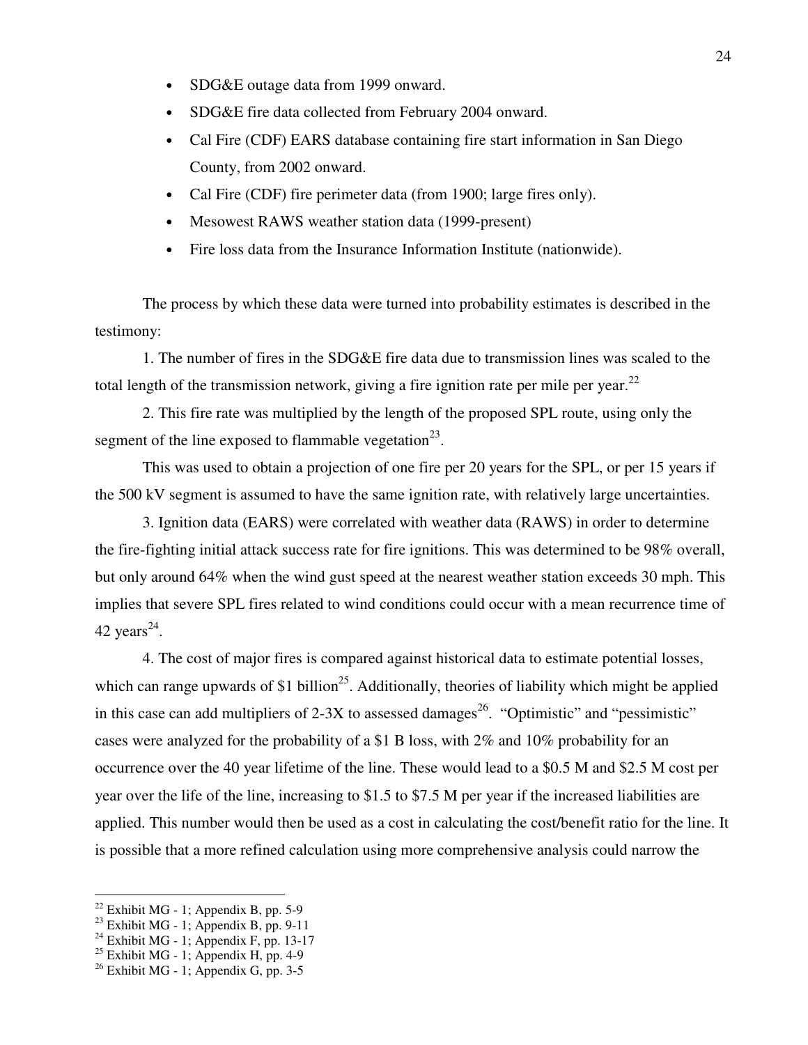- SDG&E outage data from 1999 onward.
- SDG&E fire data collected from February 2004 onward.
- Cal Fire (CDF) EARS database containing fire start information in San Diego County, from 2002 onward.
- Cal Fire (CDF) fire perimeter data (from 1900; large fires only).
- Mesowest RAWS weather station data (1999-present)
- Fire loss data from the Insurance Information Institute (nationwide).

The process by which these data were turned into probability estimates is described in the testimony:

1. The number of fires in the SDG&E fire data due to transmission lines was scaled to the total length of the transmission network, giving a fire ignition rate per mile per year.[22]

2. This fire rate was multiplied by the length of the proposed SPL route, using only the segment of the line exposed to flammable vegetation[23].

This was used to obtain a projection of one fire per 20 years for the SPL, or per 15 years if the 500 kV segment is assumed to have the same ignition rate, with relatively large uncertainties.

3. Ignition data (EARS) were correlated with weather data (RAWS) in order to determine the fire-fighting initial attack success rate for fire ignitions. This was determined to be 98% overall, but only around 64% when the wind gust speed at the nearest weather station exceeds 30 mph. This implies that severe SPL fires related to wind conditions could occur with a mean recurrence time of 42 years[24].

4. The cost of major fires is compared against historical data to estimate potential losses, which can range upwards of $1 billion[25]. Additionally, theories of liability which might be applied in this case can add multipliers of 2-3X to assessed damages[26]. "Optimistic" and "pessimistic" cases were analyzed for the probability of a $1 B loss, with 2% and 10% probability for an occurrence over the 40 year lifetime of the line. These would lead to a $0.5 M and $2.5 M cost per year over the life of the line, increasing to $1.5 to $7.5 M per year if the increased liabilities are applied. This number would then be used as a cost in calculating the cost/benefit ratio for the line. It is possible that a more refined calculation using more comprehensive analysis could narrow the

[22] Exhibit MG - 1; Appendix B, pp. 5-9
[23] Exhibit MG - 1; Appendix B, pp. 9-11
[24] Exhibit MG - 1; Appendix F, pp. 13-17
[25] Exhibit MG - 1; Appendix H, pp. 4-9
[26] Exhibit MG - 1; Appendix G, pp. 3-5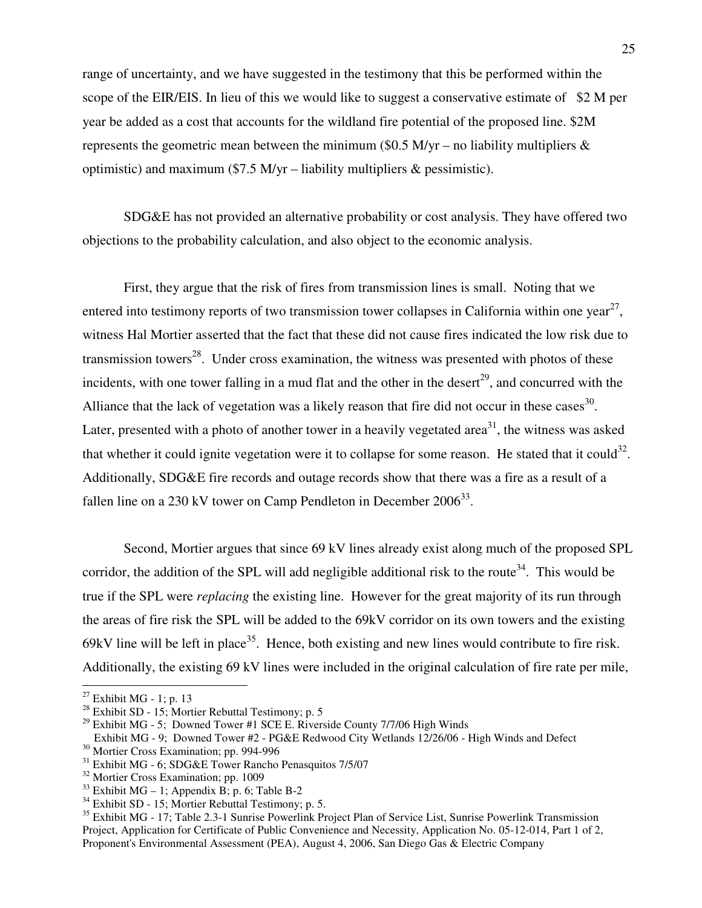range of uncertainty, and we have suggested in the testimony that this be performed within the scope of the EIR/EIS. In lieu of this we would like to suggest a conservative estimate of $2 M per year be added as a cost that accounts for the wildland fire potential of the proposed line. $2M represents the geometric mean between the minimum ($0.5 M/yr – no liability multipliers & optimistic) and maximum ($7.5 M/yr – liability multipliers & pessimistic).

SDG&E has not provided an alternative probability or cost analysis. They have offered two objections to the probability calculation, and also object to the economic analysis.

First, they argue that the risk of fires from transmission lines is small. Noting that we entered into testimony reports of two transmission tower collapses in California within one year[27], witness Hal Mortier asserted that the fact that these did not cause fires indicated the low risk due to transmission towers[28]. Under cross examination, the witness was presented with photos of these incidents, with one tower falling in a mud flat and the other in the desert[29], and concurred with the Alliance that the lack of vegetation was a likely reason that fire did not occur in these cases[30]. Later, presented with a photo of another tower in a heavily vegetated area[31], the witness was asked that whether it could ignite vegetation were it to collapse for some reason. He stated that it could[32]. Additionally, SDG&E fire records and outage records show that there was a fire as a result of a fallen line on a 230 kV tower on Camp Pendleton in December 2006[33].

Second, Mortier argues that since 69 kV lines already exist along much of the proposed SPL corridor, the addition of the SPL will add negligible additional risk to the route[34]. This would be true if the SPL were *replacing* the existing line. However for the great majority of its run through the areas of fire risk the SPL will be added to the 69kV corridor on its own towers and the existing 69kV line will be left in place[35]. Hence, both existing and new lines would contribute to fire risk. Additionally, the existing 69 kV lines were included in the original calculation of fire rate per mile,

---

[27] Exhibit MG - 1; p. 13

[28] Exhibit SD - 15; Mortier Rebuttal Testimony; p. 5

[29] Exhibit MG - 5; Downed Tower #1 SCE E. Riverside County 7/7/06 High Winds
Exhibit MG - 9; Downed Tower #2 - PG&E Redwood City Wetlands 12/26/06 - High Winds and Defect

[30] Mortier Cross Examination; pp. 994-996

[31] Exhibit MG - 6; SDG&E Tower Rancho Penasquitos 7/5/07

[32] Mortier Cross Examination; pp. 1009

[33] Exhibit MG – 1; Appendix B; p. 6; Table B-2

[34] Exhibit SD - 15; Mortier Rebuttal Testimony; p. 5.

[35] Exhibit MG - 17; Table 2.3-1 Sunrise Powerlink Project Plan of Service List, Sunrise Powerlink Transmission Project, Application for Certificate of Public Convenience and Necessity, Application No. 05-12-014, Part 1 of 2, Proponent's Environmental Assessment (PEA), August 4, 2006, San Diego Gas & Electric Company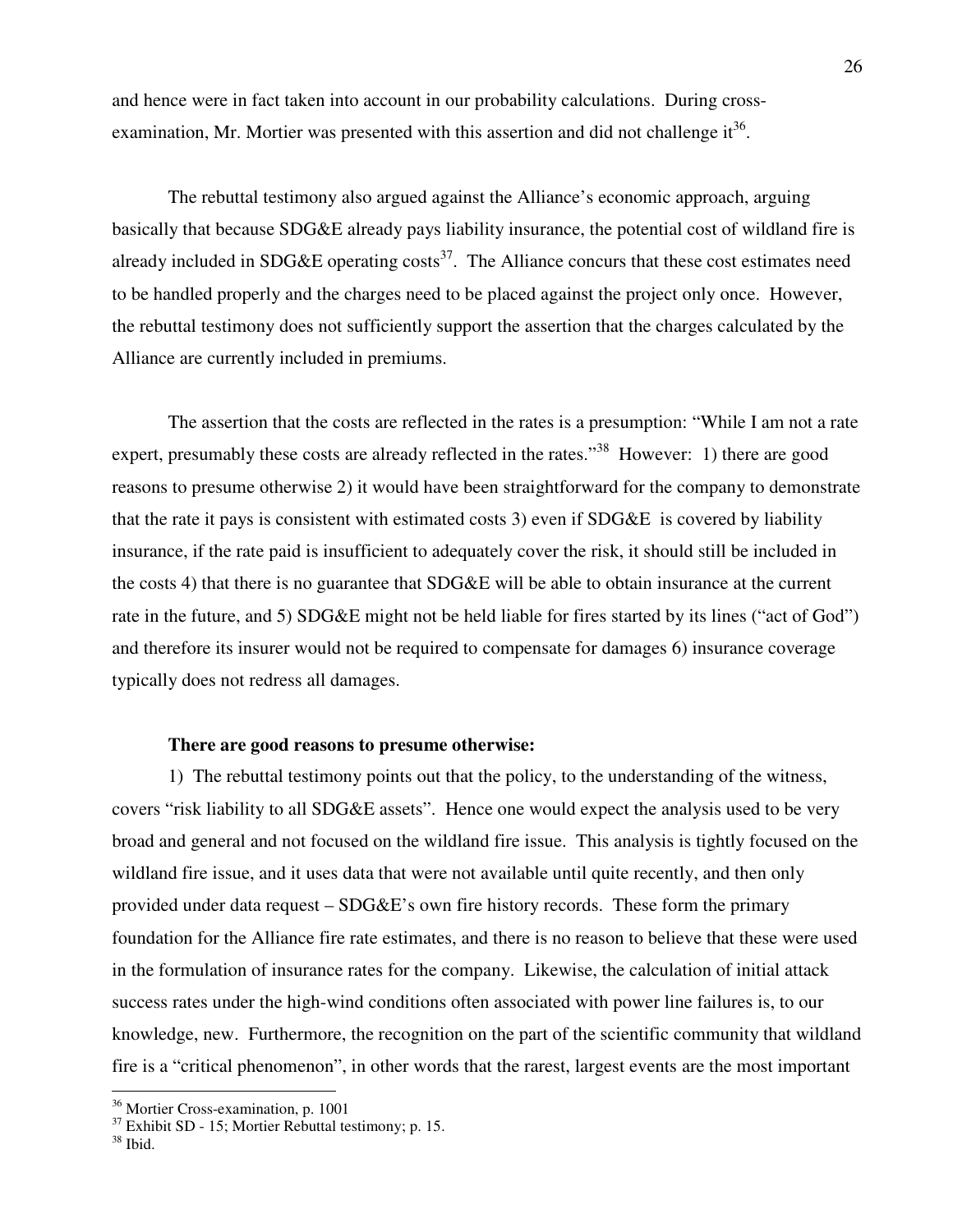and hence were in fact taken into account in our probability calculations. During cross-examination, Mr. Mortier was presented with this assertion and did not challenge it[36].

The rebuttal testimony also argued against the Alliance's economic approach, arguing basically that because SDG&E already pays liability insurance, the potential cost of wildland fire is already included in SDG&E operating costs[37]. The Alliance concurs that these cost estimates need to be handled properly and the charges need to be placed against the project only once. However, the rebuttal testimony does not sufficiently support the assertion that the charges calculated by the Alliance are currently included in premiums.

The assertion that the costs are reflected in the rates is a presumption: "While I am not a rate expert, presumably these costs are already reflected in the rates."[38] However: 1) there are good reasons to presume otherwise 2) it would have been straightforward for the company to demonstrate that the rate it pays is consistent with estimated costs 3) even if SDG&E is covered by liability insurance, if the rate paid is insufficient to adequately cover the risk, it should still be included in the costs 4) that there is no guarantee that SDG&E will be able to obtain insurance at the current rate in the future, and 5) SDG&E might not be held liable for fires started by its lines ("act of God") and therefore its insurer would not be required to compensate for damages 6) insurance coverage typically does not redress all damages.

**There are good reasons to presume otherwise:**

1) The rebuttal testimony points out that the policy, to the understanding of the witness, covers "risk liability to all SDG&E assets". Hence one would expect the analysis used to be very broad and general and not focused on the wildland fire issue. This analysis is tightly focused on the wildland fire issue, and it uses data that were not available until quite recently, and then only provided under data request – SDG&E's own fire history records. These form the primary foundation for the Alliance fire rate estimates, and there is no reason to believe that these were used in the formulation of insurance rates for the company. Likewise, the calculation of initial attack success rates under the high-wind conditions often associated with power line failures is, to our knowledge, new. Furthermore, the recognition on the part of the scientific community that wildland fire is a "critical phenomenon", in other words that the rarest, largest events are the most important

---

[36] Mortier Cross-examination, p. 1001

[37] Exhibit SD - 15; Mortier Rebuttal testimony; p. 15.

[38] Ibid.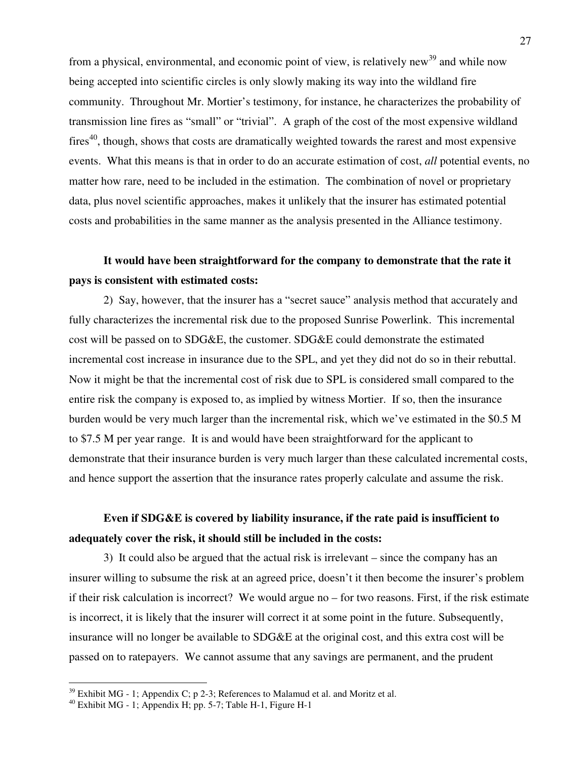from a physical, environmental, and economic point of view, is relatively new[39] and while now being accepted into scientific circles is only slowly making its way into the wildland fire community. Throughout Mr. Mortier's testimony, for instance, he characterizes the probability of transmission line fires as "small" or "trivial". A graph of the cost of the most expensive wildland fires[40], though, shows that costs are dramatically weighted towards the rarest and most expensive events. What this means is that in order to do an accurate estimation of cost, *all* potential events, no matter how rare, need to be included in the estimation. The combination of novel or proprietary data, plus novel scientific approaches, makes it unlikely that the insurer has estimated potential costs and probabilities in the same manner as the analysis presented in the Alliance testimony.

**It would have been straightforward for the company to demonstrate that the rate it pays is consistent with estimated costs:**

2) Say, however, that the insurer has a "secret sauce" analysis method that accurately and fully characterizes the incremental risk due to the proposed Sunrise Powerlink. This incremental cost will be passed on to SDG&E, the customer. SDG&E could demonstrate the estimated incremental cost increase in insurance due to the SPL, and yet they did not do so in their rebuttal. Now it might be that the incremental cost of risk due to SPL is considered small compared to the entire risk the company is exposed to, as implied by witness Mortier. If so, then the insurance burden would be very much larger than the incremental risk, which we've estimated in the $0.5 M to $7.5 M per year range. It is and would have been straightforward for the applicant to demonstrate that their insurance burden is very much larger than these calculated incremental costs, and hence support the assertion that the insurance rates properly calculate and assume the risk.

**Even if SDG&E is covered by liability insurance, if the rate paid is insufficient to adequately cover the risk, it should still be included in the costs:**

3) It could also be argued that the actual risk is irrelevant – since the company has an insurer willing to subsume the risk at an agreed price, doesn't it then become the insurer's problem if their risk calculation is incorrect? We would argue no – for two reasons. First, if the risk estimate is incorrect, it is likely that the insurer will correct it at some point in the future. Subsequently, insurance will no longer be available to SDG&E at the original cost, and this extra cost will be passed on to ratepayers. We cannot assume that any savings are permanent, and the prudent

[39] Exhibit MG - 1; Appendix C; p 2-3; References to Malamud et al. and Moritz et al.

[40] Exhibit MG - 1; Appendix H; pp. 5-7; Table H-1, Figure H-1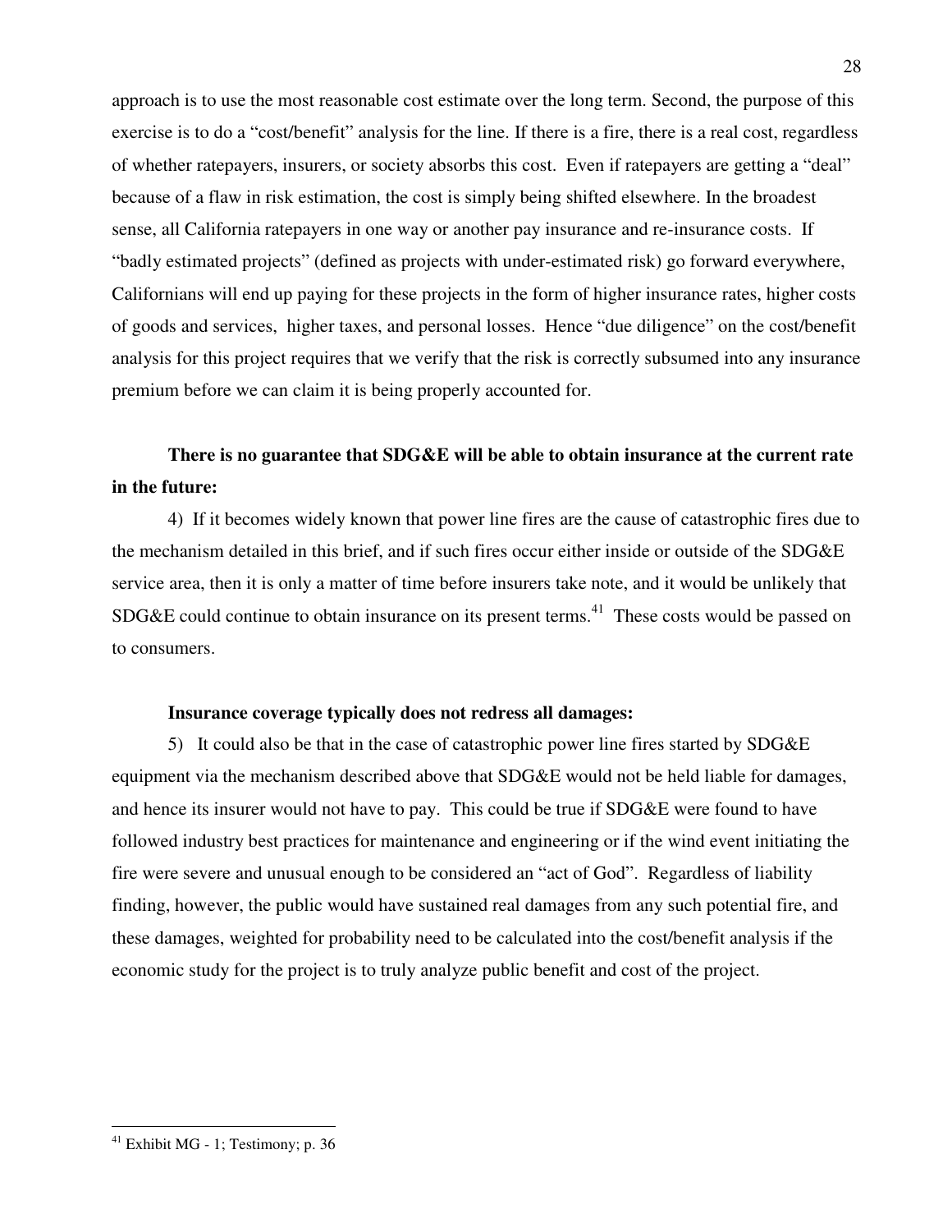approach is to use the most reasonable cost estimate over the long term. Second, the purpose of this exercise is to do a "cost/benefit" analysis for the line. If there is a fire, there is a real cost, regardless of whether ratepayers, insurers, or society absorbs this cost. Even if ratepayers are getting a "deal" because of a flaw in risk estimation, the cost is simply being shifted elsewhere. In the broadest sense, all California ratepayers in one way or another pay insurance and re-insurance costs. If "badly estimated projects" (defined as projects with under-estimated risk) go forward everywhere, Californians will end up paying for these projects in the form of higher insurance rates, higher costs of goods and services, higher taxes, and personal losses. Hence "due diligence" on the cost/benefit analysis for this project requires that we verify that the risk is correctly subsumed into any insurance premium before we can claim it is being properly accounted for.

**There is no guarantee that SDG&E will be able to obtain insurance at the current rate in the future:**

4) If it becomes widely known that power line fires are the cause of catastrophic fires due to the mechanism detailed in this brief, and if such fires occur either inside or outside of the SDG&E service area, then it is only a matter of time before insurers take note, and it would be unlikely that SDG&E could continue to obtain insurance on its present terms.[41] These costs would be passed on to consumers.

**Insurance coverage typically does not redress all damages:**

5) It could also be that in the case of catastrophic power line fires started by SDG&E equipment via the mechanism described above that SDG&E would not be held liable for damages, and hence its insurer would not have to pay. This could be true if SDG&E were found to have followed industry best practices for maintenance and engineering or if the wind event initiating the fire were severe and unusual enough to be considered an "act of God". Regardless of liability finding, however, the public would have sustained real damages from any such potential fire, and these damages, weighted for probability need to be calculated into the cost/benefit analysis if the economic study for the project is to truly analyze public benefit and cost of the project.

---

[41] Exhibit MG - 1; Testimony; p. 36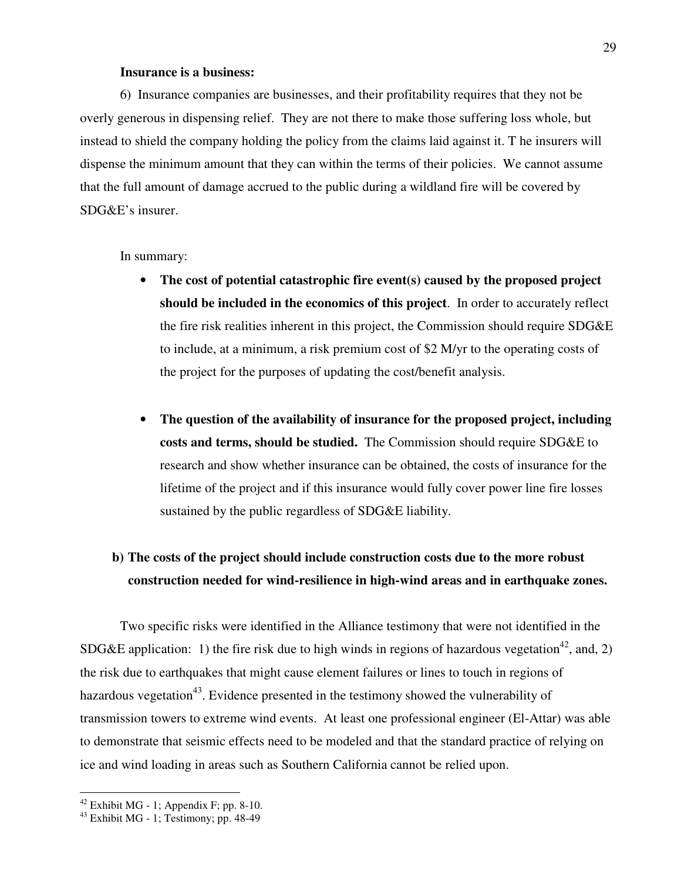**Insurance is a business:**

6) Insurance companies are businesses, and their profitability requires that they not be overly generous in dispensing relief. They are not there to make those suffering loss whole, but instead to shield the company holding the policy from the claims laid against it. T he insurers will dispense the minimum amount that they can within the terms of their policies. We cannot assume that the full amount of damage accrued to the public during a wildland fire will be covered by SDG&E's insurer.

In summary:

- **The cost of potential catastrophic fire event(s) caused by the proposed project should be included in the economics of this project**. In order to accurately reflect the fire risk realities inherent in this project, the Commission should require SDG&E to include, at a minimum, a risk premium cost of $2 M/yr to the operating costs of the project for the purposes of updating the cost/benefit analysis.

- **The question of the availability of insurance for the proposed project, including costs and terms, should be studied.** The Commission should require SDG&E to research and show whether insurance can be obtained, the costs of insurance for the lifetime of the project and if this insurance would fully cover power line fire losses sustained by the public regardless of SDG&E liability.

**b) The costs of the project should include construction costs due to the more robust construction needed for wind-resilience in high-wind areas and in earthquake zones.**

Two specific risks were identified in the Alliance testimony that were not identified in the SDG&E application: 1) the fire risk due to high winds in regions of hazardous vegetation[42], and, 2) the risk due to earthquakes that might cause element failures or lines to touch in regions of hazardous vegetation[43]. Evidence presented in the testimony showed the vulnerability of transmission towers to extreme wind events. At least one professional engineer (El-Attar) was able to demonstrate that seismic effects need to be modeled and that the standard practice of relying on ice and wind loading in areas such as Southern California cannot be relied upon.

---

[42] Exhibit MG - 1; Appendix F; pp. 8-10.

[43] Exhibit MG - 1; Testimony; pp. 48-49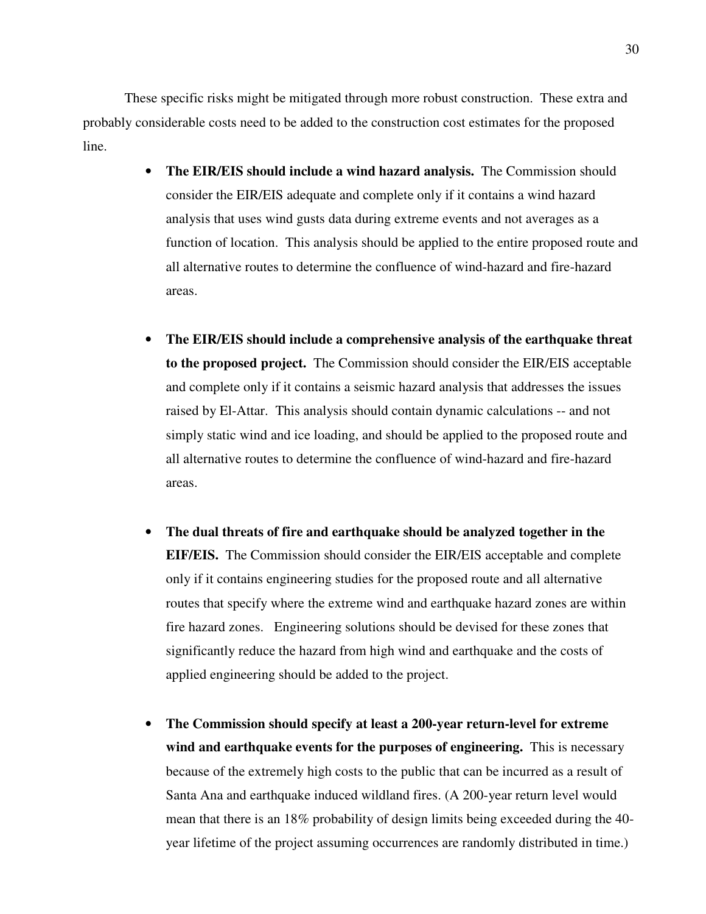These specific risks might be mitigated through more robust construction. These extra and probably considerable costs need to be added to the construction cost estimates for the proposed line.

- **The EIR/EIS should include a wind hazard analysis.** The Commission should consider the EIR/EIS adequate and complete only if it contains a wind hazard analysis that uses wind gusts data during extreme events and not averages as a function of location. This analysis should be applied to the entire proposed route and all alternative routes to determine the confluence of wind-hazard and fire-hazard areas.

- **The EIR/EIS should include a comprehensive analysis of the earthquake threat to the proposed project.** The Commission should consider the EIR/EIS acceptable and complete only if it contains a seismic hazard analysis that addresses the issues raised by El-Attar. This analysis should contain dynamic calculations -- and not simply static wind and ice loading, and should be applied to the proposed route and all alternative routes to determine the confluence of wind-hazard and fire-hazard areas.

- **The dual threats of fire and earthquake should be analyzed together in the EIF/EIS.** The Commission should consider the EIR/EIS acceptable and complete only if it contains engineering studies for the proposed route and all alternative routes that specify where the extreme wind and earthquake hazard zones are within fire hazard zones. Engineering solutions should be devised for these zones that significantly reduce the hazard from high wind and earthquake and the costs of applied engineering should be added to the project.

- **The Commission should specify at least a 200-year return-level for extreme wind and earthquake events for the purposes of engineering.** This is necessary because of the extremely high costs to the public that can be incurred as a result of Santa Ana and earthquake induced wildland fires. (A 200-year return level would mean that there is an 18% probability of design limits being exceeded during the 40-year lifetime of the project assuming occurrences are randomly distributed in time.)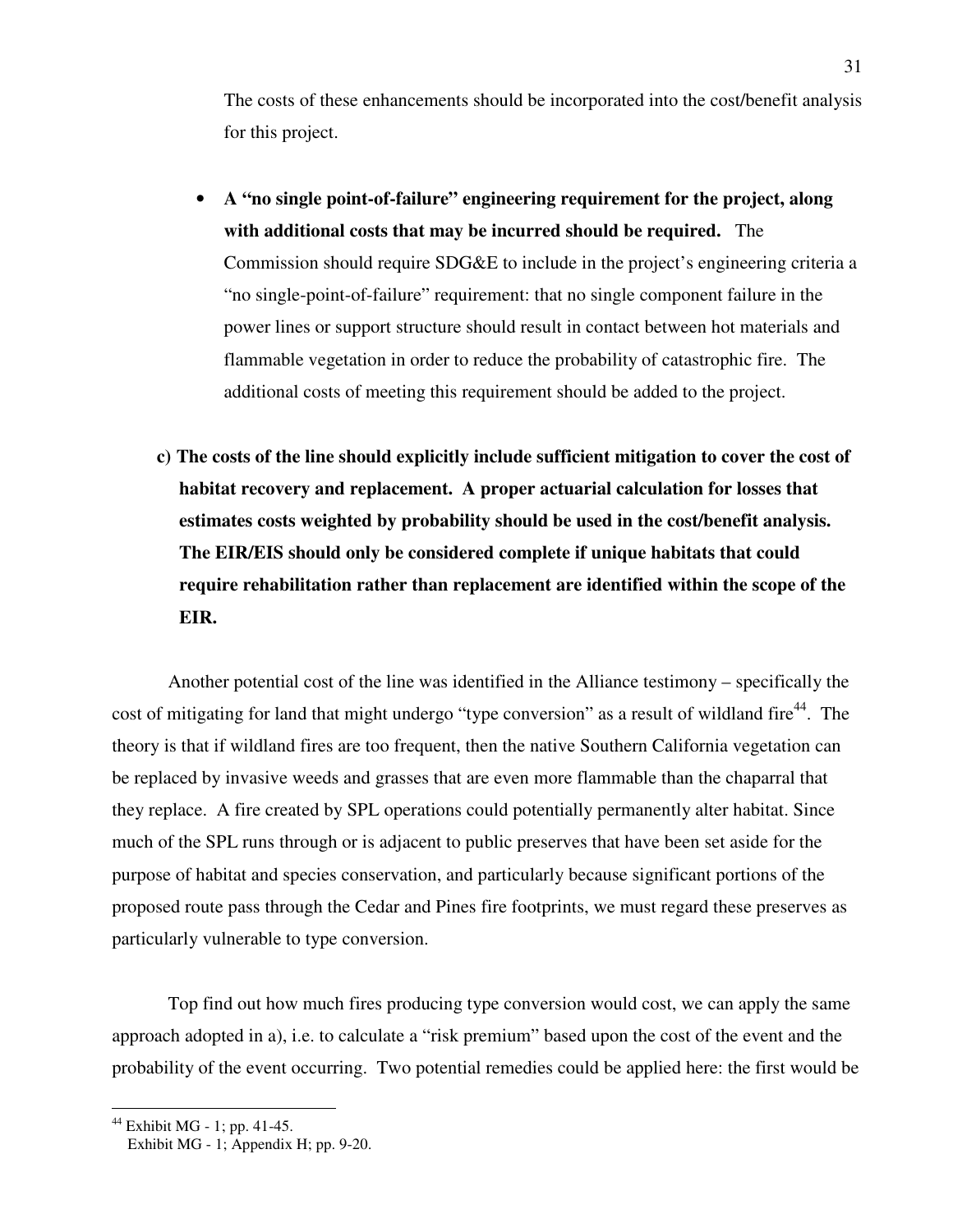The costs of these enhancements should be incorporated into the cost/benefit analysis for this project.

- **A "no single point-of-failure" engineering requirement for the project, along with additional costs that may be incurred should be required.** The Commission should require SDG&E to include in the project's engineering criteria a "no single-point-of-failure" requirement: that no single component failure in the power lines or support structure should result in contact between hot materials and flammable vegetation in order to reduce the probability of catastrophic fire. The additional costs of meeting this requirement should be added to the project.

**c) The costs of the line should explicitly include sufficient mitigation to cover the cost of habitat recovery and replacement. A proper actuarial calculation for losses that estimates costs weighted by probability should be used in the cost/benefit analysis. The EIR/EIS should only be considered complete if unique habitats that could require rehabilitation rather than replacement are identified within the scope of the EIR.**

Another potential cost of the line was identified in the Alliance testimony – specifically the cost of mitigating for land that might undergo "type conversion" as a result of wildland fire[44]. The theory is that if wildland fires are too frequent, then the native Southern California vegetation can be replaced by invasive weeds and grasses that are even more flammable than the chaparral that they replace. A fire created by SPL operations could potentially permanently alter habitat. Since much of the SPL runs through or is adjacent to public preserves that have been set aside for the purpose of habitat and species conservation, and particularly because significant portions of the proposed route pass through the Cedar and Pines fire footprints, we must regard these preserves as particularly vulnerable to type conversion.

Top find out how much fires producing type conversion would cost, we can apply the same approach adopted in a), i.e. to calculate a "risk premium" based upon the cost of the event and the probability of the event occurring. Two potential remedies could be applied here: the first would be

[44] Exhibit MG - 1; pp. 41-45.
Exhibit MG - 1; Appendix H; pp. 9-20.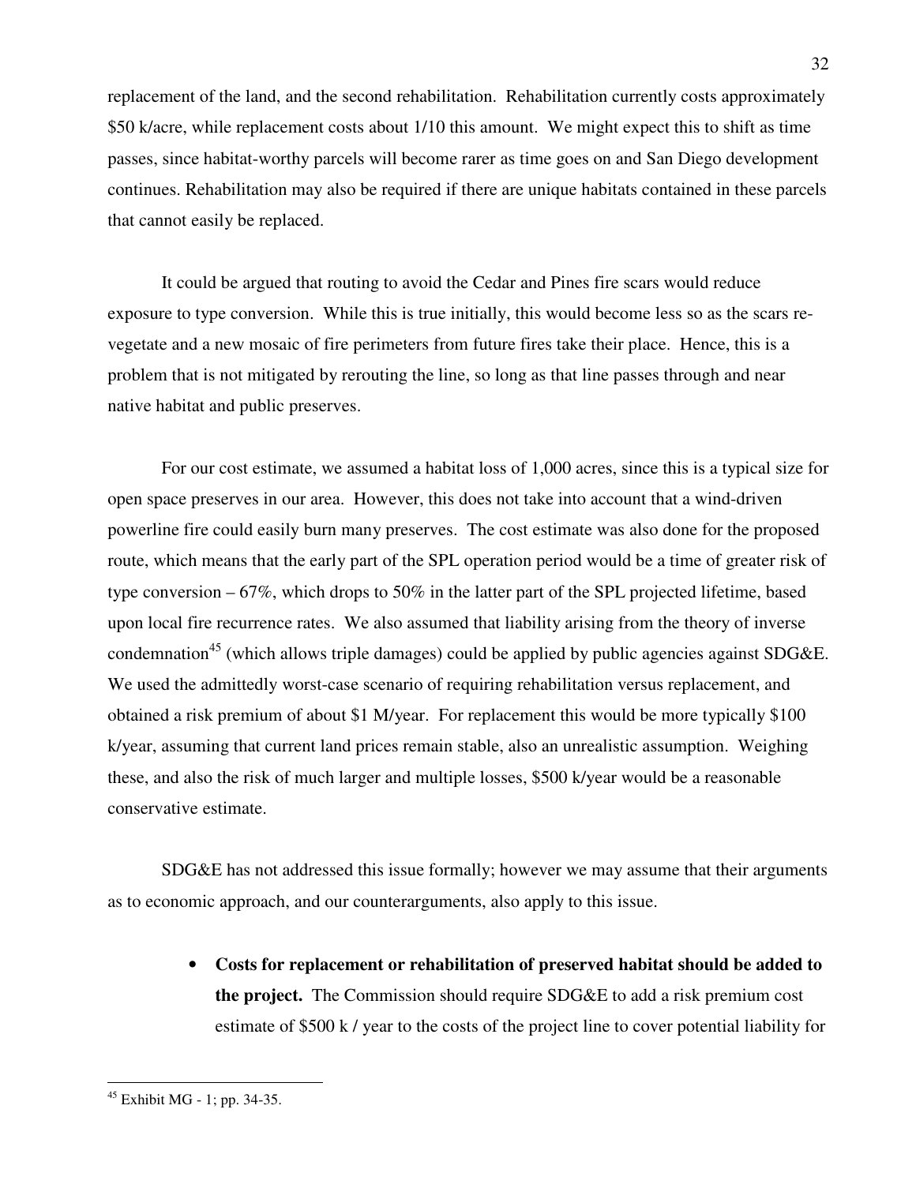replacement of the land, and the second rehabilitation. Rehabilitation currently costs approximately \$50 k/acre, while replacement costs about 1/10 this amount. We might expect this to shift as time passes, since habitat-worthy parcels will become rarer as time goes on and San Diego development continues. Rehabilitation may also be required if there are unique habitats contained in these parcels that cannot easily be replaced.

It could be argued that routing to avoid the Cedar and Pines fire scars would reduce exposure to type conversion. While this is true initially, this would become less so as the scars re-vegetate and a new mosaic of fire perimeters from future fires take their place. Hence, this is a problem that is not mitigated by rerouting the line, so long as that line passes through and near native habitat and public preserves.

For our cost estimate, we assumed a habitat loss of 1,000 acres, since this is a typical size for open space preserves in our area. However, this does not take into account that a wind-driven powerline fire could easily burn many preserves. The cost estimate was also done for the proposed route, which means that the early part of the SPL operation period would be a time of greater risk of type conversion – 67%, which drops to 50% in the latter part of the SPL projected lifetime, based upon local fire recurrence rates. We also assumed that liability arising from the theory of inverse condemnation[45] (which allows triple damages) could be applied by public agencies against SDG&E. We used the admittedly worst-case scenario of requiring rehabilitation versus replacement, and obtained a risk premium of about \$1 M/year. For replacement this would be more typically \$100 k/year, assuming that current land prices remain stable, also an unrealistic assumption. Weighing these, and also the risk of much larger and multiple losses, \$500 k/year would be a reasonable conservative estimate.

SDG&E has not addressed this issue formally; however we may assume that their arguments as to economic approach, and our counterarguments, also apply to this issue.

- **Costs for replacement or rehabilitation of preserved habitat should be added to the project.** The Commission should require SDG&E to add a risk premium cost estimate of \$500 k / year to the costs of the project line to cover potential liability for

---

[45] Exhibit MG - 1; pp. 34-35.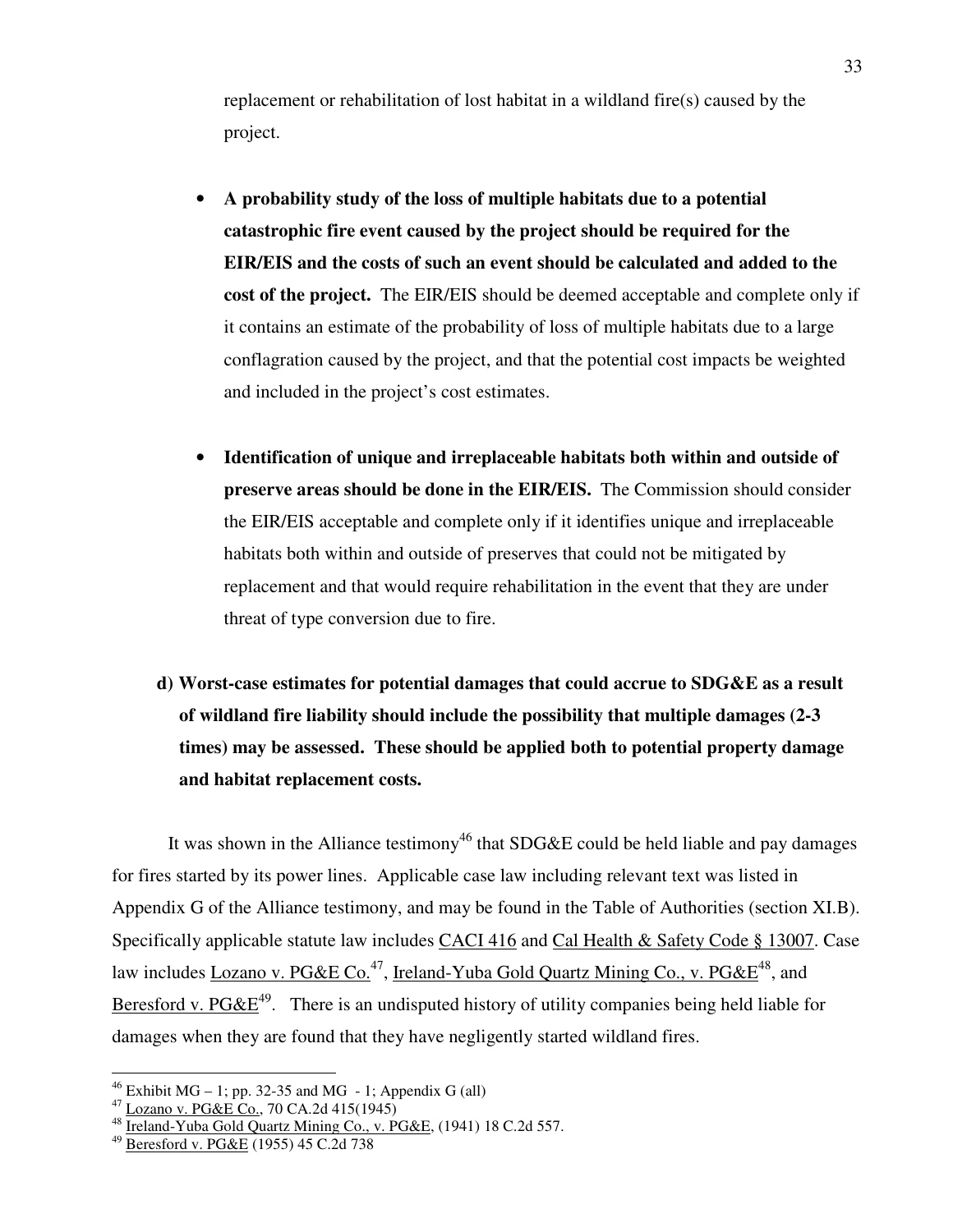replacement or rehabilitation of lost habitat in a wildland fire(s) caused by the project.

- **A probability study of the loss of multiple habitats due to a potential catastrophic fire event caused by the project should be required for the EIR/EIS and the costs of such an event should be calculated and added to the cost of the project.** The EIR/EIS should be deemed acceptable and complete only if it contains an estimate of the probability of loss of multiple habitats due to a large conflagration caused by the project, and that the potential cost impacts be weighted and included in the project's cost estimates.

- **Identification of unique and irreplaceable habitats both within and outside of preserve areas should be done in the EIR/EIS.** The Commission should consider the EIR/EIS acceptable and complete only if it identifies unique and irreplaceable habitats both within and outside of preserves that could not be mitigated by replacement and that would require rehabilitation in the event that they are under threat of type conversion due to fire.

**d) Worst-case estimates for potential damages that could accrue to SDG&E as a result of wildland fire liability should include the possibility that multiple damages (2-3 times) may be assessed. These should be applied both to potential property damage and habitat replacement costs.**

It was shown in the Alliance testimony[46] that SDG&E could be held liable and pay damages for fires started by its power lines. Applicable case law including relevant text was listed in Appendix G of the Alliance testimony, and may be found in the Table of Authorities (section XI.B). Specifically applicable statute law includes CACI 416 and Cal Health & Safety Code § 13007. Case law includes Lozano v. PG&E Co.[47], Ireland-Yuba Gold Quartz Mining Co., v. PG&E[48], and Beresford v. PG&E[49]. There is an undisputed history of utility companies being held liable for damages when they are found that they have negligently started wildland fires.

---

[46] Exhibit MG – 1; pp. 32-35 and MG - 1; Appendix G (all)

[47] Lozano v. PG&E Co., 70 CA.2d 415(1945)

[48] Ireland-Yuba Gold Quartz Mining Co., v. PG&E, (1941) 18 C.2d 557.

[49] Beresford v. PG&E (1955) 45 C.2d 738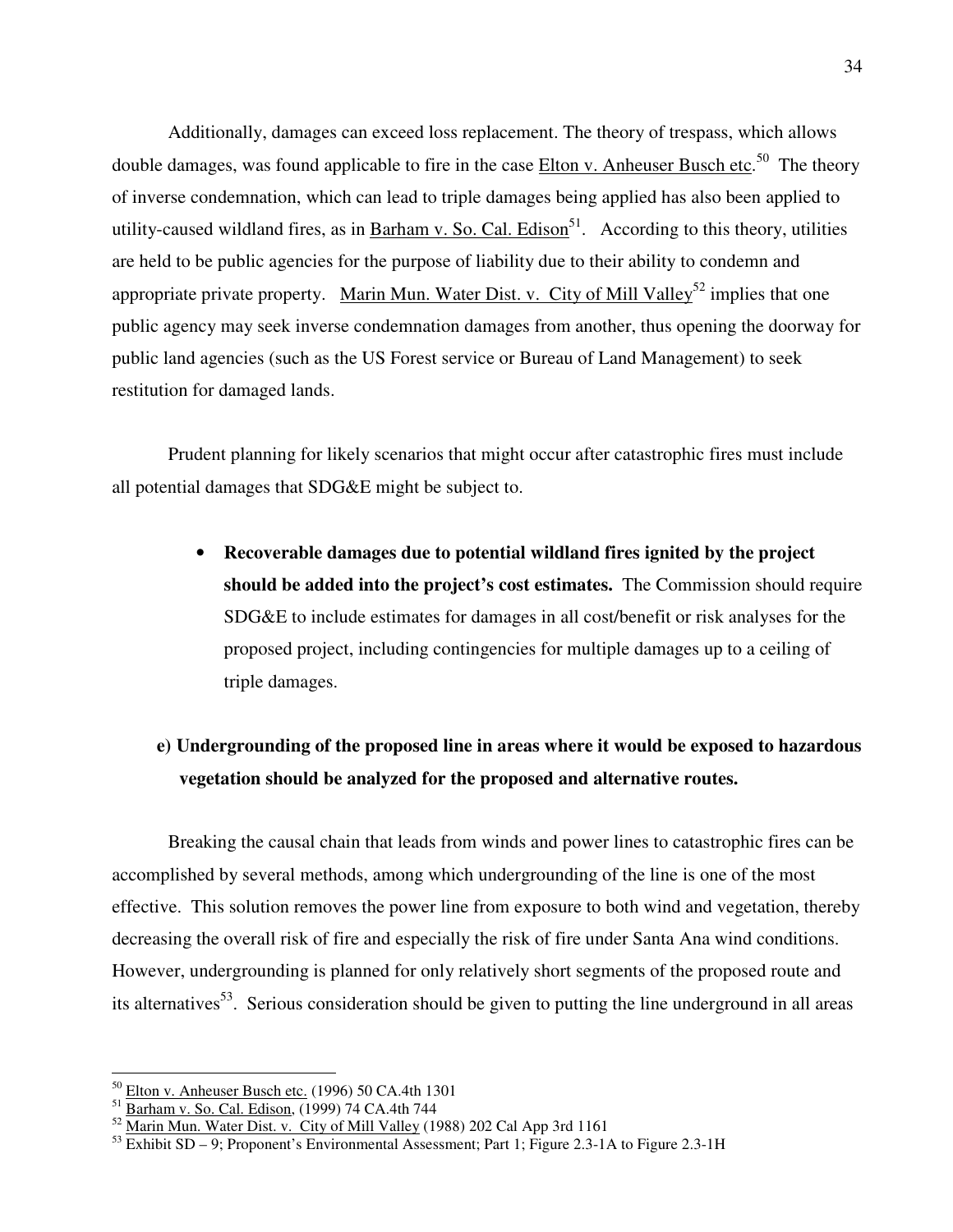Additionally, damages can exceed loss replacement. The theory of trespass, which allows double damages, was found applicable to fire in the case Elton v. Anheuser Busch etc.[50] The theory of inverse condemnation, which can lead to triple damages being applied has also been applied to utility-caused wildland fires, as in Barham v. So. Cal. Edison[51]. According to this theory, utilities are held to be public agencies for the purpose of liability due to their ability to condemn and appropriate private property. Marin Mun. Water Dist. v. City of Mill Valley[52] implies that one public agency may seek inverse condemnation damages from another, thus opening the doorway for public land agencies (such as the US Forest service or Bureau of Land Management) to seek restitution for damaged lands.

Prudent planning for likely scenarios that might occur after catastrophic fires must include all potential damages that SDG&E might be subject to.

- **Recoverable damages due to potential wildland fires ignited by the project should be added into the project's cost estimates.** The Commission should require SDG&E to include estimates for damages in all cost/benefit or risk analyses for the proposed project, including contingencies for multiple damages up to a ceiling of triple damages.

**e) Undergrounding of the proposed line in areas where it would be exposed to hazardous vegetation should be analyzed for the proposed and alternative routes.**

Breaking the causal chain that leads from winds and power lines to catastrophic fires can be accomplished by several methods, among which undergrounding of the line is one of the most effective. This solution removes the power line from exposure to both wind and vegetation, thereby decreasing the overall risk of fire and especially the risk of fire under Santa Ana wind conditions. However, undergrounding is planned for only relatively short segments of the proposed route and its alternatives[53]. Serious consideration should be given to putting the line underground in all areas

---

[50] Elton v. Anheuser Busch etc. (1996) 50 CA.4th 1301
[51] Barham v. So. Cal. Edison, (1999) 74 CA.4th 744
[52] Marin Mun. Water Dist. v. City of Mill Valley (1988) 202 Cal App 3rd 1161
[53] Exhibit SD – 9; Proponent's Environmental Assessment; Part 1; Figure 2.3-1A to Figure 2.3-1H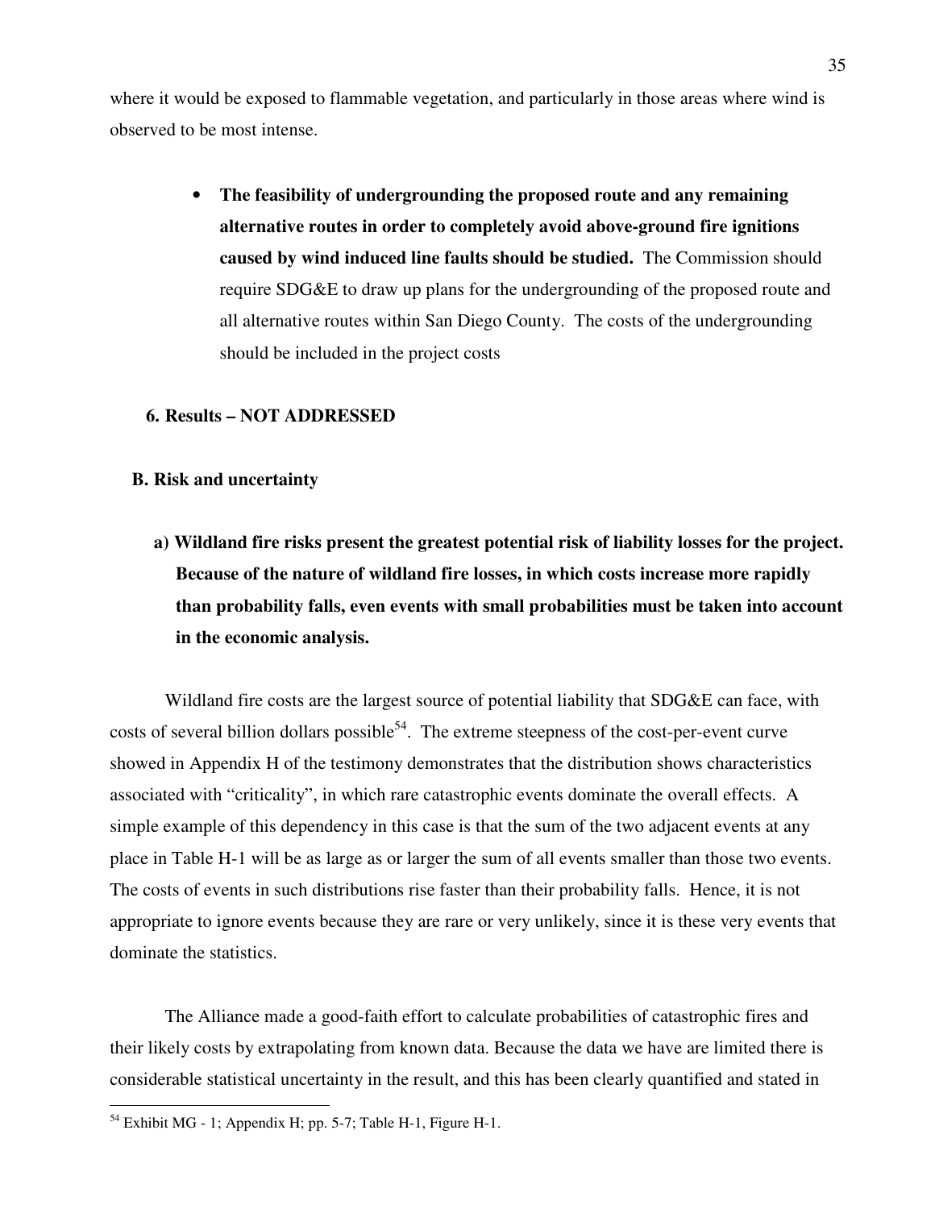where it would be exposed to flammable vegetation, and particularly in those areas where wind is observed to be most intense.

- **The feasibility of undergrounding the proposed route and any remaining alternative routes in order to completely avoid above-ground fire ignitions caused by wind induced line faults should be studied.** The Commission should require SDG&E to draw up plans for the undergrounding of the proposed route and all alternative routes within San Diego County. The costs of the undergrounding should be included in the project costs

**6. Results – NOT ADDRESSED**

**B. Risk and uncertainty**

**a) Wildland fire risks present the greatest potential risk of liability losses for the project. Because of the nature of wildland fire losses, in which costs increase more rapidly than probability falls, even events with small probabilities must be taken into account in the economic analysis.**

Wildland fire costs are the largest source of potential liability that SDG&E can face, with costs of several billion dollars possible[54]. The extreme steepness of the cost-per-event curve showed in Appendix H of the testimony demonstrates that the distribution shows characteristics associated with "criticality", in which rare catastrophic events dominate the overall effects. A simple example of this dependency in this case is that the sum of the two adjacent events at any place in Table H-1 will be as large as or larger the sum of all events smaller than those two events. The costs of events in such distributions rise faster than their probability falls. Hence, it is not appropriate to ignore events because they are rare or very unlikely, since it is these very events that dominate the statistics.

The Alliance made a good-faith effort to calculate probabilities of catastrophic fires and their likely costs by extrapolating from known data. Because the data we have are limited there is considerable statistical uncertainty in the result, and this has been clearly quantified and stated in

[54] Exhibit MG - 1; Appendix H; pp. 5-7; Table H-1, Figure H-1.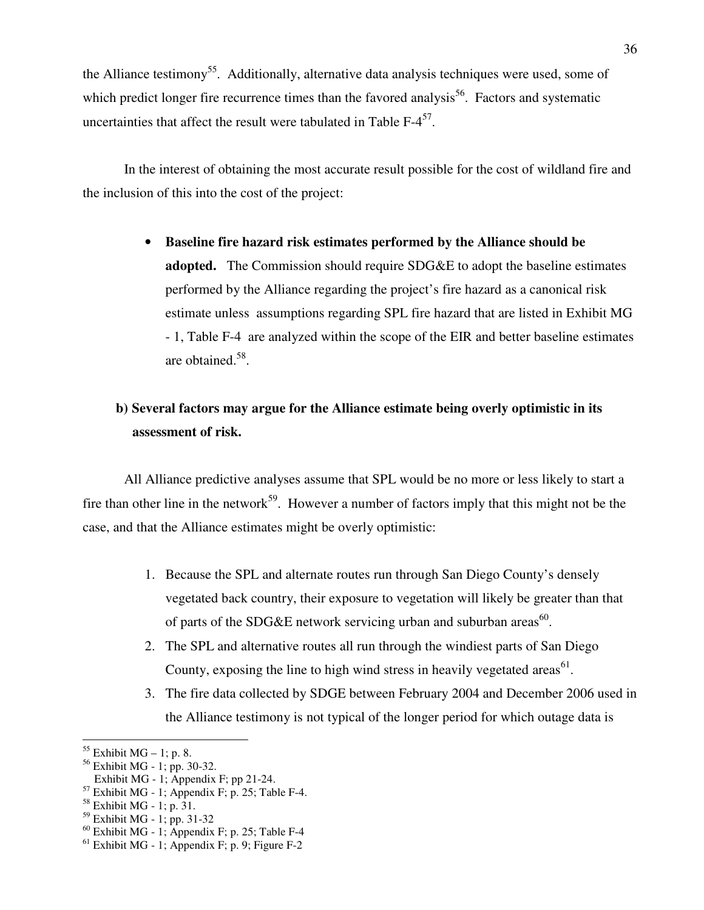the Alliance testimony[55]. Additionally, alternative data analysis techniques were used, some of which predict longer fire recurrence times than the favored analysis[56]. Factors and systematic uncertainties that affect the result were tabulated in Table F-4[57].

In the interest of obtaining the most accurate result possible for the cost of wildland fire and the inclusion of this into the cost of the project:

- **Baseline fire hazard risk estimates performed by the Alliance should be adopted.** The Commission should require SDG&E to adopt the baseline estimates performed by the Alliance regarding the project's fire hazard as a canonical risk estimate unless assumptions regarding SPL fire hazard that are listed in Exhibit MG - 1, Table F-4 are analyzed within the scope of the EIR and better baseline estimates are obtained.[58].

**b) Several factors may argue for the Alliance estimate being overly optimistic in its assessment of risk.**

All Alliance predictive analyses assume that SPL would be no more or less likely to start a fire than other line in the network[59]. However a number of factors imply that this might not be the case, and that the Alliance estimates might be overly optimistic:

1. Because the SPL and alternate routes run through San Diego County's densely vegetated back country, their exposure to vegetation will likely be greater than that of parts of the SDG&E network servicing urban and suburban areas[60].
2. The SPL and alternative routes all run through the windiest parts of San Diego County, exposing the line to high wind stress in heavily vegetated areas[61].
3. The fire data collected by SDGE between February 2004 and December 2006 used in the Alliance testimony is not typical of the longer period for which outage data is

[55] Exhibit MG – 1; p. 8.
[56] Exhibit MG - 1; pp. 30-32.
Exhibit MG - 1; Appendix F; pp 21-24.
[57] Exhibit MG - 1; Appendix F; p. 25; Table F-4.
[58] Exhibit MG - 1; p. 31.
[59] Exhibit MG - 1; pp. 31-32
[60] Exhibit MG - 1; Appendix F; p. 25; Table F-4
[61] Exhibit MG - 1; Appendix F; p. 9; Figure F-2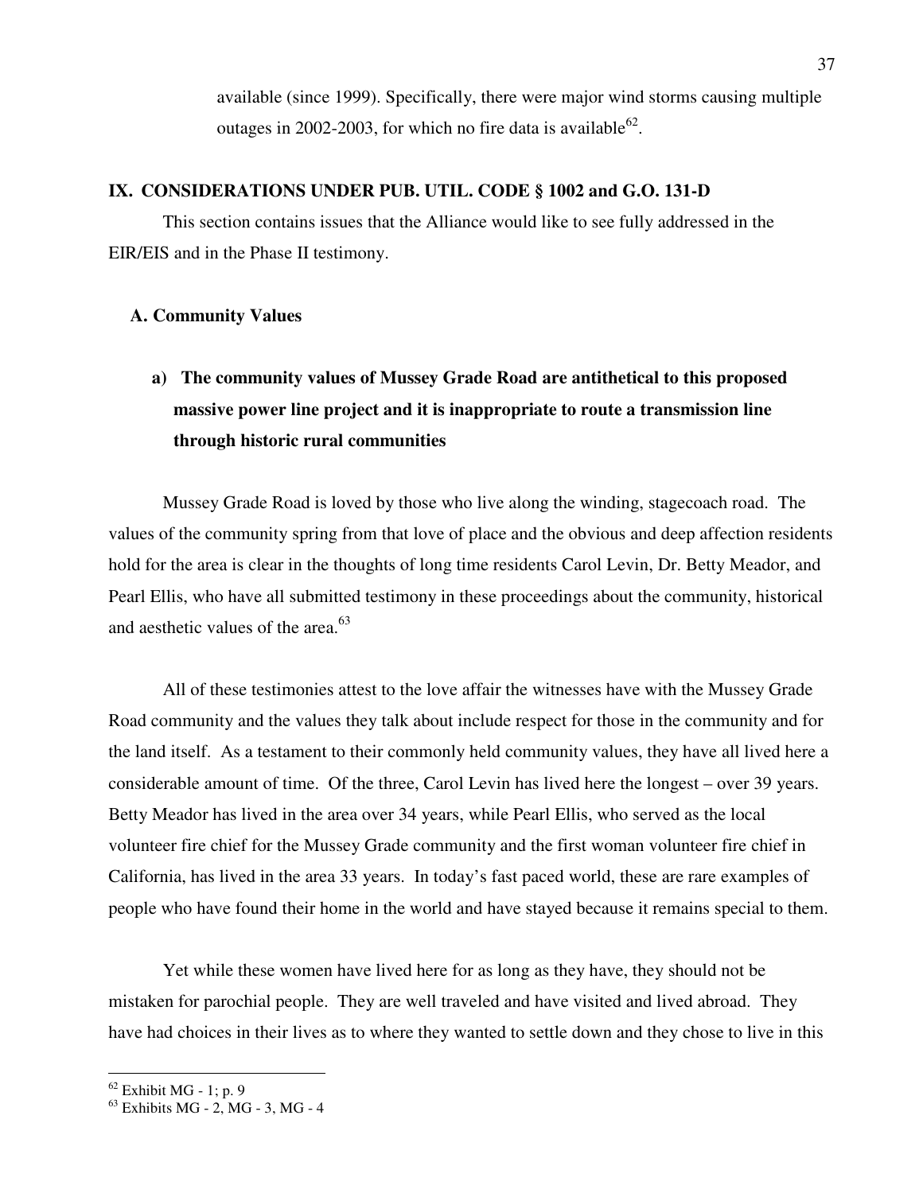available (since 1999). Specifically, there were major wind storms causing multiple outages in 2002-2003, for which no fire data is available[62].

## IX. CONSIDERATIONS UNDER PUB. UTIL. CODE § 1002 and G.O. 131-D

This section contains issues that the Alliance would like to see fully addressed in the EIR/EIS and in the Phase II testimony.

### A. Community Values

#### a) The community values of Mussey Grade Road are antithetical to this proposed massive power line project and it is inappropriate to route a transmission line through historic rural communities

Mussey Grade Road is loved by those who live along the winding, stagecoach road. The values of the community spring from that love of place and the obvious and deep affection residents hold for the area is clear in the thoughts of long time residents Carol Levin, Dr. Betty Meador, and Pearl Ellis, who have all submitted testimony in these proceedings about the community, historical and aesthetic values of the area.[63]

All of these testimonies attest to the love affair the witnesses have with the Mussey Grade Road community and the values they talk about include respect for those in the community and for the land itself. As a testament to their commonly held community values, they have all lived here a considerable amount of time. Of the three, Carol Levin has lived here the longest – over 39 years. Betty Meador has lived in the area over 34 years, while Pearl Ellis, who served as the local volunteer fire chief for the Mussey Grade community and the first woman volunteer fire chief in California, has lived in the area 33 years. In today's fast paced world, these are rare examples of people who have found their home in the world and have stayed because it remains special to them.

Yet while these women have lived here for as long as they have, they should not be mistaken for parochial people. They are well traveled and have visited and lived abroad. They have had choices in their lives as to where they wanted to settle down and they chose to live in this

---

[62] Exhibit MG - 1; p. 9

[63] Exhibits MG - 2, MG - 3, MG - 4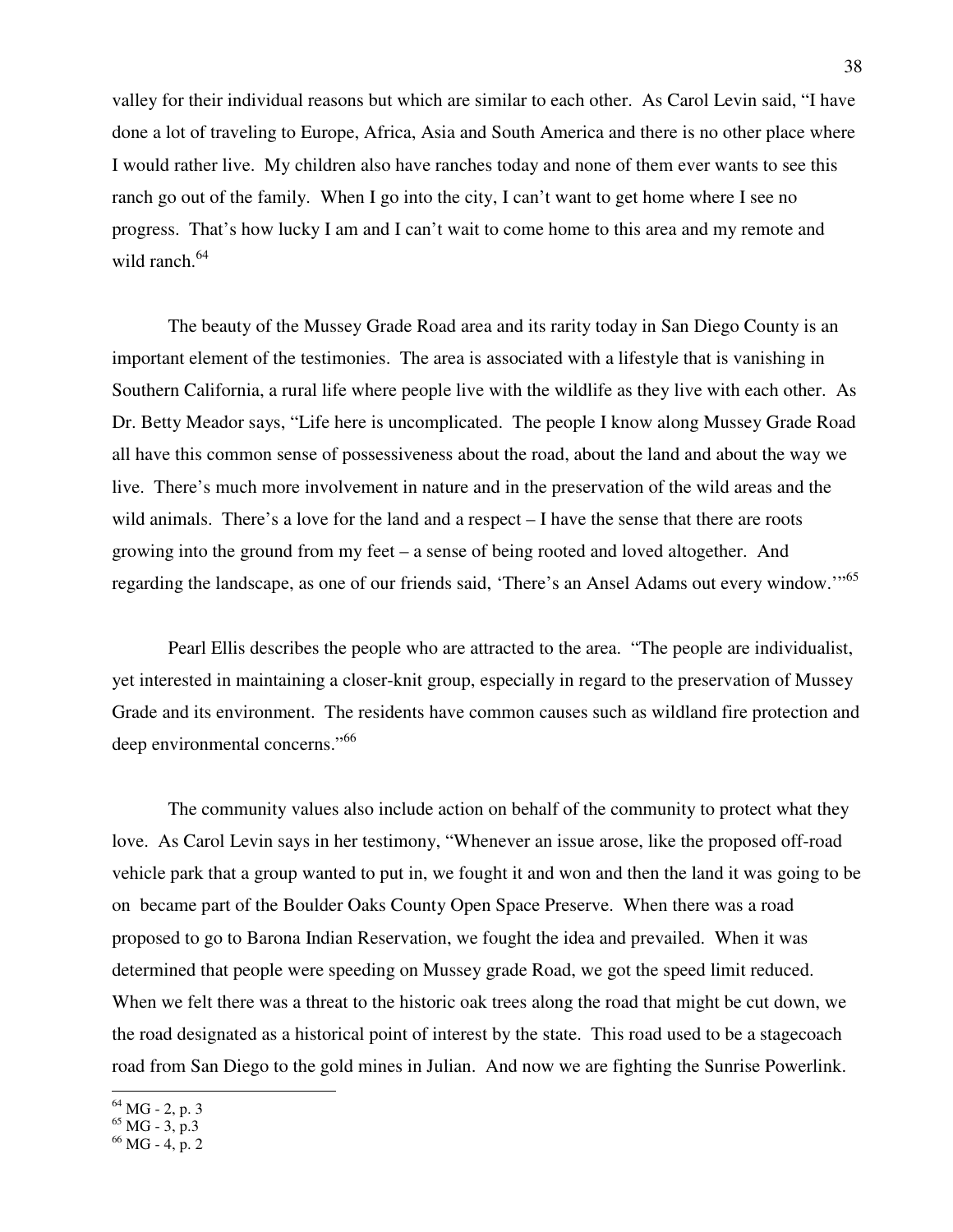valley for their individual reasons but which are similar to each other. As Carol Levin said, "I have done a lot of traveling to Europe, Africa, Asia and South America and there is no other place where I would rather live. My children also have ranches today and none of them ever wants to see this ranch go out of the family. When I go into the city, I can't want to get home where I see no progress. That's how lucky I am and I can't wait to come home to this area and my remote and wild ranch.[64]

The beauty of the Mussey Grade Road area and its rarity today in San Diego County is an important element of the testimonies. The area is associated with a lifestyle that is vanishing in Southern California, a rural life where people live with the wildlife as they live with each other. As Dr. Betty Meador says, "Life here is uncomplicated. The people I know along Mussey Grade Road all have this common sense of possessiveness about the road, about the land and about the way we live. There's much more involvement in nature and in the preservation of the wild areas and the wild animals. There's a love for the land and a respect – I have the sense that there are roots growing into the ground from my feet – a sense of being rooted and loved altogether. And regarding the landscape, as one of our friends said, 'There's an Ansel Adams out every window.'"[65]

Pearl Ellis describes the people who are attracted to the area. "The people are individualist, yet interested in maintaining a closer-knit group, especially in regard to the preservation of Mussey Grade and its environment. The residents have common causes such as wildland fire protection and deep environmental concerns."[66]

The community values also include action on behalf of the community to protect what they love. As Carol Levin says in her testimony, "Whenever an issue arose, like the proposed off-road vehicle park that a group wanted to put in, we fought it and won and then the land it was going to be on became part of the Boulder Oaks County Open Space Preserve. When there was a road proposed to go to Barona Indian Reservation, we fought the idea and prevailed. When it was determined that people were speeding on Mussey grade Road, we got the speed limit reduced. When we felt there was a threat to the historic oak trees along the road that might be cut down, we the road designated as a historical point of interest by the state. This road used to be a stagecoach road from San Diego to the gold mines in Julian. And now we are fighting the Sunrise Powerlink.

---

[64] MG - 2, p. 3
[65] MG - 3, p.3
[66] MG - 4, p. 2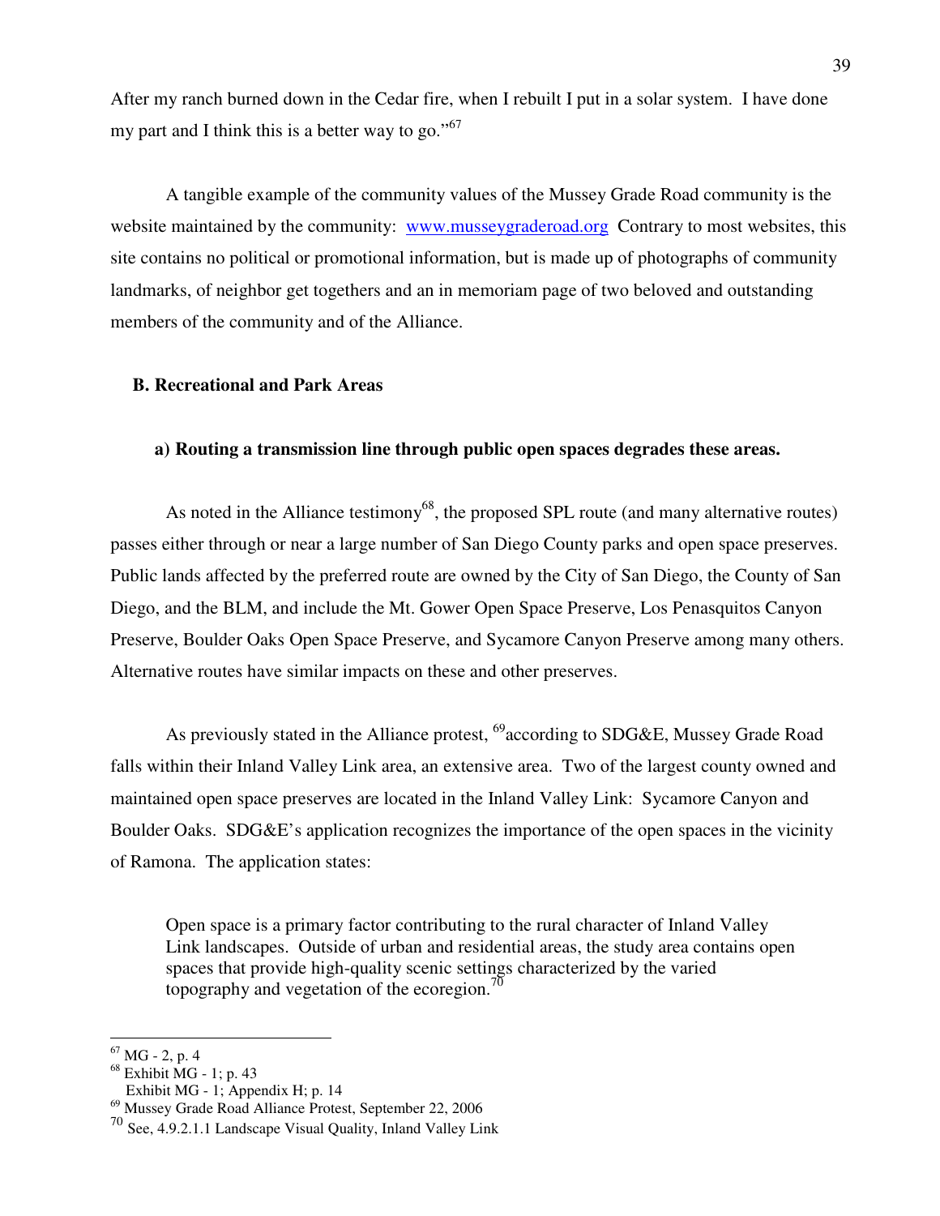After my ranch burned down in the Cedar fire, when I rebuilt I put in a solar system. I have done my part and I think this is a better way to go."[67]

A tangible example of the community values of the Mussey Grade Road community is the website maintained by the community: www.musseygraderoad.org Contrary to most websites, this site contains no political or promotional information, but is made up of photographs of community landmarks, of neighbor get togethers and an in memoriam page of two beloved and outstanding members of the community and of the Alliance.

## B. Recreational and Park Areas

### a) Routing a transmission line through public open spaces degrades these areas.

As noted in the Alliance testimony[68], the proposed SPL route (and many alternative routes) passes either through or near a large number of San Diego County parks and open space preserves. Public lands affected by the preferred route are owned by the City of San Diego, the County of San Diego, and the BLM, and include the Mt. Gower Open Space Preserve, Los Penasquitos Canyon Preserve, Boulder Oaks Open Space Preserve, and Sycamore Canyon Preserve among many others. Alternative routes have similar impacts on these and other preserves.

As previously stated in the Alliance protest, [69]according to SDG&E, Mussey Grade Road falls within their Inland Valley Link area, an extensive area. Two of the largest county owned and maintained open space preserves are located in the Inland Valley Link: Sycamore Canyon and Boulder Oaks. SDG&E's application recognizes the importance of the open spaces in the vicinity of Ramona. The application states:

> Open space is a primary factor contributing to the rural character of Inland Valley Link landscapes. Outside of urban and residential areas, the study area contains open spaces that provide high-quality scenic settings characterized by the varied topography and vegetation of the ecoregion.[70]

---

[67] MG - 2, p. 4

[68] Exhibit MG - 1; p. 43
Exhibit MG - 1; Appendix H; p. 14

[69] Mussey Grade Road Alliance Protest, September 22, 2006

[70] See, 4.9.2.1.1 Landscape Visual Quality, Inland Valley Link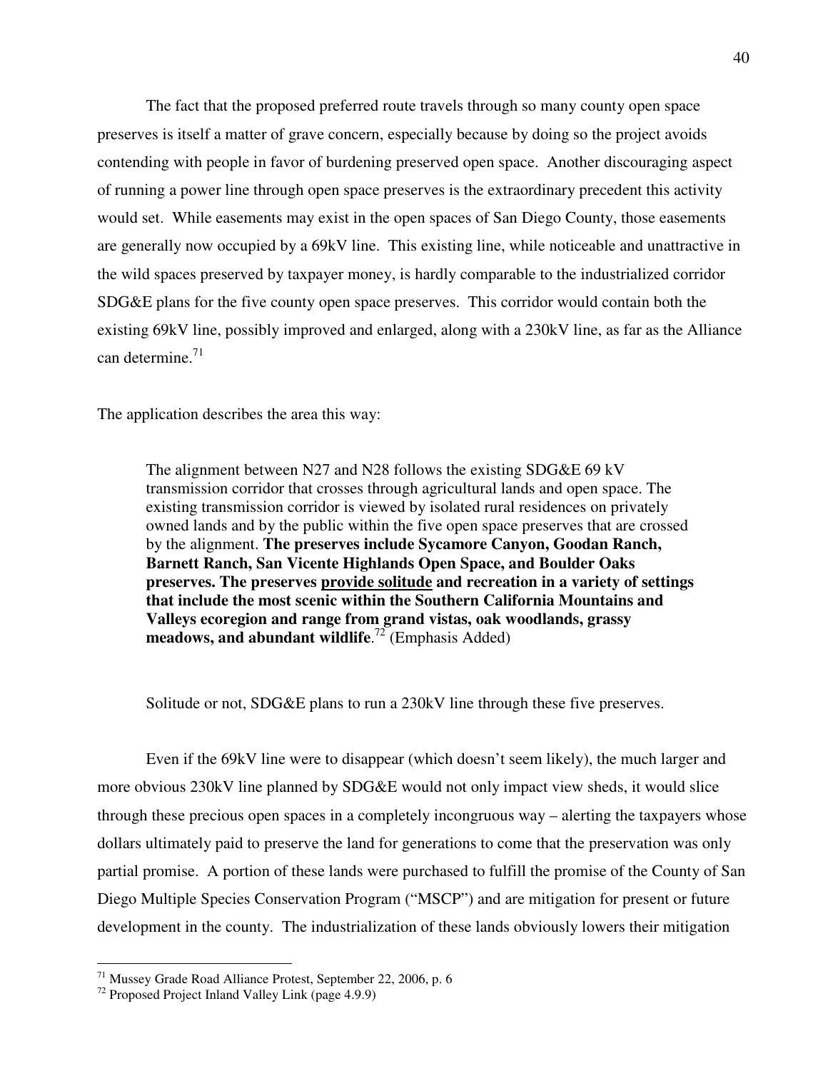The fact that the proposed preferred route travels through so many county open space preserves is itself a matter of grave concern, especially because by doing so the project avoids contending with people in favor of burdening preserved open space. Another discouraging aspect of running a power line through open space preserves is the extraordinary precedent this activity would set. While easements may exist in the open spaces of San Diego County, those easements are generally now occupied by a 69kV line. This existing line, while noticeable and unattractive in the wild spaces preserved by taxpayer money, is hardly comparable to the industrialized corridor SDG&E plans for the five county open space preserves. This corridor would contain both the existing 69kV line, possibly improved and enlarged, along with a 230kV line, as far as the Alliance can determine.[71]

The application describes the area this way:

> The alignment between N27 and N28 follows the existing SDG&E 69 kV transmission corridor that crosses through agricultural lands and open space. The existing transmission corridor is viewed by isolated rural residences on privately owned lands and by the public within the five open space preserves that are crossed by the alignment. **The preserves include Sycamore Canyon, Goodan Ranch, Barnett Ranch, San Vicente Highlands Open Space, and Boulder Oaks preserves. The preserves <u>provide solitude</u> and recreation in a variety of settings that include the most scenic within the Southern California Mountains and Valleys ecoregion and range from grand vistas, oak woodlands, grassy meadows, and abundant wildlife**.[72] (Emphasis Added)

Solitude or not, SDG&E plans to run a 230kV line through these five preserves.

Even if the 69kV line were to disappear (which doesn't seem likely), the much larger and more obvious 230kV line planned by SDG&E would not only impact view sheds, it would slice through these precious open spaces in a completely incongruous way – alerting the taxpayers whose dollars ultimately paid to preserve the land for generations to come that the preservation was only partial promise. A portion of these lands were purchased to fulfill the promise of the County of San Diego Multiple Species Conservation Program ("MSCP") and are mitigation for present or future development in the county. The industrialization of these lands obviously lowers their mitigation

---

[71] Mussey Grade Road Alliance Protest, September 22, 2006, p. 6

[72] Proposed Project Inland Valley Link (page 4.9.9)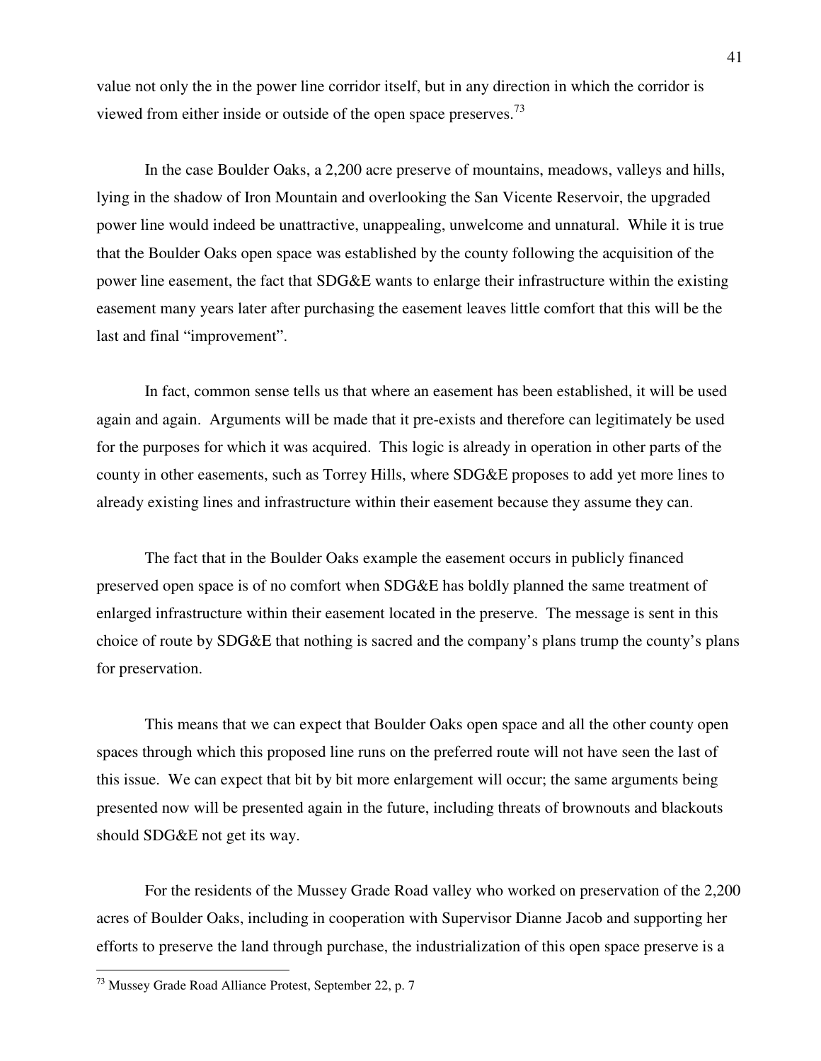value not only the in the power line corridor itself, but in any direction in which the corridor is viewed from either inside or outside of the open space preserves.[73]

In the case Boulder Oaks, a 2,200 acre preserve of mountains, meadows, valleys and hills, lying in the shadow of Iron Mountain and overlooking the San Vicente Reservoir, the upgraded power line would indeed be unattractive, unappealing, unwelcome and unnatural. While it is true that the Boulder Oaks open space was established by the county following the acquisition of the power line easement, the fact that SDG&E wants to enlarge their infrastructure within the existing easement many years later after purchasing the easement leaves little comfort that this will be the last and final "improvement".

In fact, common sense tells us that where an easement has been established, it will be used again and again. Arguments will be made that it pre-exists and therefore can legitimately be used for the purposes for which it was acquired. This logic is already in operation in other parts of the county in other easements, such as Torrey Hills, where SDG&E proposes to add yet more lines to already existing lines and infrastructure within their easement because they assume they can.

The fact that in the Boulder Oaks example the easement occurs in publicly financed preserved open space is of no comfort when SDG&E has boldly planned the same treatment of enlarged infrastructure within their easement located in the preserve. The message is sent in this choice of route by SDG&E that nothing is sacred and the company's plans trump the county's plans for preservation.

This means that we can expect that Boulder Oaks open space and all the other county open spaces through which this proposed line runs on the preferred route will not have seen the last of this issue. We can expect that bit by bit more enlargement will occur; the same arguments being presented now will be presented again in the future, including threats of brownouts and blackouts should SDG&E not get its way.

For the residents of the Mussey Grade Road valley who worked on preservation of the 2,200 acres of Boulder Oaks, including in cooperation with Supervisor Dianne Jacob and supporting her efforts to preserve the land through purchase, the industrialization of this open space preserve is a

---

[73] Mussey Grade Road Alliance Protest, September 22, p. 7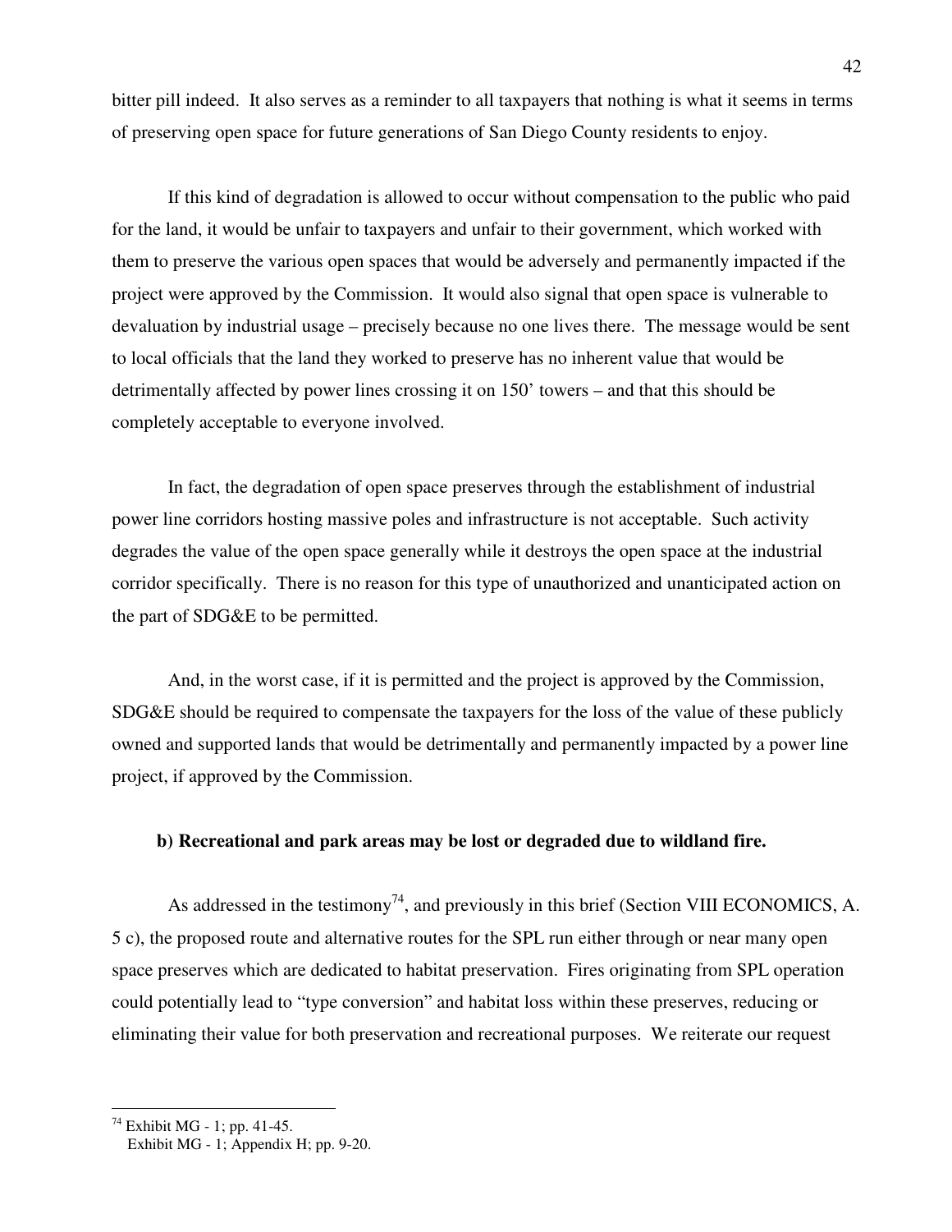bitter pill indeed. It also serves as a reminder to all taxpayers that nothing is what it seems in terms of preserving open space for future generations of San Diego County residents to enjoy.

If this kind of degradation is allowed to occur without compensation to the public who paid for the land, it would be unfair to taxpayers and unfair to their government, which worked with them to preserve the various open spaces that would be adversely and permanently impacted if the project were approved by the Commission. It would also signal that open space is vulnerable to devaluation by industrial usage – precisely because no one lives there. The message would be sent to local officials that the land they worked to preserve has no inherent value that would be detrimentally affected by power lines crossing it on 150' towers – and that this should be completely acceptable to everyone involved.

In fact, the degradation of open space preserves through the establishment of industrial power line corridors hosting massive poles and infrastructure is not acceptable. Such activity degrades the value of the open space generally while it destroys the open space at the industrial corridor specifically. There is no reason for this type of unauthorized and unanticipated action on the part of SDG&E to be permitted.

And, in the worst case, if it is permitted and the project is approved by the Commission, SDG&E should be required to compensate the taxpayers for the loss of the value of these publicly owned and supported lands that would be detrimentally and permanently impacted by a power line project, if approved by the Commission.

**b) Recreational and park areas may be lost or degraded due to wildland fire.**

As addressed in the testimony[74], and previously in this brief (Section VIII ECONOMICS, A. 5 c), the proposed route and alternative routes for the SPL run either through or near many open space preserves which are dedicated to habitat preservation. Fires originating from SPL operation could potentially lead to "type conversion" and habitat loss within these preserves, reducing or eliminating their value for both preservation and recreational purposes. We reiterate our request

---

[74] Exhibit MG - 1; pp. 41-45.
Exhibit MG - 1; Appendix H; pp. 9-20.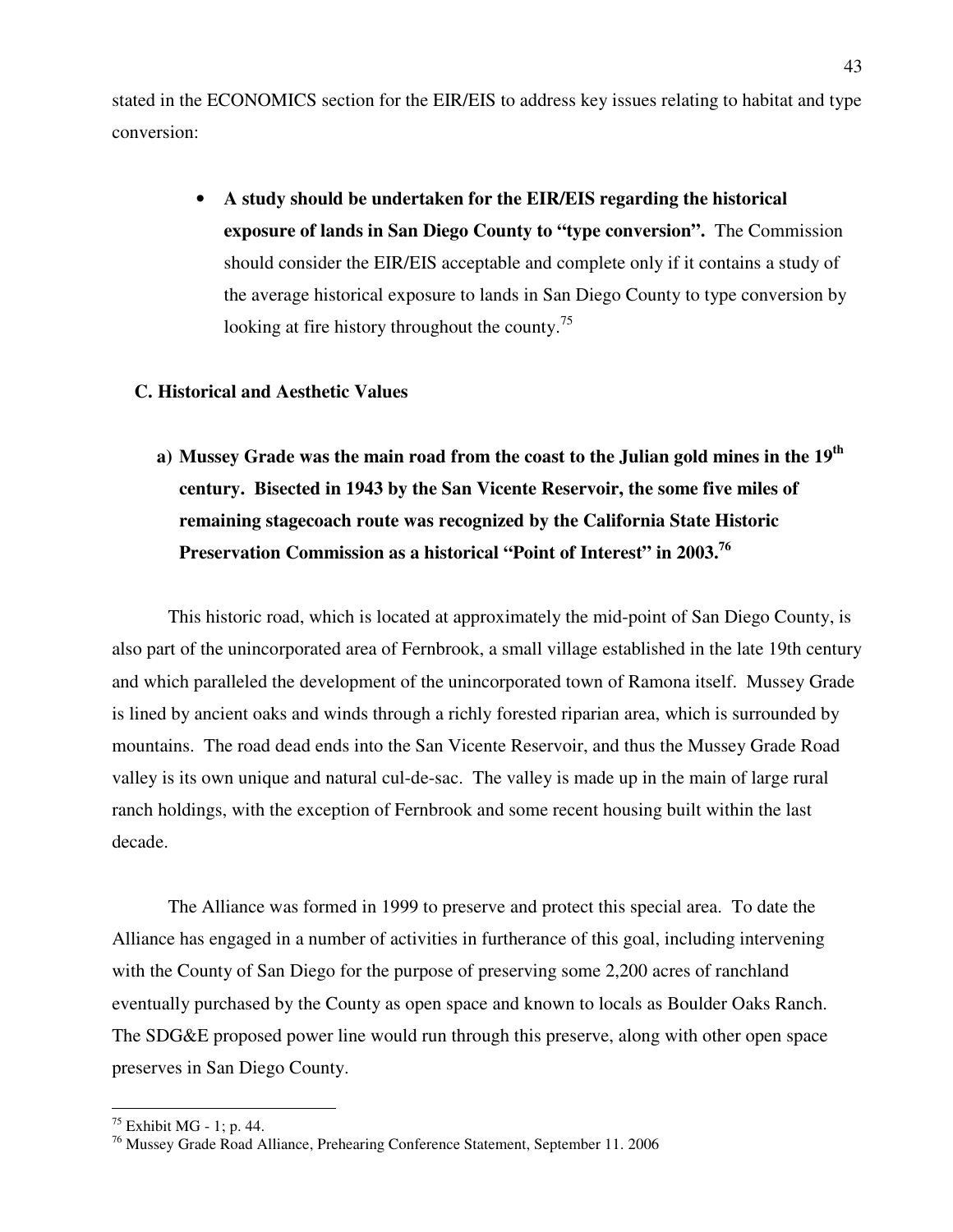stated in the ECONOMICS section for the EIR/EIS to address key issues relating to habitat and type conversion:

- **A study should be undertaken for the EIR/EIS regarding the historical exposure of lands in San Diego County to "type conversion".** The Commission should consider the EIR/EIS acceptable and complete only if it contains a study of the average historical exposure to lands in San Diego County to type conversion by looking at fire history throughout the county.[75]

### C. Historical and Aesthetic Values

**a) Mussey Grade was the main road from the coast to the Julian gold mines in the 19th century. Bisected in 1943 by the San Vicente Reservoir, the some five miles of remaining stagecoach route was recognized by the California State Historic Preservation Commission as a historical "Point of Interest" in 2003.[76]**

This historic road, which is located at approximately the mid-point of San Diego County, is also part of the unincorporated area of Fernbrook, a small village established in the late 19th century and which paralleled the development of the unincorporated town of Ramona itself. Mussey Grade is lined by ancient oaks and winds through a richly forested riparian area, which is surrounded by mountains. The road dead ends into the San Vicente Reservoir, and thus the Mussey Grade Road valley is its own unique and natural cul-de-sac. The valley is made up in the main of large rural ranch holdings, with the exception of Fernbrook and some recent housing built within the last decade.

The Alliance was formed in 1999 to preserve and protect this special area. To date the Alliance has engaged in a number of activities in furtherance of this goal, including intervening with the County of San Diego for the purpose of preserving some 2,200 acres of ranchland eventually purchased by the County as open space and known to locals as Boulder Oaks Ranch. The SDG&E proposed power line would run through this preserve, along with other open space preserves in San Diego County.

---

[75] Exhibit MG - 1; p. 44.

[76] Mussey Grade Road Alliance, Prehearing Conference Statement, September 11. 2006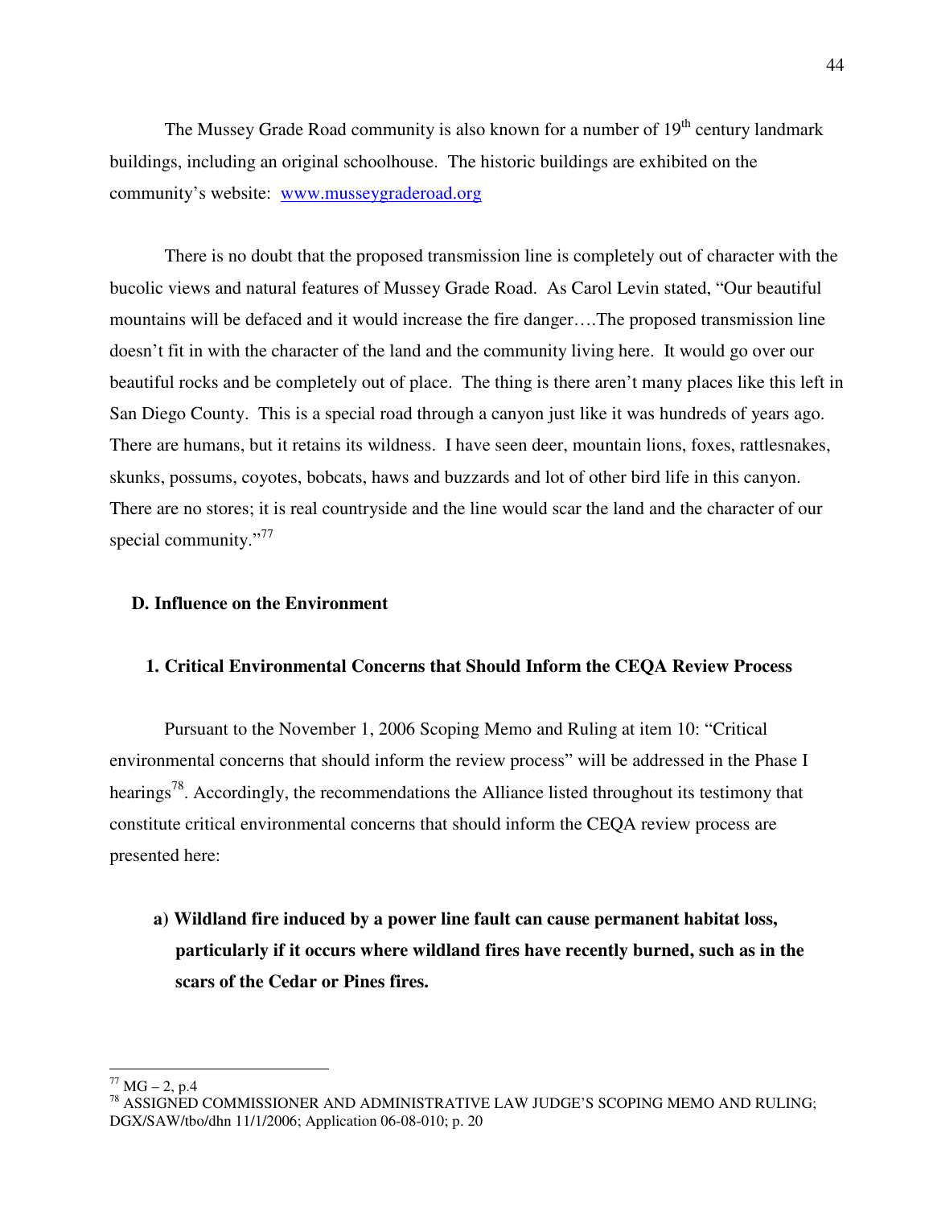The Mussey Grade Road community is also known for a number of 19th century landmark buildings, including an original schoolhouse. The historic buildings are exhibited on the community's website: [www.musseygraderoad.org](http://www.musseygraderoad.org)

There is no doubt that the proposed transmission line is completely out of character with the bucolic views and natural features of Mussey Grade Road. As Carol Levin stated, "Our beautiful mountains will be defaced and it would increase the fire danger….The proposed transmission line doesn't fit in with the character of the land and the community living here. It would go over our beautiful rocks and be completely out of place. The thing is there aren't many places like this left in San Diego County. This is a special road through a canyon just like it was hundreds of years ago. There are humans, but it retains its wildness. I have seen deer, mountain lions, foxes, rattlesnakes, skunks, possums, coyotes, bobcats, haws and buzzards and lot of other bird life in this canyon. There are no stores; it is real countryside and the line would scar the land and the character of our special community."[77]

### D. Influence on the Environment

#### 1. Critical Environmental Concerns that Should Inform the CEQA Review Process

Pursuant to the November 1, 2006 Scoping Memo and Ruling at item 10: "Critical environmental concerns that should inform the review process" will be addressed in the Phase I hearings[78]. Accordingly, the recommendations the Alliance listed throughout its testimony that constitute critical environmental concerns that should inform the CEQA review process are presented here:

**a) Wildland fire induced by a power line fault can cause permanent habitat loss, particularly if it occurs where wildland fires have recently burned, such as in the scars of the Cedar or Pines fires.**

---

[77] MG – 2, p.4

[78] ASSIGNED COMMISSIONER AND ADMINISTRATIVE LAW JUDGE'S SCOPING MEMO AND RULING; DGX/SAW/tbo/dhn 11/1/2006; Application 06-08-010; p. 20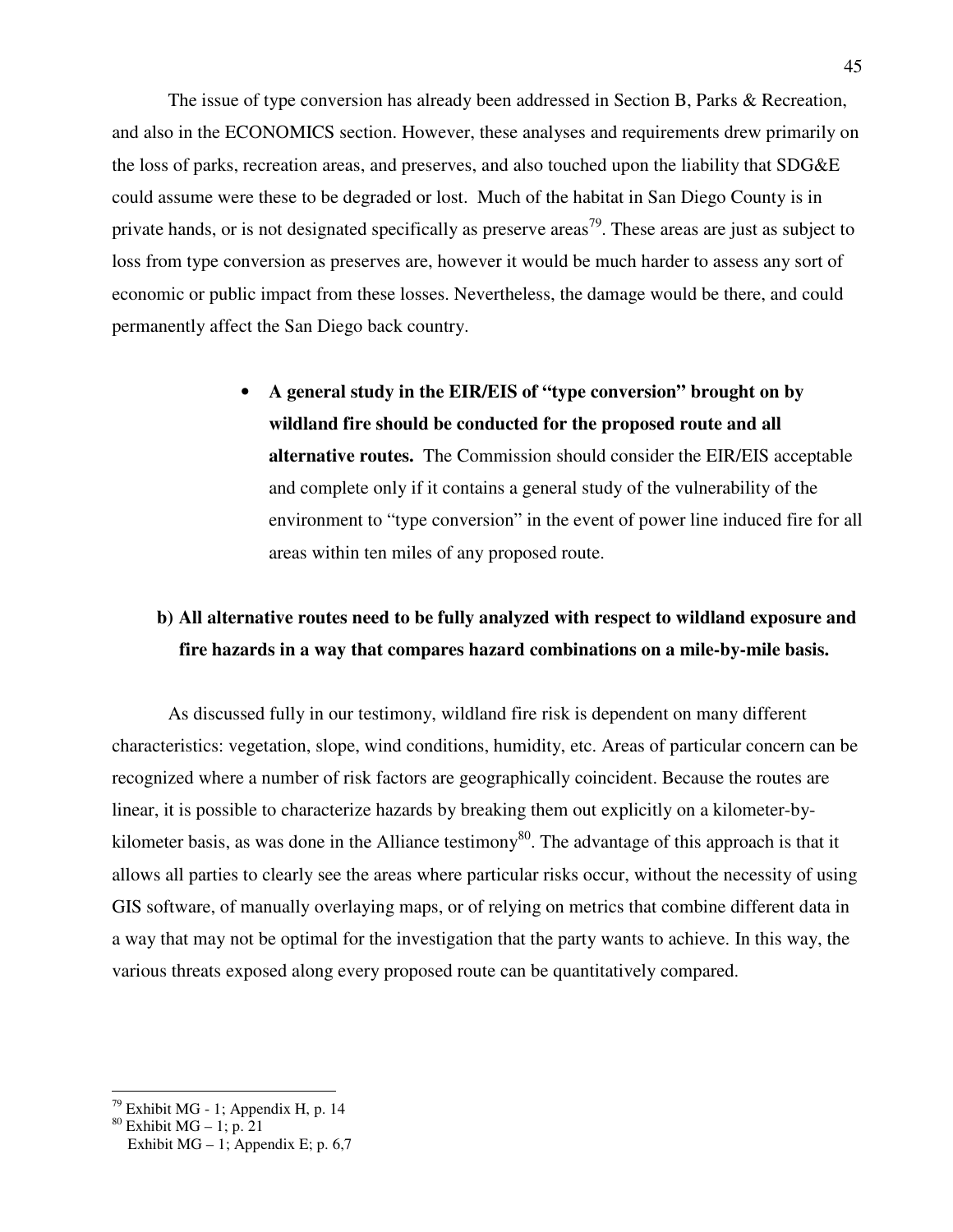The issue of type conversion has already been addressed in Section B, Parks & Recreation, and also in the ECONOMICS section. However, these analyses and requirements drew primarily on the loss of parks, recreation areas, and preserves, and also touched upon the liability that SDG&E could assume were these to be degraded or lost. Much of the habitat in San Diego County is in private hands, or is not designated specifically as preserve areas[79]. These areas are just as subject to loss from type conversion as preserves are, however it would be much harder to assess any sort of economic or public impact from these losses. Nevertheless, the damage would be there, and could permanently affect the San Diego back country.

- **A general study in the EIR/EIS of "type conversion" brought on by wildland fire should be conducted for the proposed route and all alternative routes.** The Commission should consider the EIR/EIS acceptable and complete only if it contains a general study of the vulnerability of the environment to "type conversion" in the event of power line induced fire for all areas within ten miles of any proposed route.

**b) All alternative routes need to be fully analyzed with respect to wildland exposure and fire hazards in a way that compares hazard combinations on a mile-by-mile basis.**

As discussed fully in our testimony, wildland fire risk is dependent on many different characteristics: vegetation, slope, wind conditions, humidity, etc. Areas of particular concern can be recognized where a number of risk factors are geographically coincident. Because the routes are linear, it is possible to characterize hazards by breaking them out explicitly on a kilometer-by-kilometer basis, as was done in the Alliance testimony[80]. The advantage of this approach is that it allows all parties to clearly see the areas where particular risks occur, without the necessity of using GIS software, of manually overlaying maps, or of relying on metrics that combine different data in a way that may not be optimal for the investigation that the party wants to achieve. In this way, the various threats exposed along every proposed route can be quantitatively compared.

---

[79] Exhibit MG - 1; Appendix H, p. 14

[80] Exhibit MG – 1; p. 21
Exhibit MG – 1; Appendix E; p. 6,7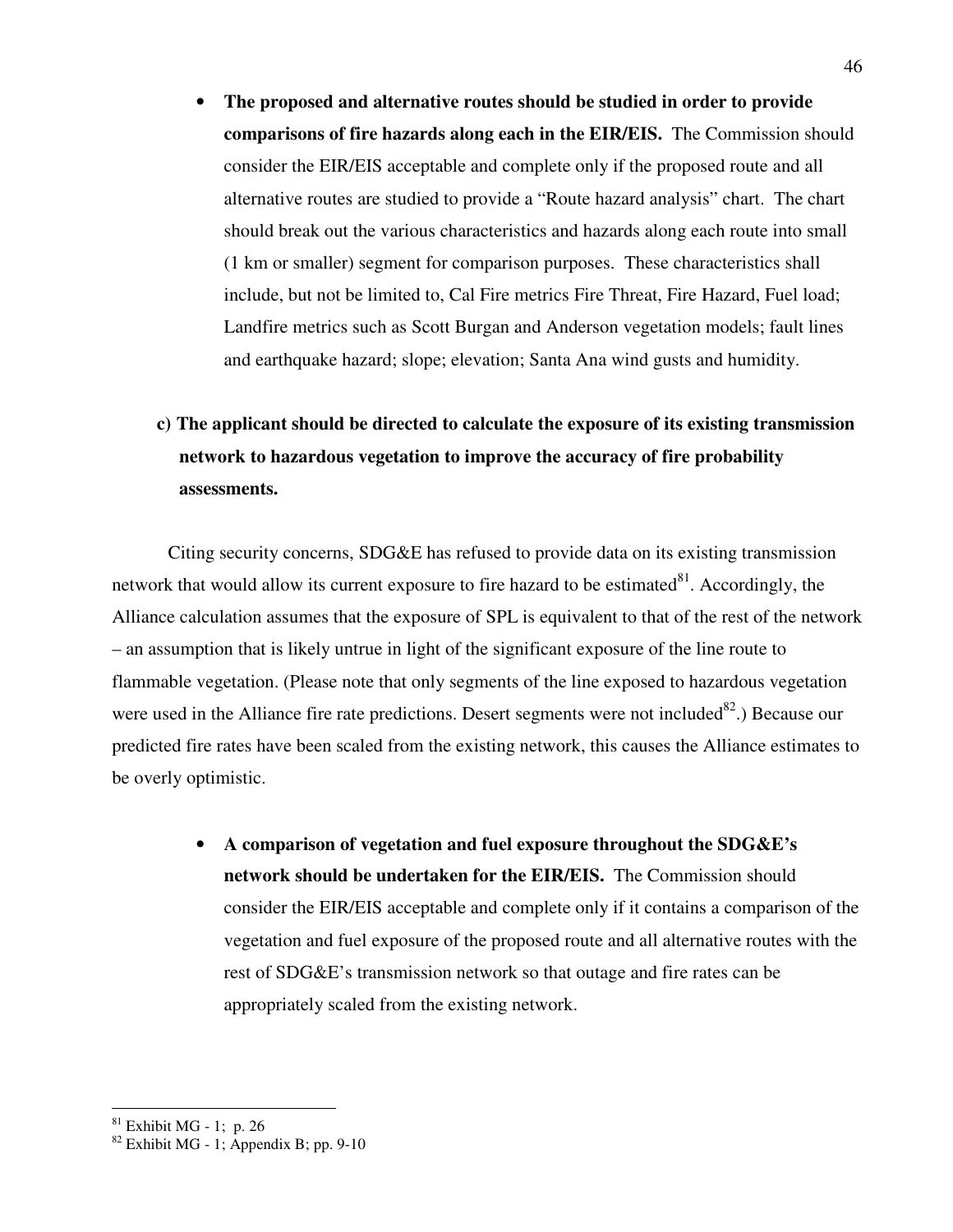- **The proposed and alternative routes should be studied in order to provide comparisons of fire hazards along each in the EIR/EIS.** The Commission should consider the EIR/EIS acceptable and complete only if the proposed route and all alternative routes are studied to provide a "Route hazard analysis" chart. The chart should break out the various characteristics and hazards along each route into small (1 km or smaller) segment for comparison purposes. These characteristics shall include, but not be limited to, Cal Fire metrics Fire Threat, Fire Hazard, Fuel load; Landfire metrics such as Scott Burgan and Anderson vegetation models; fault lines and earthquake hazard; slope; elevation; Santa Ana wind gusts and humidity.

**c) The applicant should be directed to calculate the exposure of its existing transmission network to hazardous vegetation to improve the accuracy of fire probability assessments.**

Citing security concerns, SDG&E has refused to provide data on its existing transmission network that would allow its current exposure to fire hazard to be estimated[81]. Accordingly, the Alliance calculation assumes that the exposure of SPL is equivalent to that of the rest of the network – an assumption that is likely untrue in light of the significant exposure of the line route to flammable vegetation. (Please note that only segments of the line exposed to hazardous vegetation were used in the Alliance fire rate predictions. Desert segments were not included[82].) Because our predicted fire rates have been scaled from the existing network, this causes the Alliance estimates to be overly optimistic.

- **A comparison of vegetation and fuel exposure throughout the SDG&E's network should be undertaken for the EIR/EIS.** The Commission should consider the EIR/EIS acceptable and complete only if it contains a comparison of the vegetation and fuel exposure of the proposed route and all alternative routes with the rest of SDG&E's transmission network so that outage and fire rates can be appropriately scaled from the existing network.

---

[81] Exhibit MG - 1; p. 26

[82] Exhibit MG - 1; Appendix B; pp. 9-10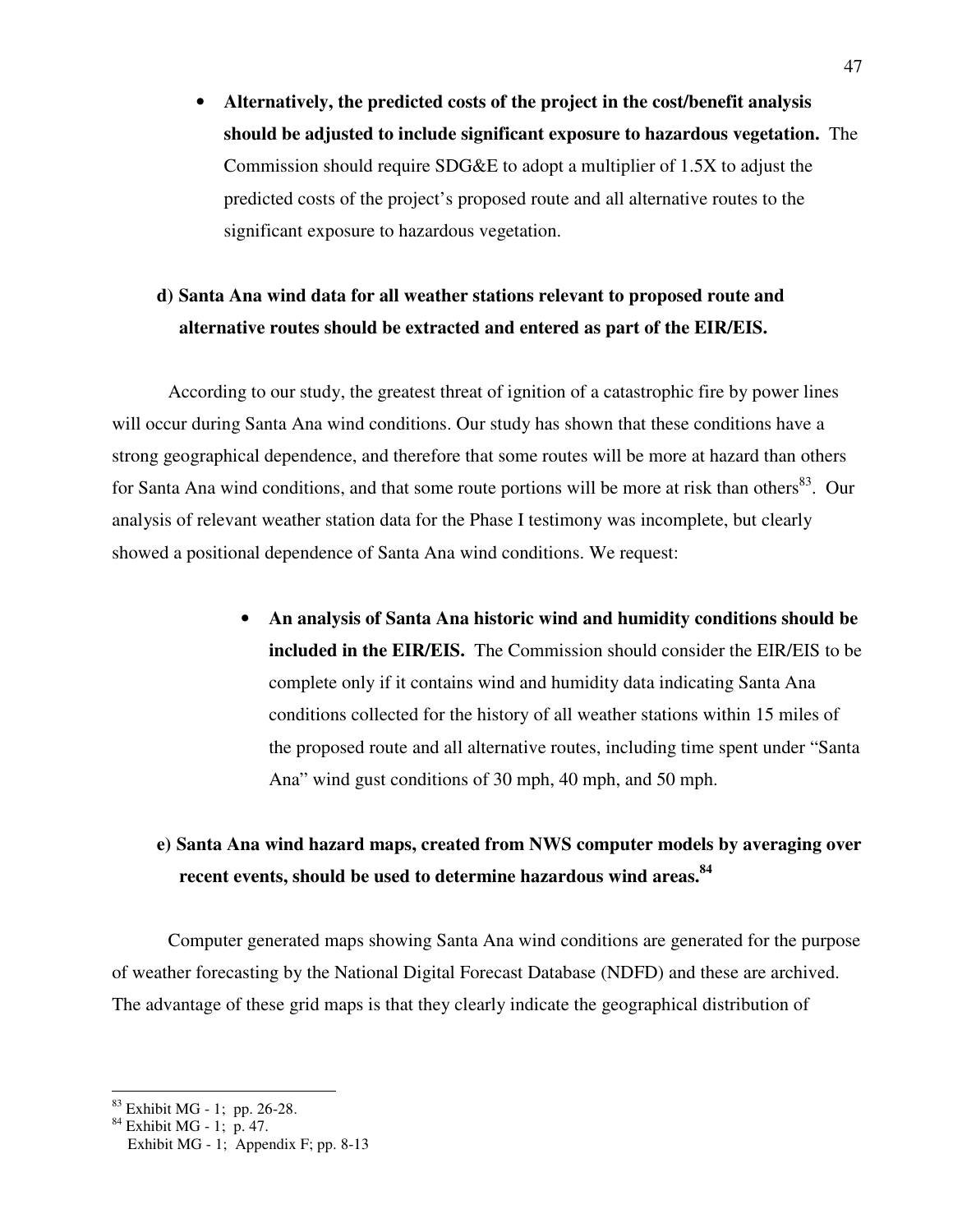- **Alternatively, the predicted costs of the project in the cost/benefit analysis should be adjusted to include significant exposure to hazardous vegetation.** The Commission should require SDG&E to adopt a multiplier of 1.5X to adjust the predicted costs of the project's proposed route and all alternative routes to the significant exposure to hazardous vegetation.

**d) Santa Ana wind data for all weather stations relevant to proposed route and alternative routes should be extracted and entered as part of the EIR/EIS.**

According to our study, the greatest threat of ignition of a catastrophic fire by power lines will occur during Santa Ana wind conditions. Our study has shown that these conditions have a strong geographical dependence, and therefore that some routes will be more at hazard than others for Santa Ana wind conditions, and that some route portions will be more at risk than others[83]. Our analysis of relevant weather station data for the Phase I testimony was incomplete, but clearly showed a positional dependence of Santa Ana wind conditions. We request:

- **An analysis of Santa Ana historic wind and humidity conditions should be included in the EIR/EIS.** The Commission should consider the EIR/EIS to be complete only if it contains wind and humidity data indicating Santa Ana conditions collected for the history of all weather stations within 15 miles of the proposed route and all alternative routes, including time spent under "Santa Ana" wind gust conditions of 30 mph, 40 mph, and 50 mph.

**e) Santa Ana wind hazard maps, created from NWS computer models by averaging over recent events, should be used to determine hazardous wind areas.[84]**

Computer generated maps showing Santa Ana wind conditions are generated for the purpose of weather forecasting by the National Digital Forecast Database (NDFD) and these are archived. The advantage of these grid maps is that they clearly indicate the geographical distribution of

---

[83] Exhibit MG - 1; pp. 26-28.

[84] Exhibit MG - 1; p. 47.
Exhibit MG - 1; Appendix F; pp. 8-13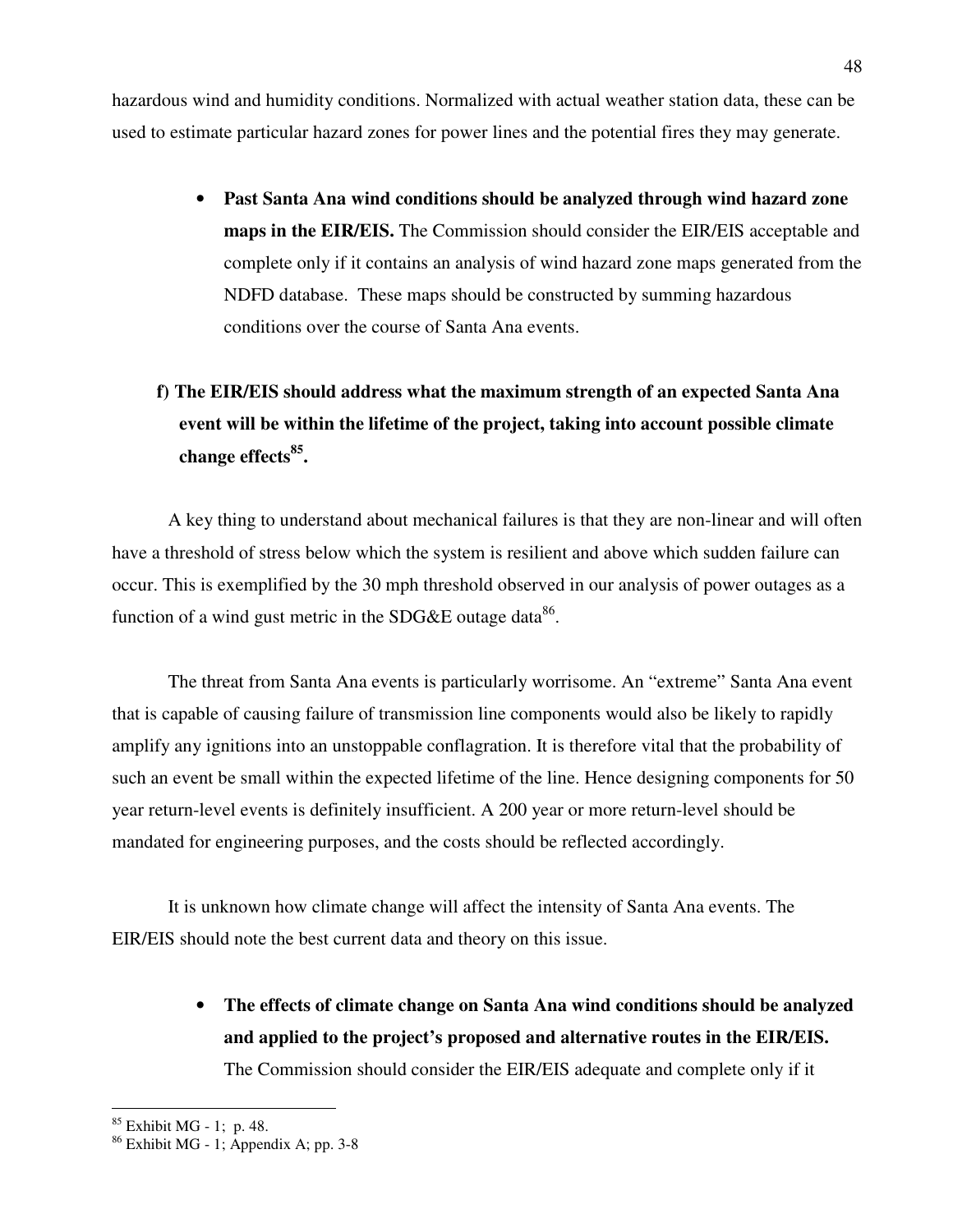hazardous wind and humidity conditions. Normalized with actual weather station data, these can be used to estimate particular hazard zones for power lines and the potential fires they may generate.

- **Past Santa Ana wind conditions should be analyzed through wind hazard zone maps in the EIR/EIS.** The Commission should consider the EIR/EIS acceptable and complete only if it contains an analysis of wind hazard zone maps generated from the NDFD database. These maps should be constructed by summing hazardous conditions over the course of Santa Ana events.

**f) The EIR/EIS should address what the maximum strength of an expected Santa Ana event will be within the lifetime of the project, taking into account possible climate change effects[85].**

A key thing to understand about mechanical failures is that they are non-linear and will often have a threshold of stress below which the system is resilient and above which sudden failure can occur. This is exemplified by the 30 mph threshold observed in our analysis of power outages as a function of a wind gust metric in the SDG&E outage data[86].

The threat from Santa Ana events is particularly worrisome. An "extreme" Santa Ana event that is capable of causing failure of transmission line components would also be likely to rapidly amplify any ignitions into an unstoppable conflagration. It is therefore vital that the probability of such an event be small within the expected lifetime of the line. Hence designing components for 50 year return-level events is definitely insufficient. A 200 year or more return-level should be mandated for engineering purposes, and the costs should be reflected accordingly.

It is unknown how climate change will affect the intensity of Santa Ana events. The EIR/EIS should note the best current data and theory on this issue.

- **The effects of climate change on Santa Ana wind conditions should be analyzed and applied to the project's proposed and alternative routes in the EIR/EIS.** The Commission should consider the EIR/EIS adequate and complete only if it

---

[85] Exhibit MG - 1; p. 48.

[86] Exhibit MG - 1; Appendix A; pp. 3-8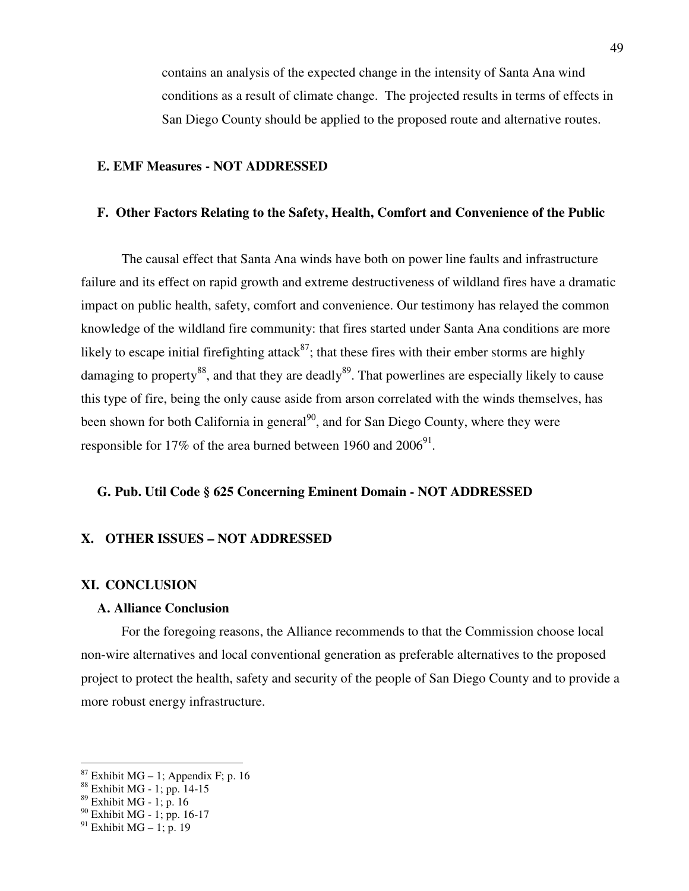contains an analysis of the expected change in the intensity of Santa Ana wind conditions as a result of climate change. The projected results in terms of effects in San Diego County should be applied to the proposed route and alternative routes.

### E. EMF Measures - NOT ADDRESSED

### F. Other Factors Relating to the Safety, Health, Comfort and Convenience of the Public

The causal effect that Santa Ana winds have both on power line faults and infrastructure failure and its effect on rapid growth and extreme destructiveness of wildland fires have a dramatic impact on public health, safety, comfort and convenience. Our testimony has relayed the common knowledge of the wildland fire community: that fires started under Santa Ana conditions are more likely to escape initial firefighting attack[87]; that these fires with their ember storms are highly damaging to property[88], and that they are deadly[89]. That powerlines are especially likely to cause this type of fire, being the only cause aside from arson correlated with the winds themselves, has been shown for both California in general[90], and for San Diego County, where they were responsible for 17% of the area burned between 1960 and 2006[91].

### G. Pub. Util Code § 625 Concerning Eminent Domain - NOT ADDRESSED

## X. OTHER ISSUES – NOT ADDRESSED

## XI. CONCLUSION

### A. Alliance Conclusion

For the foregoing reasons, the Alliance recommends to that the Commission choose local non-wire alternatives and local conventional generation as preferable alternatives to the proposed project to protect the health, safety and security of the people of San Diego County and to provide a more robust energy infrastructure.

---

[87] Exhibit MG – 1; Appendix F; p. 16
[88] Exhibit MG - 1; pp. 14-15
[89] Exhibit MG - 1; p. 16
[90] Exhibit MG - 1; pp. 16-17
[91] Exhibit MG – 1; p. 19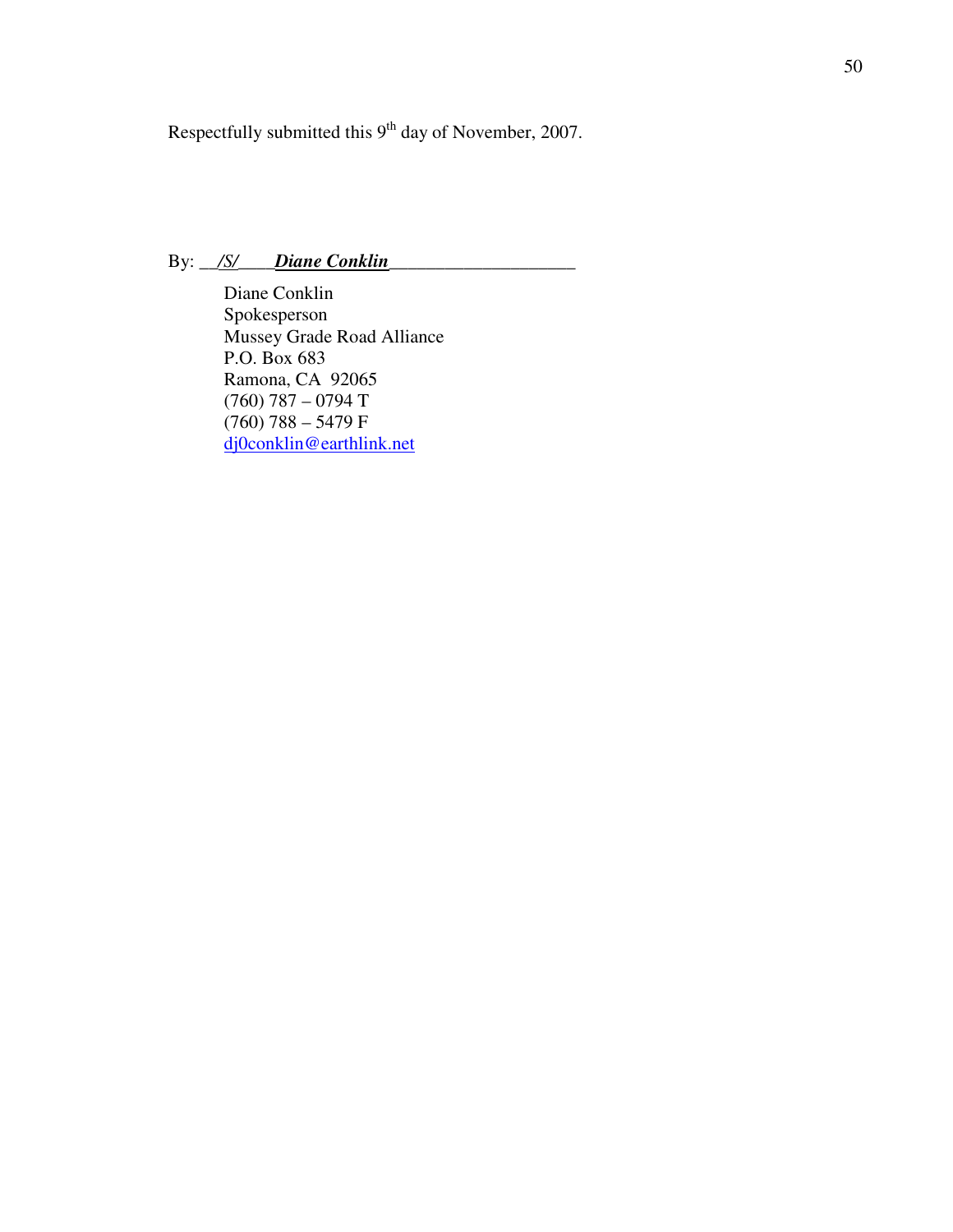Respectfully submitted this 9th day of November, 2007.

By: __/S/____***Diane Conklin***____________________

Diane Conklin
Spokesperson
Mussey Grade Road Alliance
P.O. Box 683
Ramona, CA 92065
(760) 787 – 0794 T
(760) 788 – 5479 F
dj0conklin@earthlink.net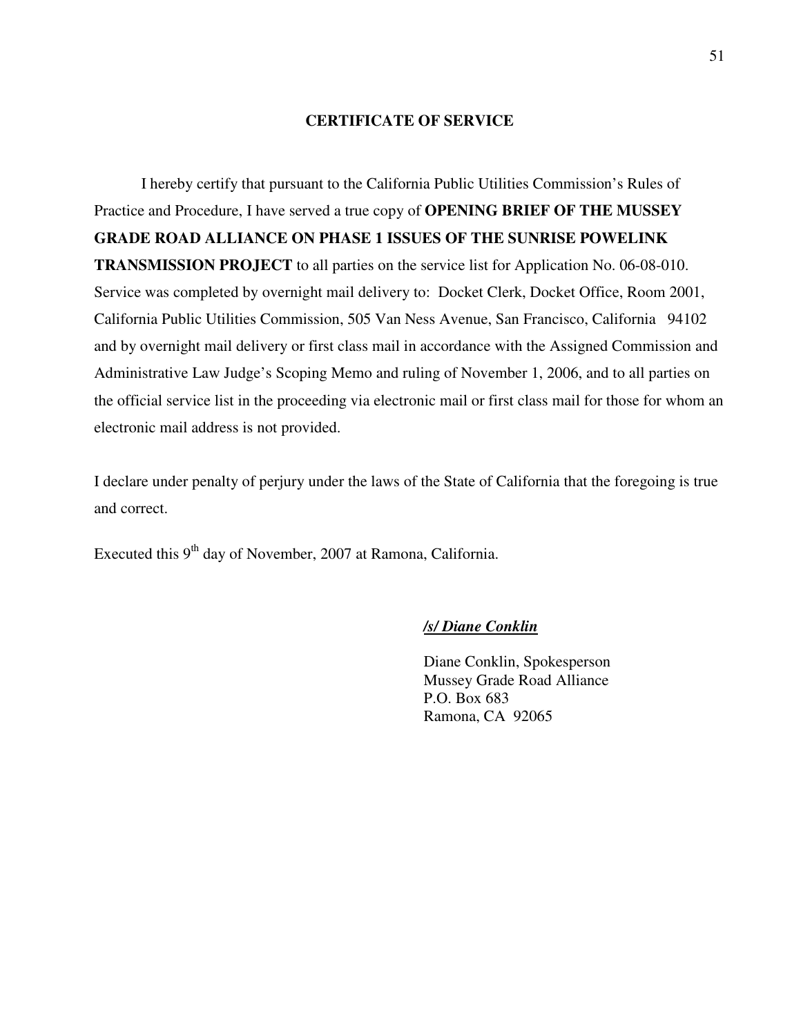## CERTIFICATE OF SERVICE

I hereby certify that pursuant to the California Public Utilities Commission's Rules of Practice and Procedure, I have served a true copy of **OPENING BRIEF OF THE MUSSEY GRADE ROAD ALLIANCE ON PHASE 1 ISSUES OF THE SUNRISE POWELINK TRANSMISSION PROJECT** to all parties on the service list for Application No. 06-08-010. Service was completed by overnight mail delivery to: Docket Clerk, Docket Office, Room 2001, California Public Utilities Commission, 505 Van Ness Avenue, San Francisco, California 94102 and by overnight mail delivery or first class mail in accordance with the Assigned Commission and Administrative Law Judge's Scoping Memo and ruling of November 1, 2006, and to all parties on the official service list in the proceeding via electronic mail or first class mail for those for whom an electronic mail address is not provided.

I declare under penalty of perjury under the laws of the State of California that the foregoing is true and correct.

Executed this 9th day of November, 2007 at Ramona, California.

***/s/ Diane Conklin***

Diane Conklin, Spokesperson  
Mussey Grade Road Alliance  
P.O. Box 683  
Ramona, CA 92065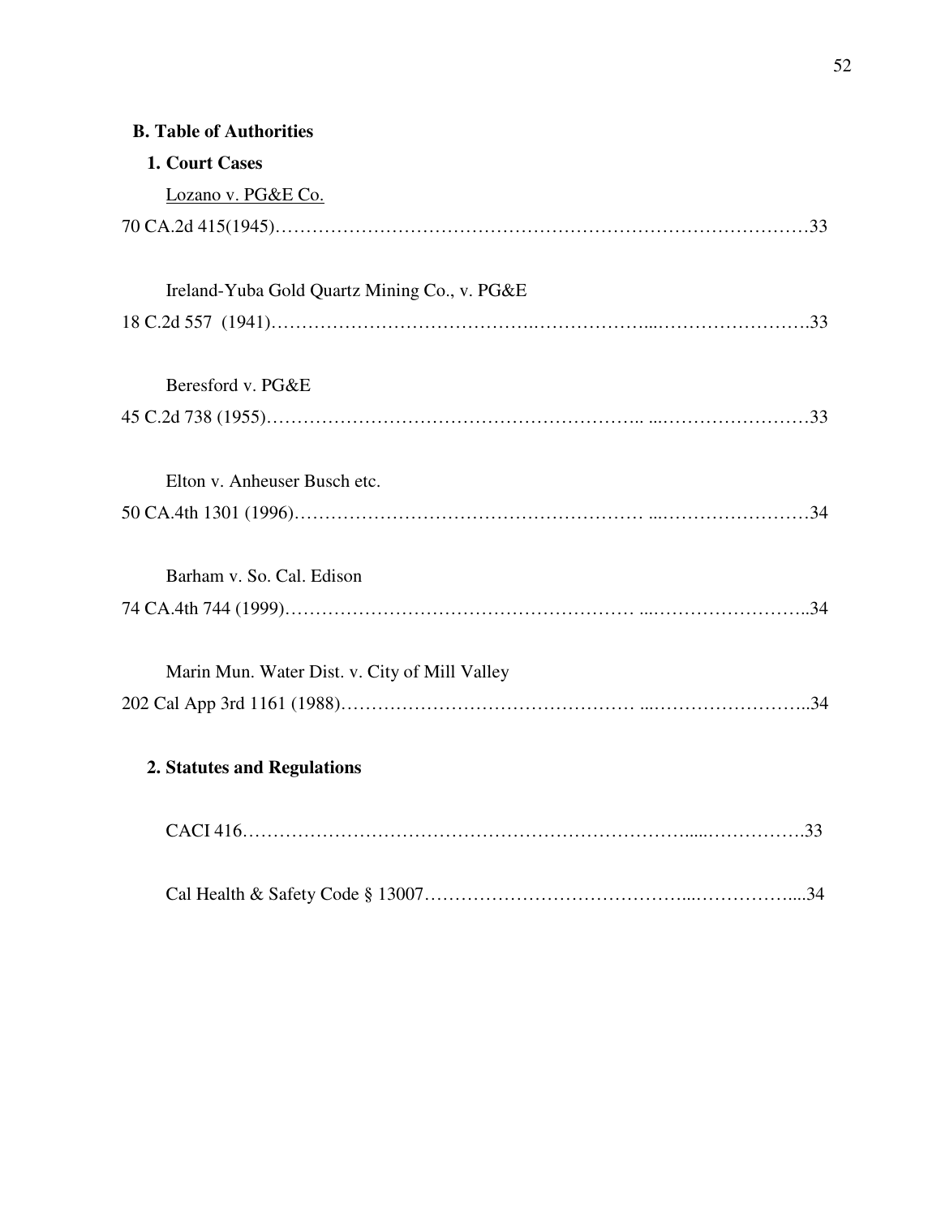**B. Table of Authorities**

**1. Court Cases**

<u>Lozano v. PG&E Co.</u>

70 CA.2d 415(1945)……………………………………………………………………………33

Ireland-Yuba Gold Quartz Mining Co., v. PG&E

18 C.2d 557 (1941)………………………………….………………...…………………….33

Beresford v. PG&E

45 C.2d 738 (1955)…………………………………………………….. ...……………………33

Elton v. Anheuser Busch etc.

50 CA.4th 1301 (1996)………………………………………………… ...……………………34

Barham v. So. Cal. Edison

74 CA.4th 744 (1999)………………………………………………… ...……………………..34

Marin Mun. Water Dist. v. City of Mill Valley

202 Cal App 3rd 1161 (1988)……………………………………… ...……………………..34

**2. Statutes and Regulations**

CACI 416…………………………………………………………….....…………….33

Cal Health & Safety Code § 13007……………………………………...……………....34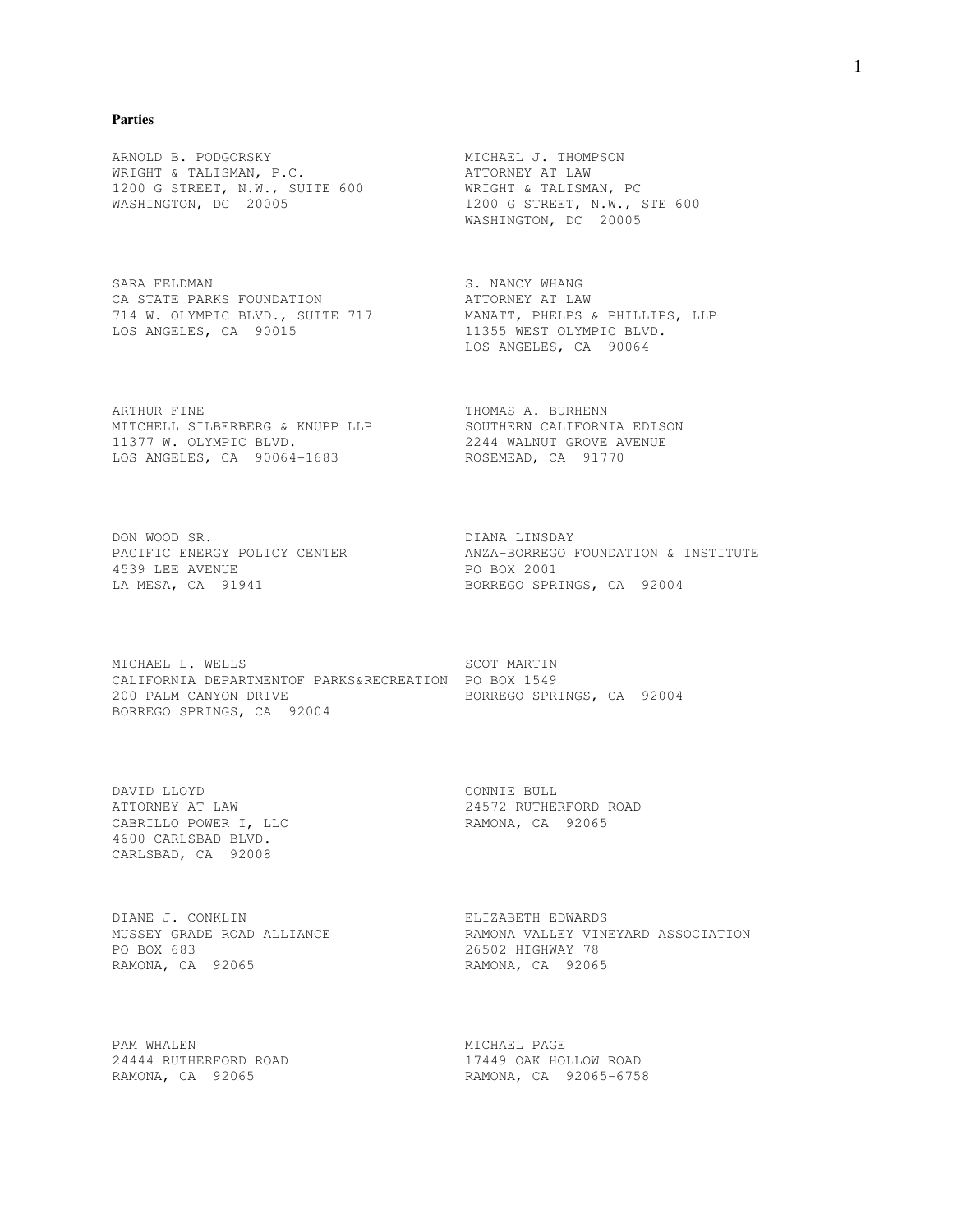**Parties**

ARNOLD B. PODGORSKY
WRIGHT & TALISMAN, P.C.
1200 G STREET, N.W., SUITE 600
WASHINGTON, DC 20005

MICHAEL J. THOMPSON
ATTORNEY AT LAW
WRIGHT & TALISMAN, PC
1200 G STREET, N.W., STE 600
WASHINGTON, DC 20005

SARA FELDMAN
CA STATE PARKS FOUNDATION
714 W. OLYMPIC BLVD., SUITE 717
LOS ANGELES, CA 90015

S. NANCY WHANG
ATTORNEY AT LAW
MANATT, PHELPS & PHILLIPS, LLP
11355 WEST OLYMPIC BLVD.
LOS ANGELES, CA 90064

ARTHUR FINE
MITCHELL SILBERBERG & KNUPP LLP
11377 W. OLYMPIC BLVD.
LOS ANGELES, CA 90064-1683

THOMAS A. BURHENN
SOUTHERN CALIFORNIA EDISON
2244 WALNUT GROVE AVENUE
ROSEMEAD, CA 91770

DON WOOD SR.
PACIFIC ENERGY POLICY CENTER
4539 LEE AVENUE
LA MESA, CA 91941

DIANA LINSDAY
ANZA-BORREGO FOUNDATION & INSTITUTE
PO BOX 2001
BORREGO SPRINGS, CA 92004

MICHAEL L. WELLS
CALIFORNIA DEPARTMENTOF PARKS&RECREATION
200 PALM CANYON DRIVE
BORREGO SPRINGS, CA 92004

SCOT MARTIN
PO BOX 1549
BORREGO SPRINGS, CA 92004

DAVID LLOYD
ATTORNEY AT LAW
CABRILLO POWER I, LLC
4600 CARLSBAD BLVD.
CARLSBAD, CA 92008

CONNIE BULL
24572 RUTHERFORD ROAD
RAMONA, CA 92065

DIANE J. CONKLIN
MUSSEY GRADE ROAD ALLIANCE
PO BOX 683
RAMONA, CA 92065

ELIZABETH EDWARDS
RAMONA VALLEY VINEYARD ASSOCIATION
26502 HIGHWAY 78
RAMONA, CA 92065

PAM WHALEN
24444 RUTHERFORD ROAD
RAMONA, CA 92065

MICHAEL PAGE
17449 OAK HOLLOW ROAD
RAMONA, CA 92065-6758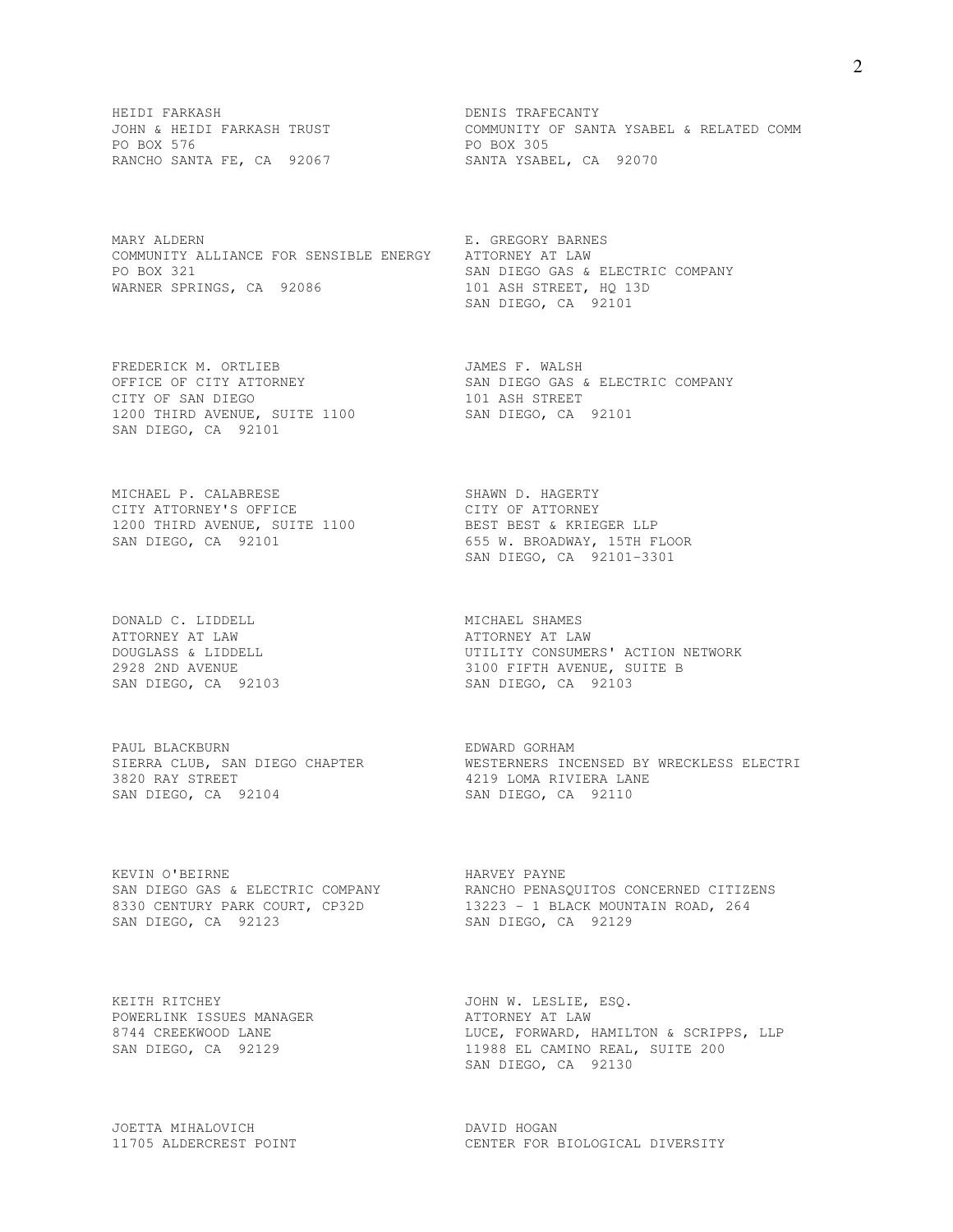HEIDI FARKASH
JOHN & HEIDI FARKASH TRUST
PO BOX 576
RANCHO SANTA FE, CA 92067

DENIS TRAFECANTY
COMMUNITY OF SANTA YSABEL & RELATED COMM
PO BOX 305
SANTA YSABEL, CA 92070

MARY ALDERN
COMMUNITY ALLIANCE FOR SENSIBLE ENERGY
PO BOX 321
WARNER SPRINGS, CA 92086

E. GREGORY BARNES
ATTORNEY AT LAW
SAN DIEGO GAS & ELECTRIC COMPANY
101 ASH STREET, HQ 13D
SAN DIEGO, CA 92101

FREDERICK M. ORTLIEB
OFFICE OF CITY ATTORNEY
CITY OF SAN DIEGO
1200 THIRD AVENUE, SUITE 1100
SAN DIEGO, CA 92101

JAMES F. WALSH
SAN DIEGO GAS & ELECTRIC COMPANY
101 ASH STREET
SAN DIEGO, CA 92101

MICHAEL P. CALABRESE
CITY ATTORNEY'S OFFICE
1200 THIRD AVENUE, SUITE 1100
SAN DIEGO, CA 92101

SHAWN D. HAGERTY
CITY OF ATTORNEY
BEST BEST & KRIEGER LLP
655 W. BROADWAY, 15TH FLOOR
SAN DIEGO, CA 92101-3301

DONALD C. LIDDELL
ATTORNEY AT LAW
DOUGLASS & LIDDELL
2928 2ND AVENUE
SAN DIEGO, CA 92103

MICHAEL SHAMES
ATTORNEY AT LAW
UTILITY CONSUMERS' ACTION NETWORK
3100 FIFTH AVENUE, SUITE B
SAN DIEGO, CA 92103

PAUL BLACKBURN
SIERRA CLUB, SAN DIEGO CHAPTER
3820 RAY STREET
SAN DIEGO, CA 92104

EDWARD GORHAM
WESTERNERS INCENSED BY WRECKLESS ELECTRI
4219 LOMA RIVIERA LANE
SAN DIEGO, CA 92110

KEVIN O'BEIRNE
SAN DIEGO GAS & ELECTRIC COMPANY
8330 CENTURY PARK COURT, CP32D
SAN DIEGO, CA 92123

HARVEY PAYNE
RANCHO PENASQUITOS CONCERNED CITIZENS
13223 - 1 BLACK MOUNTAIN ROAD, 264
SAN DIEGO, CA 92129

KEITH RITCHEY
POWERLINK ISSUES MANAGER
8744 CREEKWOOD LANE
SAN DIEGO, CA 92129

JOHN W. LESLIE, ESQ.
ATTORNEY AT LAW
LUCE, FORWARD, HAMILTON & SCRIPPS, LLP
11988 EL CAMINO REAL, SUITE 200
SAN DIEGO, CA 92130

JOETTA MIHALOVICH
11705 ALDERCREST POINT

DAVID HOGAN
CENTER FOR BIOLOGICAL DIVERSITY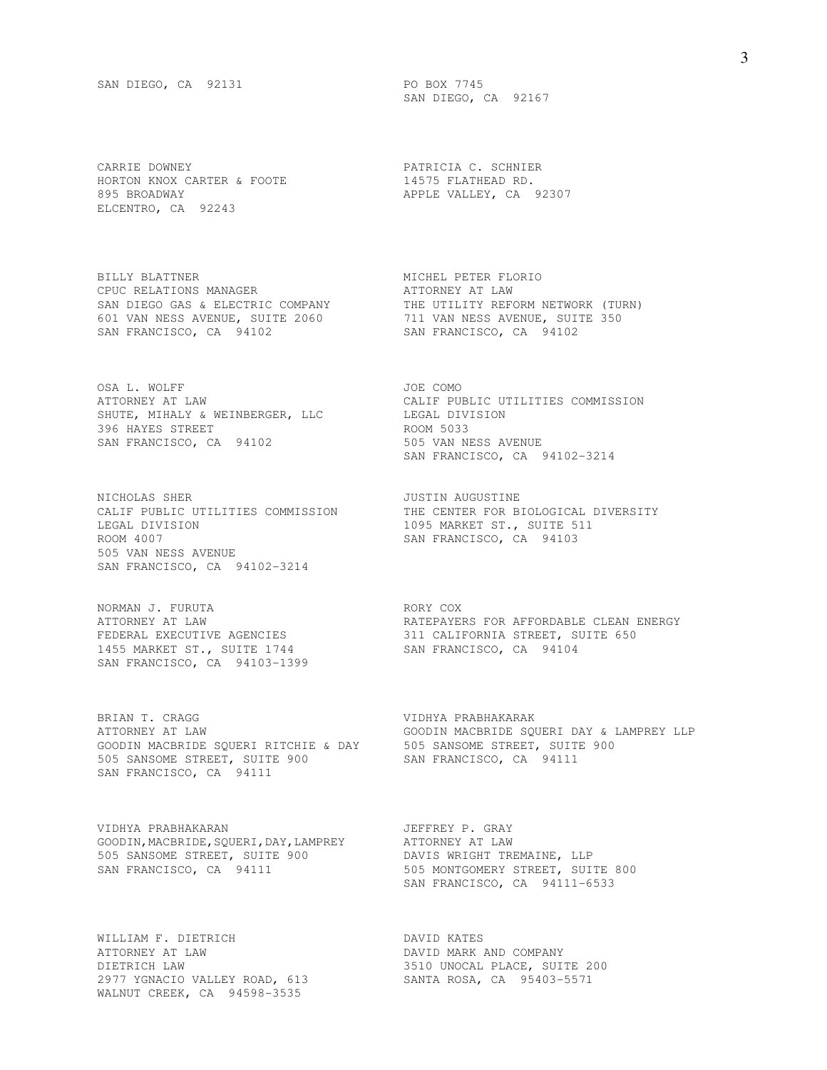SAN DIEGO, CA 92131

PO BOX 7745
SAN DIEGO, CA 92167

CARRIE DOWNEY
HORTON KNOX CARTER & FOOTE
895 BROADWAY
ELCENTRO, CA 92243

PATRICIA C. SCHNIER
14575 FLATHEAD RD.
APPLE VALLEY, CA 92307

BILLY BLATTNER
CPUC RELATIONS MANAGER
SAN DIEGO GAS & ELECTRIC COMPANY
601 VAN NESS AVENUE, SUITE 2060
SAN FRANCISCO, CA 94102

MICHEL PETER FLORIO
ATTORNEY AT LAW
THE UTILITY REFORM NETWORK (TURN)
711 VAN NESS AVENUE, SUITE 350
SAN FRANCISCO, CA 94102

OSA L. WOLFF
ATTORNEY AT LAW
SHUTE, MIHALY & WEINBERGER, LLC
396 HAYES STREET
SAN FRANCISCO, CA 94102

JOE COMO
CALIF PUBLIC UTILITIES COMMISSION
LEGAL DIVISION
ROOM 5033
505 VAN NESS AVENUE
SAN FRANCISCO, CA 94102-3214

NICHOLAS SHER
CALIF PUBLIC UTILITIES COMMISSION
LEGAL DIVISION
ROOM 4007
505 VAN NESS AVENUE
SAN FRANCISCO, CA 94102-3214

JUSTIN AUGUSTINE
THE CENTER FOR BIOLOGICAL DIVERSITY
1095 MARKET ST., SUITE 511
SAN FRANCISCO, CA 94103

NORMAN J. FURUTA
ATTORNEY AT LAW
FEDERAL EXECUTIVE AGENCIES
1455 MARKET ST., SUITE 1744
SAN FRANCISCO, CA 94103-1399

RORY COX
RATEPAYERS FOR AFFORDABLE CLEAN ENERGY
311 CALIFORNIA STREET, SUITE 650
SAN FRANCISCO, CA 94104

BRIAN T. CRAGG
ATTORNEY AT LAW
GOODIN MACBRIDE SQUERI RITCHIE & DAY
505 SANSOME STREET, SUITE 900
SAN FRANCISCO, CA 94111

VIDHYA PRABHAKARAK
GOODIN MACBRIDE SQUERI DAY & LAMPREY LLP
505 SANSOME STREET, SUITE 900
SAN FRANCISCO, CA 94111

VIDHYA PRABHAKARAN
GOODIN,MACBRIDE,SQUERI,DAY,LAMPREY
505 SANSOME STREET, SUITE 900
SAN FRANCISCO, CA 94111

JEFFREY P. GRAY
ATTORNEY AT LAW
DAVIS WRIGHT TREMAINE, LLP
505 MONTGOMERY STREET, SUITE 800
SAN FRANCISCO, CA 94111-6533

WILLIAM F. DIETRICH
ATTORNEY AT LAW
DIETRICH LAW
2977 YGNACIO VALLEY ROAD, 613
WALNUT CREEK, CA 94598-3535

DAVID KATES
DAVID MARK AND COMPANY
3510 UNOCAL PLACE, SUITE 200
SANTA ROSA, CA 95403-5571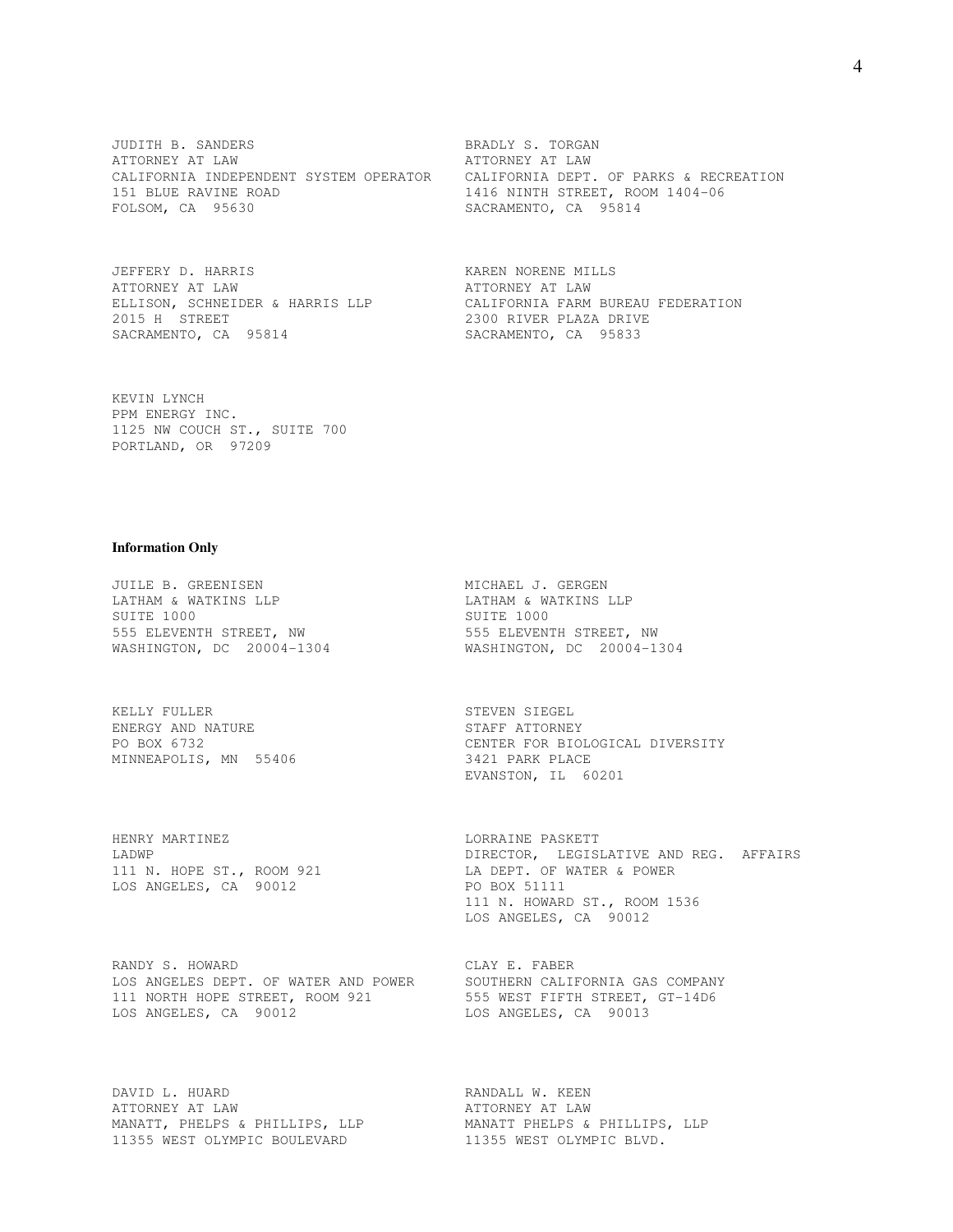JUDITH B. SANDERS
ATTORNEY AT LAW
CALIFORNIA INDEPENDENT SYSTEM OPERATOR
151 BLUE RAVINE ROAD
FOLSOM, CA 95630

BRADLY S. TORGAN
ATTORNEY AT LAW
CALIFORNIA DEPT. OF PARKS & RECREATION
1416 NINTH STREET, ROOM 1404-06
SACRAMENTO, CA 95814

JEFFERY D. HARRIS
ATTORNEY AT LAW
ELLISON, SCHNEIDER & HARRIS LLP
2015 H STREET
SACRAMENTO, CA 95814

KAREN NORENE MILLS
ATTORNEY AT LAW
CALIFORNIA FARM BUREAU FEDERATION
2300 RIVER PLAZA DRIVE
SACRAMENTO, CA 95833

KEVIN LYNCH
PPM ENERGY INC.
1125 NW COUCH ST., SUITE 700
PORTLAND, OR 97209

**Information Only**

JUILE B. GREENISEN
LATHAM & WATKINS LLP
SUITE 1000
555 ELEVENTH STREET, NW
WASHINGTON, DC 20004-1304

MICHAEL J. GERGEN
LATHAM & WATKINS LLP
SUITE 1000
555 ELEVENTH STREET, NW
WASHINGTON, DC 20004-1304

KELLY FULLER
ENERGY AND NATURE
PO BOX 6732
MINNEAPOLIS, MN 55406

STEVEN SIEGEL
STAFF ATTORNEY
CENTER FOR BIOLOGICAL DIVERSITY
3421 PARK PLACE
EVANSTON, IL 60201

HENRY MARTINEZ
LADWP
111 N. HOPE ST., ROOM 921
LOS ANGELES, CA 90012

LORRAINE PASKETT
DIRECTOR, LEGISLATIVE AND REG. AFFAIRS
LA DEPT. OF WATER & POWER
PO BOX 51111
111 N. HOWARD ST., ROOM 1536
LOS ANGELES, CA 90012

RANDY S. HOWARD
LOS ANGELES DEPT. OF WATER AND POWER
111 NORTH HOPE STREET, ROOM 921
LOS ANGELES, CA 90012

CLAY E. FABER
SOUTHERN CALIFORNIA GAS COMPANY
555 WEST FIFTH STREET, GT-14D6
LOS ANGELES, CA 90013

DAVID L. HUARD
ATTORNEY AT LAW
MANATT, PHELPS & PHILLIPS, LLP
11355 WEST OLYMPIC BOULEVARD

RANDALL W. KEEN
ATTORNEY AT LAW
MANATT PHELPS & PHILLIPS, LLP
11355 WEST OLYMPIC BLVD.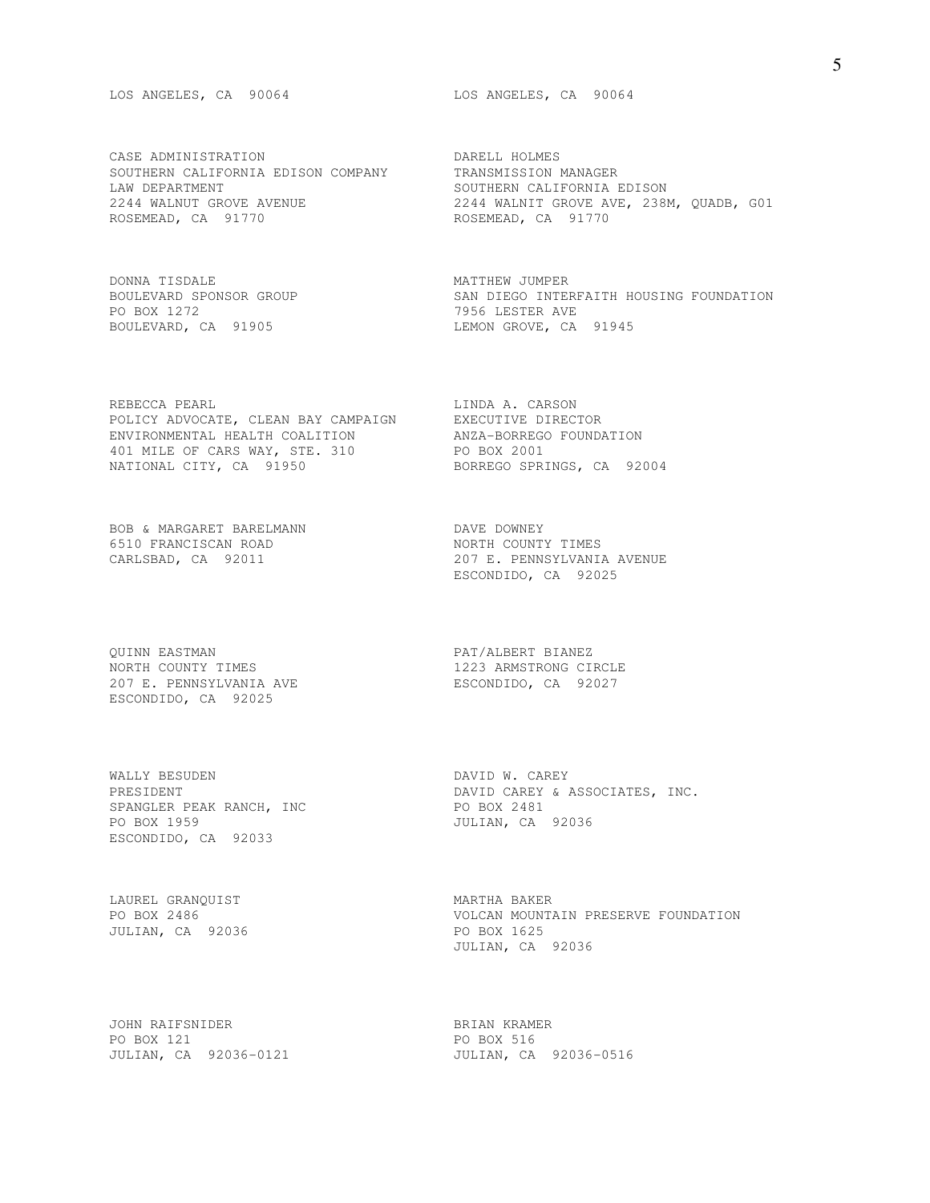LOS ANGELES, CA 90064

LOS ANGELES, CA 90064

CASE ADMINISTRATION
SOUTHERN CALIFORNIA EDISON COMPANY
LAW DEPARTMENT
2244 WALNUT GROVE AVENUE
ROSEMEAD, CA 91770

DARELL HOLMES
TRANSMISSION MANAGER
SOUTHERN CALIFORNIA EDISON
2244 WALNIT GROVE AVE, 238M, QUADB, G01
ROSEMEAD, CA 91770

DONNA TISDALE
BOULEVARD SPONSOR GROUP
PO BOX 1272
BOULEVARD, CA 91905

MATTHEW JUMPER
SAN DIEGO INTERFAITH HOUSING FOUNDATION
7956 LESTER AVE
LEMON GROVE, CA 91945

REBECCA PEARL
POLICY ADVOCATE, CLEAN BAY CAMPAIGN
ENVIRONMENTAL HEALTH COALITION
401 MILE OF CARS WAY, STE. 310
NATIONAL CITY, CA 91950

LINDA A. CARSON
EXECUTIVE DIRECTOR
ANZA-BORREGO FOUNDATION
PO BOX 2001
BORREGO SPRINGS, CA 92004

BOB & MARGARET BARELMANN
6510 FRANCISCAN ROAD
CARLSBAD, CA 92011

DAVE DOWNEY
NORTH COUNTY TIMES
207 E. PENNSYLVANIA AVENUE
ESCONDIDO, CA 92025

QUINN EASTMAN
NORTH COUNTY TIMES
207 E. PENNSYLVANIA AVE
ESCONDIDO, CA 92025

PAT/ALBERT BIANEZ
1223 ARMSTRONG CIRCLE
ESCONDIDO, CA 92027

WALLY BESUDEN
PRESIDENT
SPANGLER PEAK RANCH, INC
PO BOX 1959
ESCONDIDO, CA 92033

DAVID W. CAREY
DAVID CAREY & ASSOCIATES, INC.
PO BOX 2481
JULIAN, CA 92036

LAUREL GRANQUIST
PO BOX 2486
JULIAN, CA 92036

MARTHA BAKER
VOLCAN MOUNTAIN PRESERVE FOUNDATION
PO BOX 1625
JULIAN, CA 92036

JOHN RAIFSNIDER
PO BOX 121
JULIAN, CA 92036-0121

BRIAN KRAMER
PO BOX 516
JULIAN, CA 92036-0516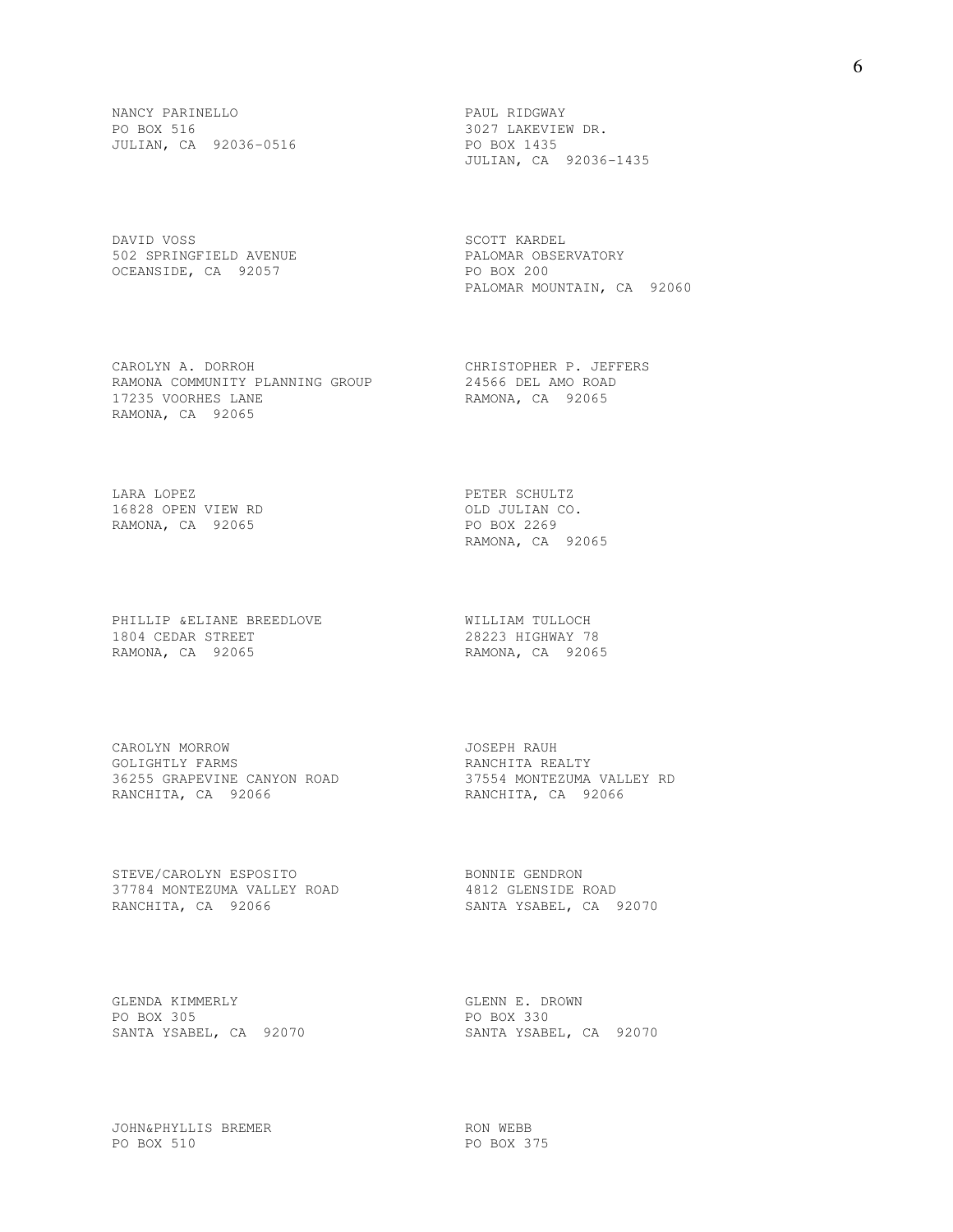NANCY PARINELLO
PO BOX 516
JULIAN, CA 92036-0516

PAUL RIDGWAY
3027 LAKEVIEW DR.
PO BOX 1435
JULIAN, CA 92036-1435

DAVID VOSS
502 SPRINGFIELD AVENUE
OCEANSIDE, CA 92057

SCOTT KARDEL
PALOMAR OBSERVATORY
PO BOX 200
PALOMAR MOUNTAIN, CA 92060

CAROLYN A. DORROH
RAMONA COMMUNITY PLANNING GROUP
17235 VOORHES LANE
RAMONA, CA 92065

CHRISTOPHER P. JEFFERS
24566 DEL AMO ROAD
RAMONA, CA 92065

LARA LOPEZ
16828 OPEN VIEW RD
RAMONA, CA 92065

PETER SCHULTZ
OLD JULIAN CO.
PO BOX 2269
RAMONA, CA 92065

PHILLIP &ELIANE BREEDLOVE
1804 CEDAR STREET
RAMONA, CA 92065

WILLIAM TULLOCH
28223 HIGHWAY 78
RAMONA, CA 92065

CAROLYN MORROW
GOLIGHTLY FARMS
36255 GRAPEVINE CANYON ROAD
RANCHITA, CA 92066

JOSEPH RAUH
RANCHITA REALTY
37554 MONTEZUMA VALLEY RD
RANCHITA, CA 92066

STEVE/CAROLYN ESPOSITO
37784 MONTEZUMA VALLEY ROAD
RANCHITA, CA 92066

BONNIE GENDRON
4812 GLENSIDE ROAD
SANTA YSABEL, CA 92070

GLENDA KIMMERLY
PO BOX 305
SANTA YSABEL, CA 92070

GLENN E. DROWN
PO BOX 330
SANTA YSABEL, CA 92070

JOHN&PHYLLIS BREMER
PO BOX 510

RON WEBB
PO BOX 375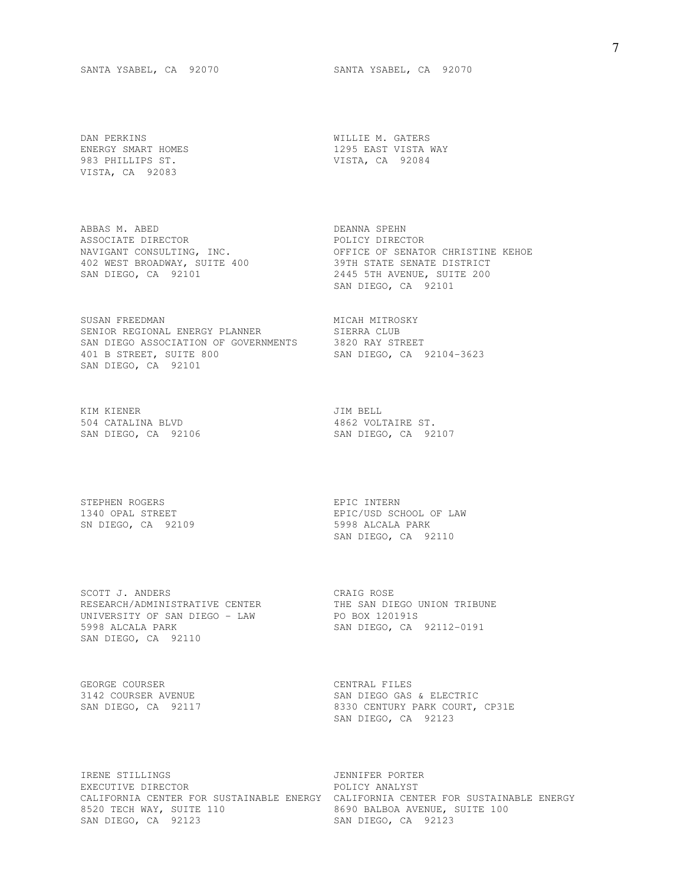SANTA YSABEL, CA 92070

SANTA YSABEL, CA 92070

DAN PERKINS
ENERGY SMART HOMES
983 PHILLIPS ST.
VISTA, CA 92083

WILLIE M. GATERS
1295 EAST VISTA WAY
VISTA, CA 92084

ABBAS M. ABED
ASSOCIATE DIRECTOR
NAVIGANT CONSULTING, INC.
402 WEST BROADWAY, SUITE 400
SAN DIEGO, CA 92101

DEANNA SPEHN
POLICY DIRECTOR
OFFICE OF SENATOR CHRISTINE KEHOE
39TH STATE SENATE DISTRICT
2445 5TH AVENUE, SUITE 200
SAN DIEGO, CA 92101

SUSAN FREEDMAN
SENIOR REGIONAL ENERGY PLANNER
SAN DIEGO ASSOCIATION OF GOVERNMENTS
401 B STREET, SUITE 800
SAN DIEGO, CA 92101

MICAH MITROSKY
SIERRA CLUB
3820 RAY STREET
SAN DIEGO, CA 92104-3623

KIM KIENER
504 CATALINA BLVD
SAN DIEGO, CA 92106

JIM BELL
4862 VOLTAIRE ST.
SAN DIEGO, CA 92107

STEPHEN ROGERS
1340 OPAL STREET
SN DIEGO, CA 92109

EPIC INTERN
EPIC/USD SCHOOL OF LAW
5998 ALCALA PARK
SAN DIEGO, CA 92110

SCOTT J. ANDERS
RESEARCH/ADMINISTRATIVE CENTER
UNIVERSITY OF SAN DIEGO - LAW
5998 ALCALA PARK
SAN DIEGO, CA 92110

CRAIG ROSE
THE SAN DIEGO UNION TRIBUNE
PO BOX 120191S
SAN DIEGO, CA 92112-0191

GEORGE COURSER
3142 COURSER AVENUE
SAN DIEGO, CA 92117

CENTRAL FILES
SAN DIEGO GAS & ELECTRIC
8330 CENTURY PARK COURT, CP31E
SAN DIEGO, CA 92123

IRENE STILLINGS
EXECUTIVE DIRECTOR
CALIFORNIA CENTER FOR SUSTAINABLE ENERGY
8520 TECH WAY, SUITE 110
SAN DIEGO, CA 92123

JENNIFER PORTER
POLICY ANALYST
CALIFORNIA CENTER FOR SUSTAINABLE ENERGY
8690 BALBOA AVENUE, SUITE 100
SAN DIEGO, CA 92123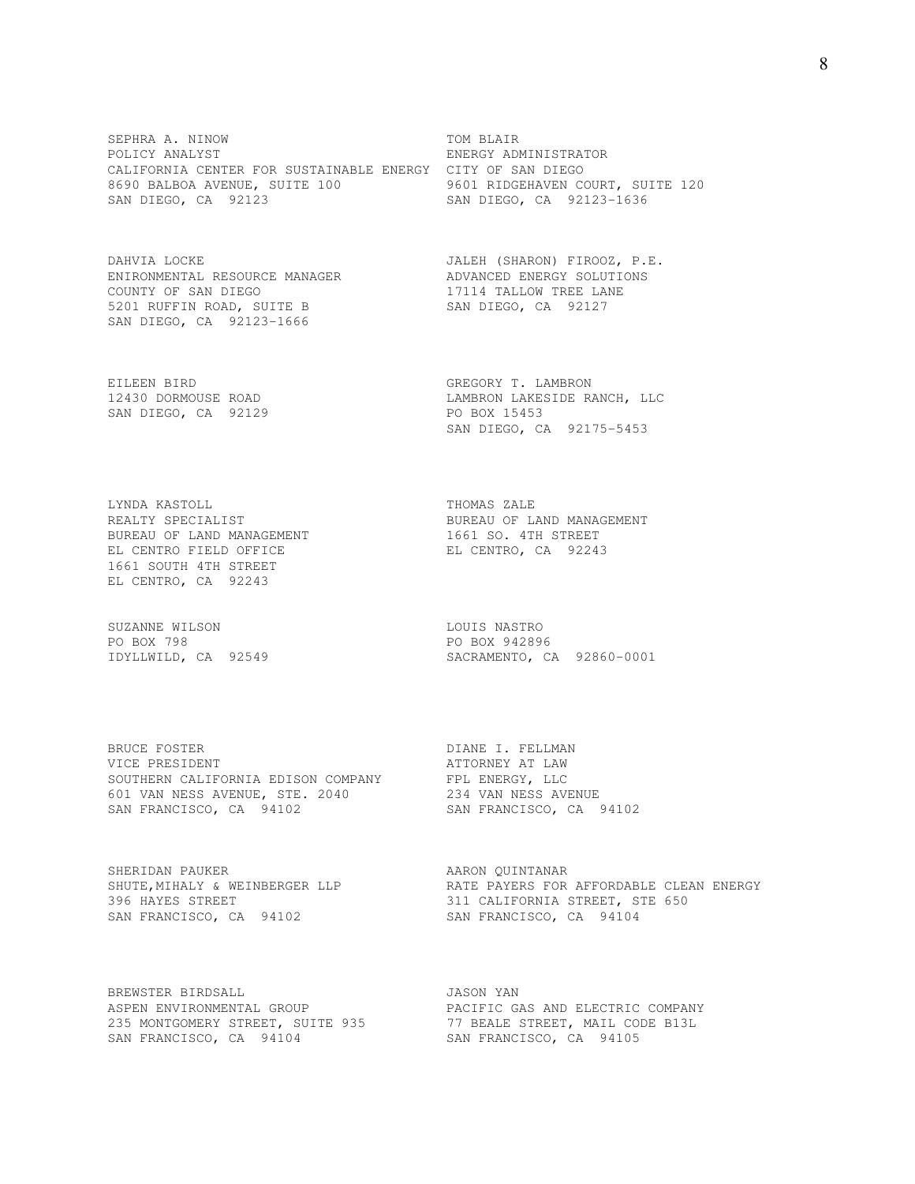SEPHRA A. NINOW
POLICY ANALYST
CALIFORNIA CENTER FOR SUSTAINABLE ENERGY
8690 BALBOA AVENUE, SUITE 100
SAN DIEGO, CA 92123

TOM BLAIR
ENERGY ADMINISTRATOR
CITY OF SAN DIEGO
9601 RIDGEHAVEN COURT, SUITE 120
SAN DIEGO, CA 92123-1636

DAHVIA LOCKE
ENIRONMENTAL RESOURCE MANAGER
COUNTY OF SAN DIEGO
5201 RUFFIN ROAD, SUITE B
SAN DIEGO, CA 92123-1666

JALEH (SHARON) FIROOZ, P.E.
ADVANCED ENERGY SOLUTIONS
17114 TALLOW TREE LANE
SAN DIEGO, CA 92127

EILEEN BIRD
12430 DORMOUSE ROAD
SAN DIEGO, CA 92129

GREGORY T. LAMBRON
LAMBRON LAKESIDE RANCH, LLC
PO BOX 15453
SAN DIEGO, CA 92175-5453

LYNDA KASTOLL
REALTY SPECIALIST
BUREAU OF LAND MANAGEMENT
EL CENTRO FIELD OFFICE
1661 SOUTH 4TH STREET
EL CENTRO, CA 92243

THOMAS ZALE
BUREAU OF LAND MANAGEMENT
1661 SO. 4TH STREET
EL CENTRO, CA 92243

SUZANNE WILSON
PO BOX 798
IDYLLWILD, CA 92549

LOUIS NASTRO
PO BOX 942896
SACRAMENTO, CA 92860-0001

BRUCE FOSTER
VICE PRESIDENT
SOUTHERN CALIFORNIA EDISON COMPANY
601 VAN NESS AVENUE, STE. 2040
SAN FRANCISCO, CA 94102

DIANE I. FELLMAN
ATTORNEY AT LAW
FPL ENERGY, LLC
234 VAN NESS AVENUE
SAN FRANCISCO, CA 94102

SHERIDAN PAUKER
SHUTE,MIHALY & WEINBERGER LLP
396 HAYES STREET
SAN FRANCISCO, CA 94102

AARON QUINTANAR
RATE PAYERS FOR AFFORDABLE CLEAN ENERGY
311 CALIFORNIA STREET, STE 650
SAN FRANCISCO, CA 94104

BREWSTER BIRDSALL
ASPEN ENVIRONMENTAL GROUP
235 MONTGOMERY STREET, SUITE 935
SAN FRANCISCO, CA 94104

JASON YAN
PACIFIC GAS AND ELECTRIC COMPANY
77 BEALE STREET, MAIL CODE B13L
SAN FRANCISCO, CA 94105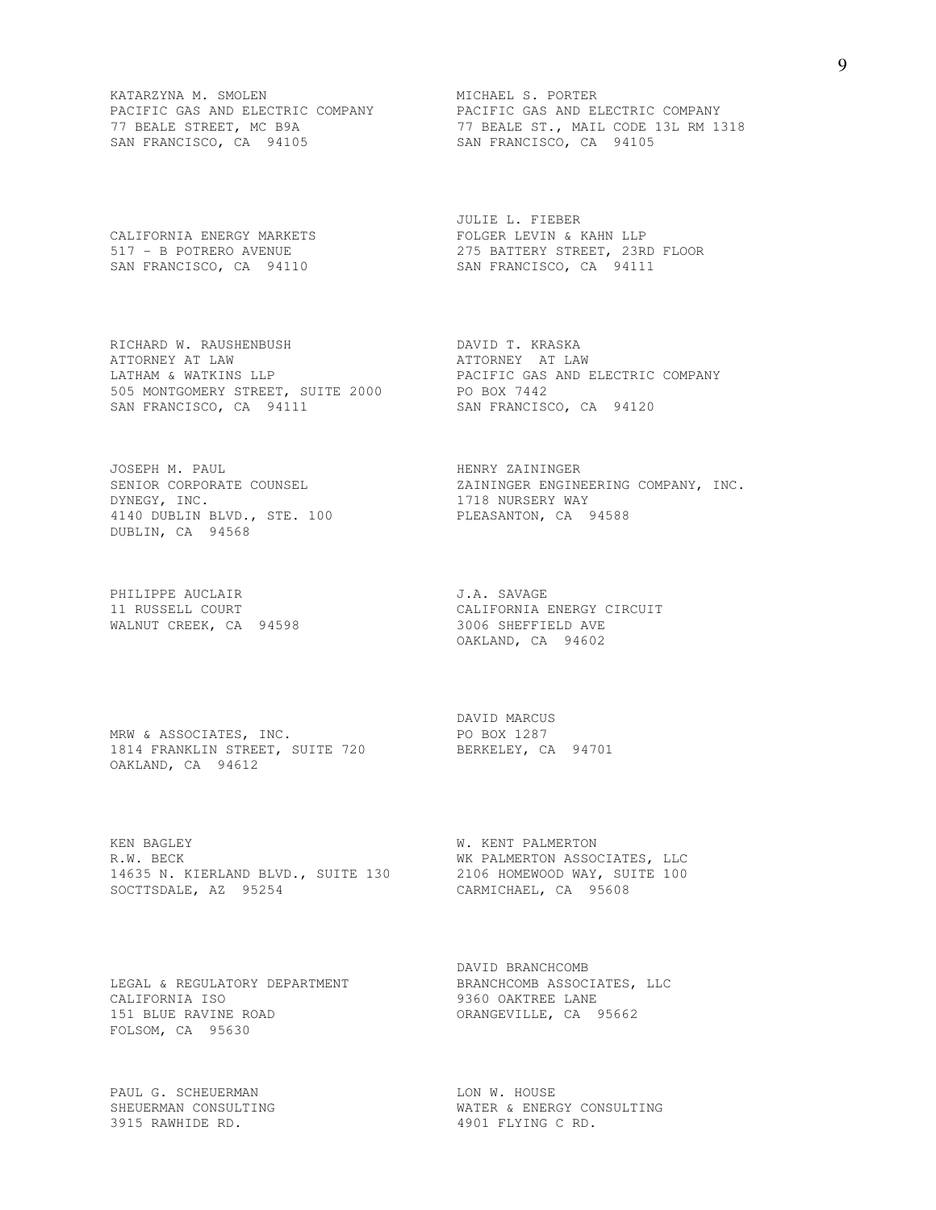KATARZYNA M. SMOLEN
PACIFIC GAS AND ELECTRIC COMPANY
77 BEALE STREET, MC B9A
SAN FRANCISCO, CA 94105

MICHAEL S. PORTER
PACIFIC GAS AND ELECTRIC COMPANY
77 BEALE ST., MAIL CODE 13L RM 1318
SAN FRANCISCO, CA 94105

CALIFORNIA ENERGY MARKETS
517 - B POTRERO AVENUE
SAN FRANCISCO, CA 94110

JULIE L. FIEBER
FOLGER LEVIN & KAHN LLP
275 BATTERY STREET, 23RD FLOOR
SAN FRANCISCO, CA 94111

RICHARD W. RAUSHENBUSH
ATTORNEY AT LAW
LATHAM & WATKINS LLP
505 MONTGOMERY STREET, SUITE 2000
SAN FRANCISCO, CA 94111

DAVID T. KRASKA
ATTORNEY AT LAW
PACIFIC GAS AND ELECTRIC COMPANY
PO BOX 7442
SAN FRANCISCO, CA 94120

JOSEPH M. PAUL
SENIOR CORPORATE COUNSEL
DYNEGY, INC.
4140 DUBLIN BLVD., STE. 100
DUBLIN, CA 94568

HENRY ZAININGER
ZAININGER ENGINEERING COMPANY, INC.
1718 NURSERY WAY
PLEASANTON, CA 94588

PHILIPPE AUCLAIR
11 RUSSELL COURT
WALNUT CREEK, CA 94598

J.A. SAVAGE
CALIFORNIA ENERGY CIRCUIT
3006 SHEFFIELD AVE
OAKLAND, CA 94602

MRW & ASSOCIATES, INC.
1814 FRANKLIN STREET, SUITE 720
OAKLAND, CA 94612

DAVID MARCUS
PO BOX 1287
BERKELEY, CA 94701

KEN BAGLEY
R.W. BECK
14635 N. KIERLAND BLVD., SUITE 130
SOCTTSDALE, AZ 95254

W. KENT PALMERTON
WK PALMERTON ASSOCIATES, LLC
2106 HOMEWOOD WAY, SUITE 100
CARMICHAEL, CA 95608

LEGAL & REGULATORY DEPARTMENT
CALIFORNIA ISO
151 BLUE RAVINE ROAD
FOLSOM, CA 95630

DAVID BRANCHCOMB
BRANCHCOMB ASSOCIATES, LLC
9360 OAKTREE LANE
ORANGEVILLE, CA 95662

PAUL G. SCHEUERMAN
SHEUERMAN CONSULTING
3915 RAWHIDE RD.

LON W. HOUSE
WATER & ENERGY CONSULTING
4901 FLYING C RD.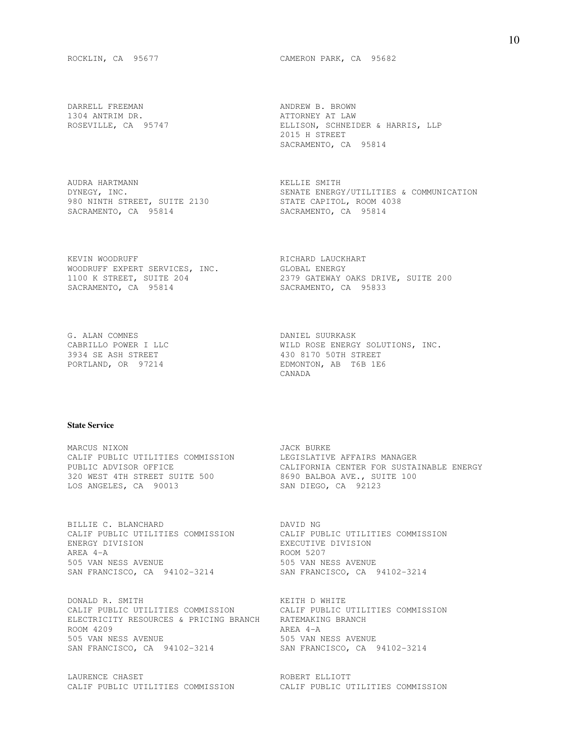ROCKLIN, CA 95677

CAMERON PARK, CA 95682

DARRELL FREEMAN
1304 ANTRIM DR.
ROSEVILLE, CA 95747

ANDREW B. BROWN
ATTORNEY AT LAW
ELLISON, SCHNEIDER & HARRIS, LLP
2015 H STREET
SACRAMENTO, CA 95814

AUDRA HARTMANN
DYNEGY, INC.
980 NINTH STREET, SUITE 2130
SACRAMENTO, CA 95814

KELLIE SMITH
SENATE ENERGY/UTILITIES & COMMUNICATION
STATE CAPITOL, ROOM 4038
SACRAMENTO, CA 95814

KEVIN WOODRUFF
WOODRUFF EXPERT SERVICES, INC.
1100 K STREET, SUITE 204
SACRAMENTO, CA 95814

RICHARD LAUCKHART
GLOBAL ENERGY
2379 GATEWAY OAKS DRIVE, SUITE 200
SACRAMENTO, CA 95833

G. ALAN COMNES
CABRILLO POWER I LLC
3934 SE ASH STREET
PORTLAND, OR 97214

DANIEL SUURKASK
WILD ROSE ENERGY SOLUTIONS, INC.
430 8170 50TH STREET
EDMONTON, AB T6B 1E6
CANADA

**State Service**

MARCUS NIXON
CALIF PUBLIC UTILITIES COMMISSION
PUBLIC ADVISOR OFFICE
320 WEST 4TH STREET SUITE 500
LOS ANGELES, CA 90013

JACK BURKE
LEGISLATIVE AFFAIRS MANAGER
CALIFORNIA CENTER FOR SUSTAINABLE ENERGY
8690 BALBOA AVE., SUITE 100
SAN DIEGO, CA 92123

BILLIE C. BLANCHARD
CALIF PUBLIC UTILITIES COMMISSION
ENERGY DIVISION
AREA 4-A
505 VAN NESS AVENUE
SAN FRANCISCO, CA 94102-3214

DAVID NG
CALIF PUBLIC UTILITIES COMMISSION
EXECUTIVE DIVISION
ROOM 5207
505 VAN NESS AVENUE
SAN FRANCISCO, CA 94102-3214

DONALD R. SMITH
CALIF PUBLIC UTILITIES COMMISSION
ELECTRICITY RESOURCES & PRICING BRANCH
ROOM 4209
505 VAN NESS AVENUE
SAN FRANCISCO, CA 94102-3214

KEITH D WHITE
CALIF PUBLIC UTILITIES COMMISSION
RATEMAKING BRANCH
AREA 4-A
505 VAN NESS AVENUE
SAN FRANCISCO, CA 94102-3214

LAURENCE CHASET
CALIF PUBLIC UTILITIES COMMISSION

ROBERT ELLIOTT
CALIF PUBLIC UTILITIES COMMISSION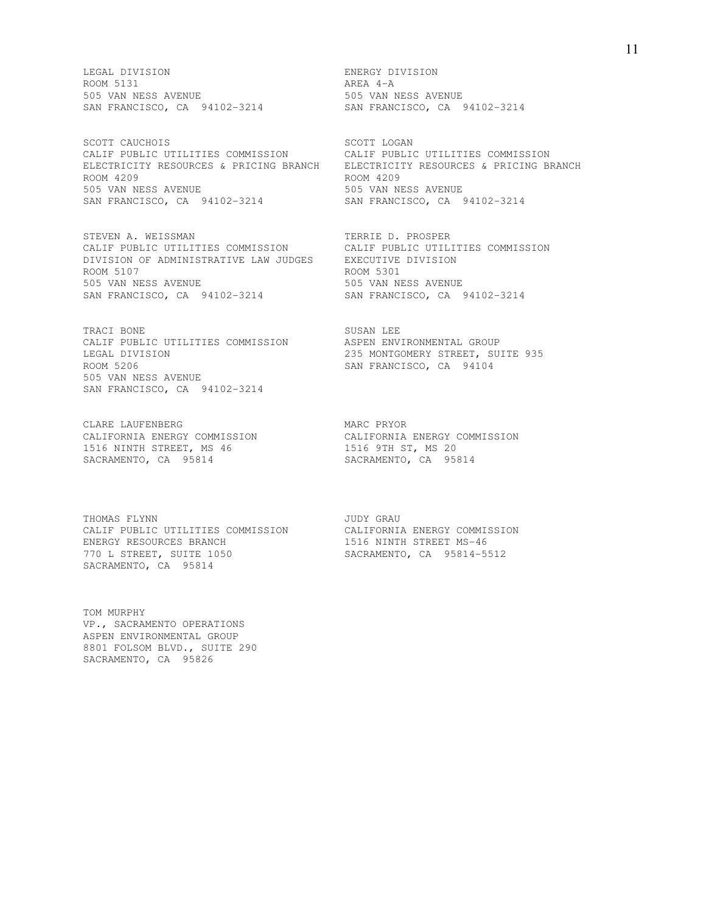LEGAL DIVISION
ROOM 5131
505 VAN NESS AVENUE
SAN FRANCISCO, CA 94102-3214

ENERGY DIVISION
AREA 4-A
505 VAN NESS AVENUE
SAN FRANCISCO, CA 94102-3214

SCOTT CAUCHOIS
CALIF PUBLIC UTILITIES COMMISSION
ELECTRICITY RESOURCES & PRICING BRANCH
ROOM 4209
505 VAN NESS AVENUE
SAN FRANCISCO, CA 94102-3214

SCOTT LOGAN
CALIF PUBLIC UTILITIES COMMISSION
ELECTRICITY RESOURCES & PRICING BRANCH
ROOM 4209
505 VAN NESS AVENUE
SAN FRANCISCO, CA 94102-3214

STEVEN A. WEISSMAN
CALIF PUBLIC UTILITIES COMMISSION
DIVISION OF ADMINISTRATIVE LAW JUDGES
ROOM 5107
505 VAN NESS AVENUE
SAN FRANCISCO, CA 94102-3214

TERRIE D. PROSPER
CALIF PUBLIC UTILITIES COMMISSION
EXECUTIVE DIVISION
ROOM 5301
505 VAN NESS AVENUE
SAN FRANCISCO, CA 94102-3214

TRACI BONE
CALIF PUBLIC UTILITIES COMMISSION
LEGAL DIVISION
ROOM 5206
505 VAN NESS AVENUE
SAN FRANCISCO, CA 94102-3214

SUSAN LEE
ASPEN ENVIRONMENTAL GROUP
235 MONTGOMERY STREET, SUITE 935
SAN FRANCISCO, CA 94104

CLARE LAUFENBERG
CALIFORNIA ENERGY COMMISSION
1516 NINTH STREET, MS 46
SACRAMENTO, CA 95814

MARC PRYOR
CALIFORNIA ENERGY COMMISSION
1516 9TH ST, MS 20
SACRAMENTO, CA 95814

THOMAS FLYNN
CALIF PUBLIC UTILITIES COMMISSION
ENERGY RESOURCES BRANCH
770 L STREET, SUITE 1050
SACRAMENTO, CA 95814

JUDY GRAU
CALIFORNIA ENERGY COMMISSION
1516 NINTH STREET MS-46
SACRAMENTO, CA 95814-5512

TOM MURPHY
VP., SACRAMENTO OPERATIONS
ASPEN ENVIRONMENTAL GROUP
8801 FOLSOM BLVD., SUITE 290
SACRAMENTO, CA 95826